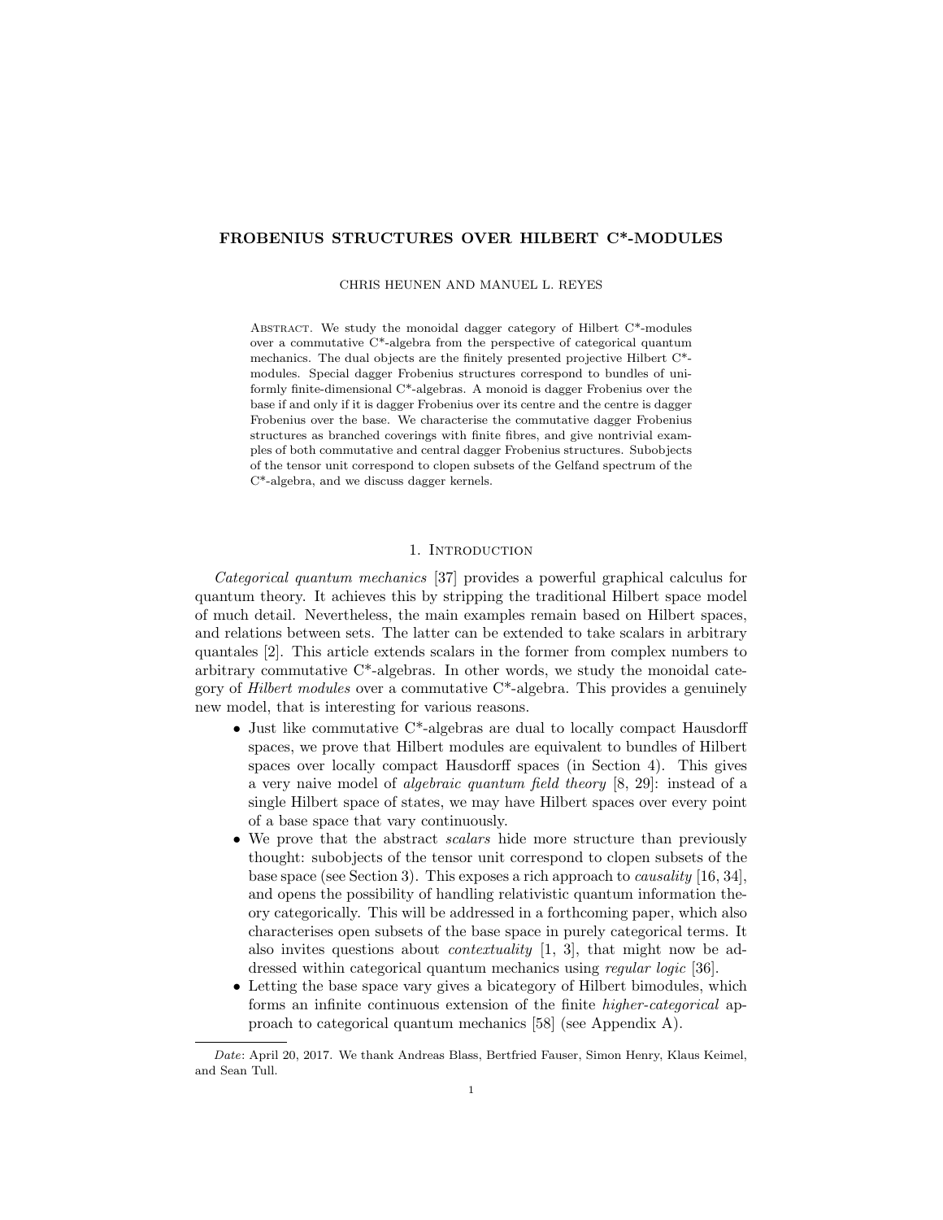# FROBENIUS STRUCTURES OVER HILBERT C*-MODULES

CHRIS HEUNEN AND MANUEL L. REYES

Abstract. We study the monoidal dagger category of Hilbert C*-modules over a commutative C*-algebra from the perspective of categorical quantum mechanics. The dual objects are the finitely presented projective Hilbert C*-modules. Special dagger Frobenius structures correspond to bundles of uniformly finite-dimensional C*-algebras. A monoid is dagger Frobenius over the base if and only if it is dagger Frobenius over its centre and the centre is dagger Frobenius over the base. We characterise the commutative dagger Frobenius structures as branched coverings with finite fibres, and give nontrivial examples of both commutative and central dagger Frobenius structures. Subobjects of the tensor unit correspond to clopen subsets of the Gelfand spectrum of the C*-algebra, and we discuss dagger kernels.

## 1. Introduction

*Categorical quantum mechanics* [37] provides a powerful graphical calculus for quantum theory. It achieves this by stripping the traditional Hilbert space model of much detail. Nevertheless, the main examples remain based on Hilbert spaces, and relations between sets. The latter can be extended to take scalars in arbitrary quantales [2]. This article extends scalars in the former from complex numbers to arbitrary commutative C*-algebras. In other words, we study the monoidal category of *Hilbert modules* over a commutative C*-algebra. This provides a genuinely new model, that is interesting for various reasons.

- Just like commutative C*-algebras are dual to locally compact Hausdorff spaces, we prove that Hilbert modules are equivalent to bundles of Hilbert spaces over locally compact Hausdorff spaces (in Section 4). This gives a very naive model of *algebraic quantum field theory* [8, 29]: instead of a single Hilbert space of states, we may have Hilbert spaces over every point of a base space that vary continuously.
- We prove that the abstract *scalars* hide more structure than previously thought: subobjects of the tensor unit correspond to clopen subsets of the base space (see Section 3). This exposes a rich approach to *causality* [16, 34], and opens the possibility of handling relativistic quantum information theory categorically. This will be addressed in a forthcoming paper, which also characterises open subsets of the base space in purely categorical terms. It also invites questions about *contextuality* [1, 3], that might now be addressed within categorical quantum mechanics using *regular logic* [36].
- Letting the base space vary gives a bicategory of Hilbert bimodules, which forms an infinite continuous extension of the finite *higher-categorical* approach to categorical quantum mechanics [58] (see Appendix A).

*Date*: April 20, 2017. We thank Andreas Blass, Bertfried Fauser, Simon Henry, Klaus Keimel, and Sean Tull.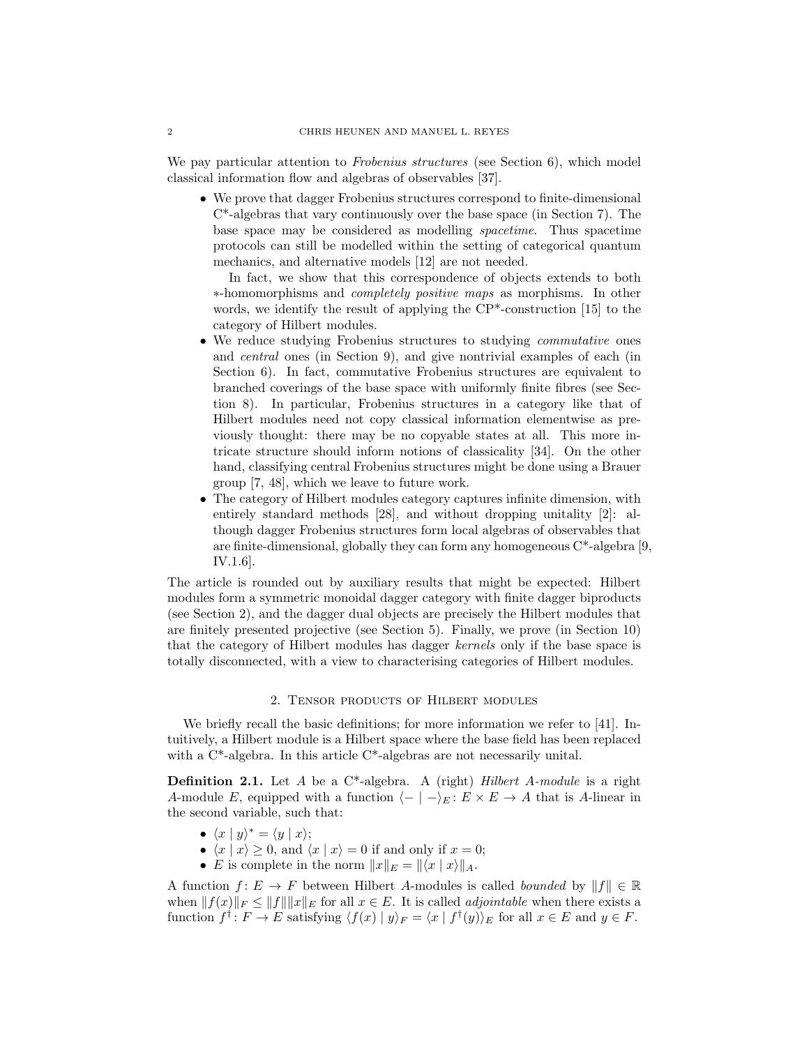We pay particular attention to *Frobenius structures* (see Section 6), which model classical information flow and algebras of observables [37].

- We prove that dagger Frobenius structures correspond to finite-dimensional C*-algebras that vary continuously over the base space (in Section 7). The base space may be considered as modelling *spacetime*. Thus spacetime protocols can still be modelled within the setting of categorical quantum mechanics, and alternative models [12] are not needed.

  In fact, we show that this correspondence of objects extends to both $*$-homomorphisms and *completely positive maps* as morphisms. In other words, we identify the result of applying the CP*-construction [15] to the category of Hilbert modules.
- We reduce studying Frobenius structures to studying *commutative* ones and *central* ones (in Section 9), and give nontrivial examples of each (in Section 6). In fact, commutative Frobenius structures are equivalent to branched coverings of the base space with uniformly finite fibres (see Section 8). In particular, Frobenius structures in a category like that of Hilbert modules need not copy classical information elementwise as previously thought: there may be no copyable states at all. This more intricate structure should inform notions of classicality [34]. On the other hand, classifying central Frobenius structures might be done using a Brauer group [7, 48], which we leave to future work.
- The category of Hilbert modules category captures infinite dimension, with entirely standard methods [28], and without dropping unitality [2]: although dagger Frobenius structures form local algebras of observables that are finite-dimensional, globally they can form any homogeneous C*-algebra [9, IV.1.6].

The article is rounded out by auxiliary results that might be expected: Hilbert modules form a symmetric monoidal dagger category with finite dagger biproducts (see Section 2), and the dagger dual objects are precisely the Hilbert modules that are finitely presented projective (see Section 5). Finally, we prove (in Section 10) that the category of Hilbert modules has dagger *kernels* only if the base space is totally disconnected, with a view to characterising categories of Hilbert modules.

## 2. Tensor products of Hilbert modules

We briefly recall the basic definitions; for more information we refer to [41]. Intuitively, a Hilbert module is a Hilbert space where the base field has been replaced with a C*-algebra. In this article C*-algebras are not necessarily unital.

**Definition 2.1.** Let $A$ be a C*-algebra. A (right) *Hilbert $A$-module* is a right $A$-module $E$, equipped with a function $\langle - \mid - \rangle_E \colon E \times E \to A$ that is $A$-linear in the second variable, such that:

- $\langle x \mid y \rangle^* = \langle y \mid x \rangle$;
- $\langle x \mid x \rangle \geq 0$, and $\langle x \mid x \rangle = 0$ if and only if $x = 0$;
- $E$ is complete in the norm $\|x\|_E = \|\langle x \mid x \rangle\|_A$.

A function $f \colon E \to F$ between Hilbert $A$-modules is called *bounded* by $\|f\| \in \mathbb{R}$ when $\|f(x)\|_F \leq \|f\|\|x\|_E$ for all $x \in E$. It is called *adjointable* when there exists a function $f^\dagger \colon F \to E$ satisfying $\langle f(x) \mid y \rangle_F = \langle x \mid f^\dagger(y) \rangle_E$ for all $x \in E$ and $y \in F$.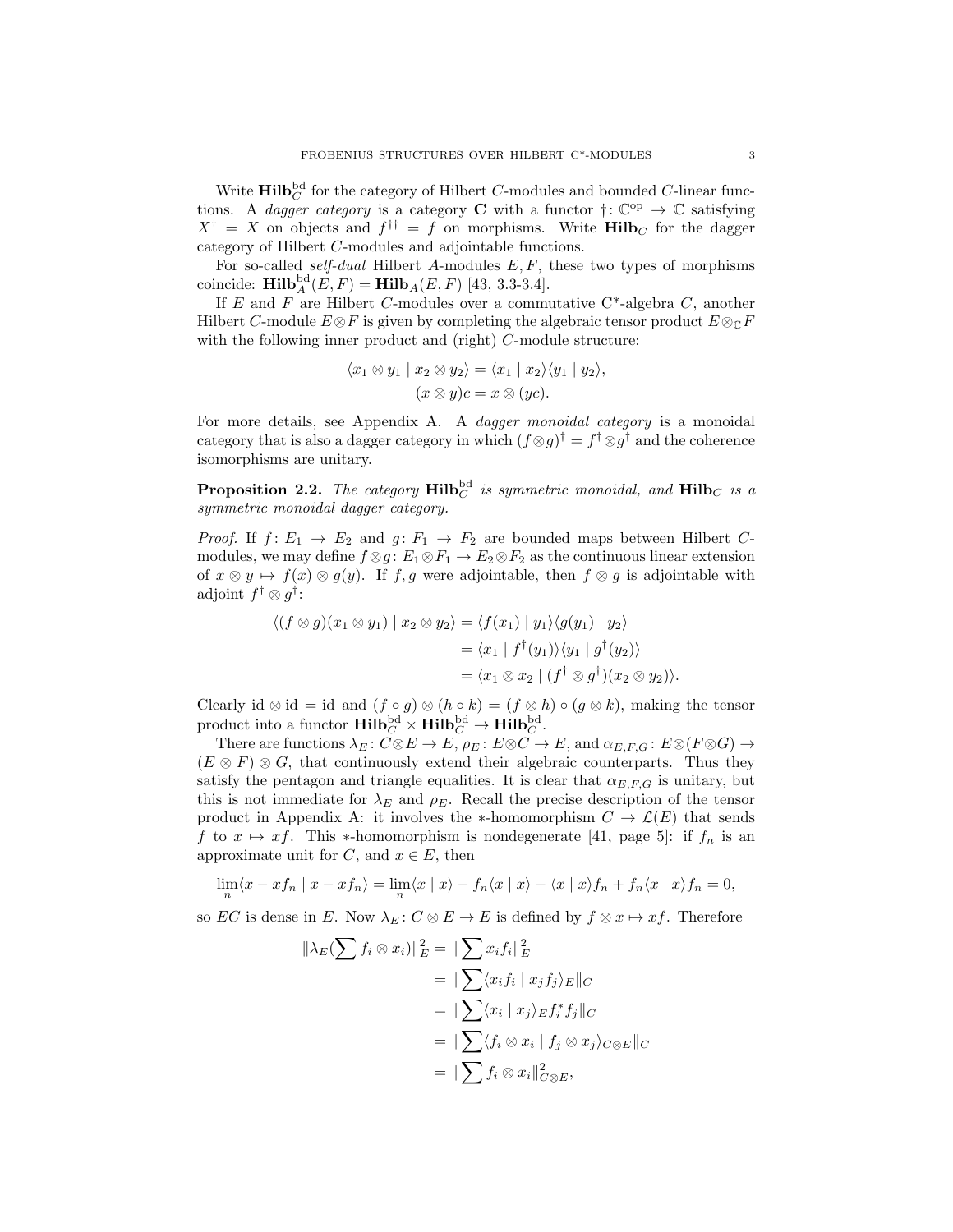Write $\mathbf{Hilb}_C^{\mathrm{bd}}$ for the category of Hilbert $C$-modules and bounded $C$-linear functions. A *dagger category* is a category $\mathbf{C}$ with a functor $\dagger\colon \mathbb{C}^{\mathrm{op}} \to \mathbb{C}$ satisfying $X^\dagger = X$ on objects and $f^{\dagger\dagger} = f$ on morphisms. Write $\mathbf{Hilb}_C$ for the dagger category of Hilbert $C$-modules and adjointable functions.

For so-called *self-dual* Hilbert $A$-modules $E, F$, these two types of morphisms coincide: $\mathbf{Hilb}_A^{\mathrm{bd}}(E,F) = \mathbf{Hilb}_A(E,F)$ [43, 3.3-3.4].

If $E$ and $F$ are Hilbert $C$-modules over a commutative C*-algebra $C$, another Hilbert $C$-module $E \otimes F$ is given by completing the algebraic tensor product $E \otimes_{\mathbb{C}} F$ with the following inner product and (right) $C$-module structure:

$$\langle x_1 \otimes y_1 \mid x_2 \otimes y_2 \rangle = \langle x_1 \mid x_2 \rangle \langle y_1 \mid y_2 \rangle,$$
$$(x \otimes y)c = x \otimes (yc).$$

For more details, see Appendix A. A *dagger monoidal category* is a monoidal category that is also a dagger category in which $(f \otimes g)^\dagger = f^\dagger \otimes g^\dagger$ and the coherence isomorphisms are unitary.

**Proposition 2.2.** *The category $\mathbf{Hilb}_C^{\mathrm{bd}}$ is symmetric monoidal, and $\mathbf{Hilb}_C$ is a symmetric monoidal dagger category.*

*Proof.* If $f\colon E_1 \to E_2$ and $g\colon F_1 \to F_2$ are bounded maps between Hilbert $C$-modules, we may define $f \otimes g\colon E_1 \otimes F_1 \to E_2 \otimes F_2$ as the continuous linear extension of $x \otimes y \mapsto f(x) \otimes g(y)$. If $f, g$ were adjointable, then $f \otimes g$ is adjointable with adjoint $f^\dagger \otimes g^\dagger$:

$$\begin{aligned}
\langle (f \otimes g)(x_1 \otimes y_1) \mid x_2 \otimes y_2 \rangle &= \langle f(x_1) \mid y_1 \rangle \langle g(y_1) \mid y_2 \rangle \\
&= \langle x_1 \mid f^\dagger(y_1) \rangle \langle y_1 \mid g^\dagger(y_2) \rangle \\
&= \langle x_1 \otimes x_2 \mid (f^\dagger \otimes g^\dagger)(x_2 \otimes y_2) \rangle.
\end{aligned}$$

Clearly $\mathrm{id} \otimes \mathrm{id} = \mathrm{id}$ and $(f \circ g) \otimes (h \circ k) = (f \otimes h) \circ (g \otimes k)$, making the tensor product into a functor $\mathbf{Hilb}_C^{\mathrm{bd}} \times \mathbf{Hilb}_C^{\mathrm{bd}} \to \mathbf{Hilb}_C^{\mathrm{bd}}$.

There are functions $\lambda_E\colon C \otimes E \to E$, $\rho_E\colon E \otimes C \to E$, and $\alpha_{E,F,G}\colon E \otimes (F \otimes G) \to (E \otimes F) \otimes G$, that continuously extend their algebraic counterparts. Thus they satisfy the pentagon and triangle equalities. It is clear that $\alpha_{E,F,G}$ is unitary, but this is not immediate for $\lambda_E$ and $\rho_E$. Recall the precise description of the tensor product in Appendix A: it involves the $*$-homomorphism $C \to \mathcal{L}(E)$ that sends $f$ to $x \mapsto xf$. This $*$-homomorphism is nondegenerate [41, page 5]: if $f_n$ is an approximate unit for $C$, and $x \in E$, then

$$\lim_n \langle x - xf_n \mid x - xf_n \rangle = \lim_n \langle x \mid x \rangle - f_n \langle x \mid x \rangle - \langle x \mid x \rangle f_n + f_n \langle x \mid x \rangle f_n = 0,$$

so $EC$ is dense in $E$. Now $\lambda_E\colon C \otimes E \to E$ is defined by $f \otimes x \mapsto xf$. Therefore

$$\begin{aligned}
\|\lambda_E(\sum f_i \otimes x_i)\|_E^2 &= \| \sum x_i f_i \|_E^2 \\
&= \| \sum \langle x_i f_i \mid x_j f_j \rangle_E \|_C \\
&= \| \sum \langle x_i \mid x_j \rangle_E f_i^* f_j \|_C \\
&= \| \sum \langle f_i \otimes x_i \mid f_j \otimes x_j \rangle_{C \otimes E} \|_C \\
&= \| \sum f_i \otimes x_i \|_{C \otimes E}^2,
\end{aligned}$$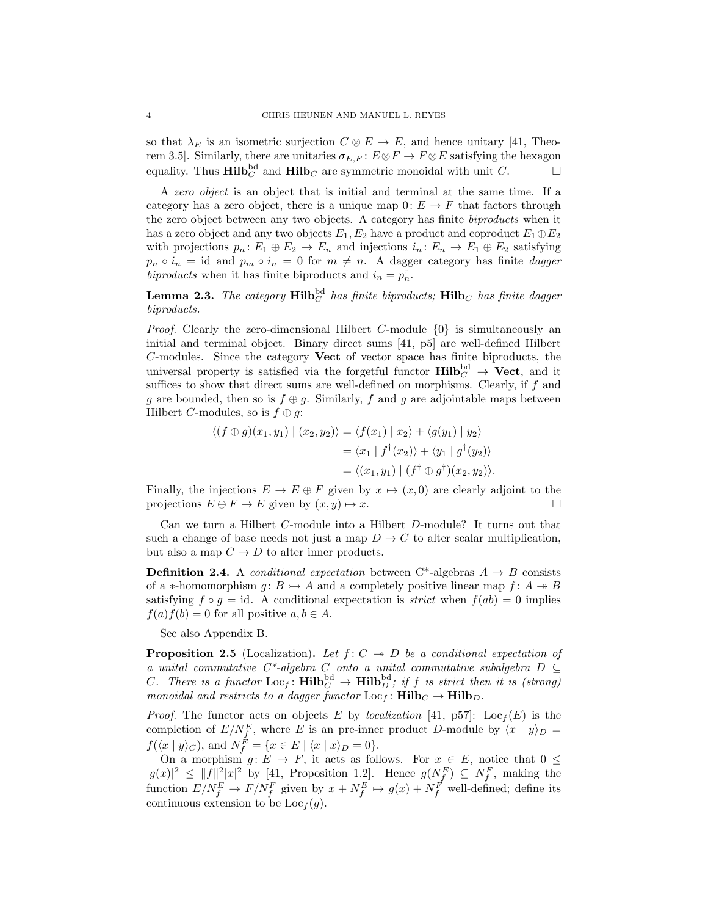so that $\lambda_E$ is an isometric surjection $C \otimes E \to E$, and hence unitary [41, Theorem 3.5]. Similarly, there are unitaries $\sigma_{E,F} \colon E \otimes F \to F \otimes E$ satisfying the hexagon equality. Thus $\mathbf{Hilb}_C^{\mathrm{bd}}$ and $\mathbf{Hilb}_C$ are symmetric monoidal with unit $C$. □

A *zero object* is an object that is initial and terminal at the same time. If a category has a zero object, there is a unique map $0 \colon E \to F$ that factors through the zero object between any two objects. A category has finite *biproducts* when it has a zero object and any two objects $E_1, E_2$ have a product and coproduct $E_1 \oplus E_2$ with projections $p_n \colon E_1 \oplus E_2 \to E_n$ and injections $i_n \colon E_n \to E_1 \oplus E_2$ satisfying $p_n \circ i_n = \mathrm{id}$ and $p_m \circ i_n = 0$ for $m \neq n$. A dagger category has finite *dagger biproducts* when it has finite biproducts and $i_n = p_n^\dagger$.

**Lemma 2.3.** *The category $\mathbf{Hilb}_C^{\mathrm{bd}}$ has finite biproducts; $\mathbf{Hilb}_C$ has finite dagger biproducts.*

*Proof.* Clearly the zero-dimensional Hilbert $C$-module $\{0\}$ is simultaneously an initial and terminal object. Binary direct sums [41, p5] are well-defined Hilbert $C$-modules. Since the category $\mathbf{Vect}$ of vector space has finite biproducts, the universal property is satisfied via the forgetful functor $\mathbf{Hilb}_C^{\mathrm{bd}} \to \mathbf{Vect}$, and it suffices to show that direct sums are well-defined on morphisms. Clearly, if $f$ and $g$ are bounded, then so is $f \oplus g$. Similarly, $f$ and $g$ are adjointable maps between Hilbert $C$-modules, so is $f \oplus g$:

$$
\begin{aligned}
\langle (f \oplus g)(x_1, y_1) \mid (x_2, y_2) \rangle &= \langle f(x_1) \mid x_2 \rangle + \langle g(y_1) \mid y_2 \rangle \\
&= \langle x_1 \mid f^\dagger(x_2) \rangle + \langle y_1 \mid g^\dagger(y_2) \rangle \\
&= \langle (x_1, y_1) \mid (f^\dagger \oplus g^\dagger)(x_2, y_2) \rangle.
\end{aligned}
$$

Finally, the injections $E \to E \oplus F$ given by $x \mapsto (x, 0)$ are clearly adjoint to the projections $E \oplus F \to E$ given by $(x, y) \mapsto x$. □

Can we turn a Hilbert $C$-module into a Hilbert $D$-module? It turns out that such a change of base needs not just a map $D \to C$ to alter scalar multiplication, but also a map $C \to D$ to alter inner products.

**Definition 2.4.** A *conditional expectation* between C\*-algebras $A \to B$ consists of a $*$-homomorphism $g \colon B \rightarrowtail A$ and a completely positive linear map $f \colon A \twoheadrightarrow B$ satisfying $f \circ g = \mathrm{id}$. A conditional expectation is *strict* when $f(ab) = 0$ implies $f(a)f(b) = 0$ for all positive $a, b \in A$.

See also Appendix B.

**Proposition 2.5** (Localization)**.** *Let $f \colon C \twoheadrightarrow D$ be a conditional expectation of a unital commutative C\*-algebra $C$ onto a unital commutative subalgebra $D \subseteq C$. There is a functor $\mathrm{Loc}_f \colon \mathbf{Hilb}_C^{\mathrm{bd}} \to \mathbf{Hilb}_D^{\mathrm{bd}}$; if $f$ is strict then it is (strong) monoidal and restricts to a dagger functor $\mathrm{Loc}_f \colon \mathbf{Hilb}_C \to \mathbf{Hilb}_D$.*

*Proof.* The functor acts on objects $E$ by *localization* [41, p57]: $\mathrm{Loc}_f(E)$ is the completion of $E/N_f^E$, where $E$ is an pre-inner product $D$-module by $\langle x \mid y \rangle_D = f(\langle x \mid y \rangle_C)$, and $N_f^E = \{x \in E \mid \langle x \mid x \rangle_D = 0\}$.

On a morphism $g \colon E \to F$, it acts as follows. For $x \in E$, notice that $0 \leq |g(x)|^2 \leq \|f\|^2 |x|^2$ by [41, Proposition 1.2]. Hence $g(N_f^E) \subseteq N_f^F$, making the function $E/N_f^E \to F/N_f^F$ given by $x + N_f^E \mapsto g(x) + N_f^F$ well-defined; define its continuous extension to be $\mathrm{Loc}_f(g)$.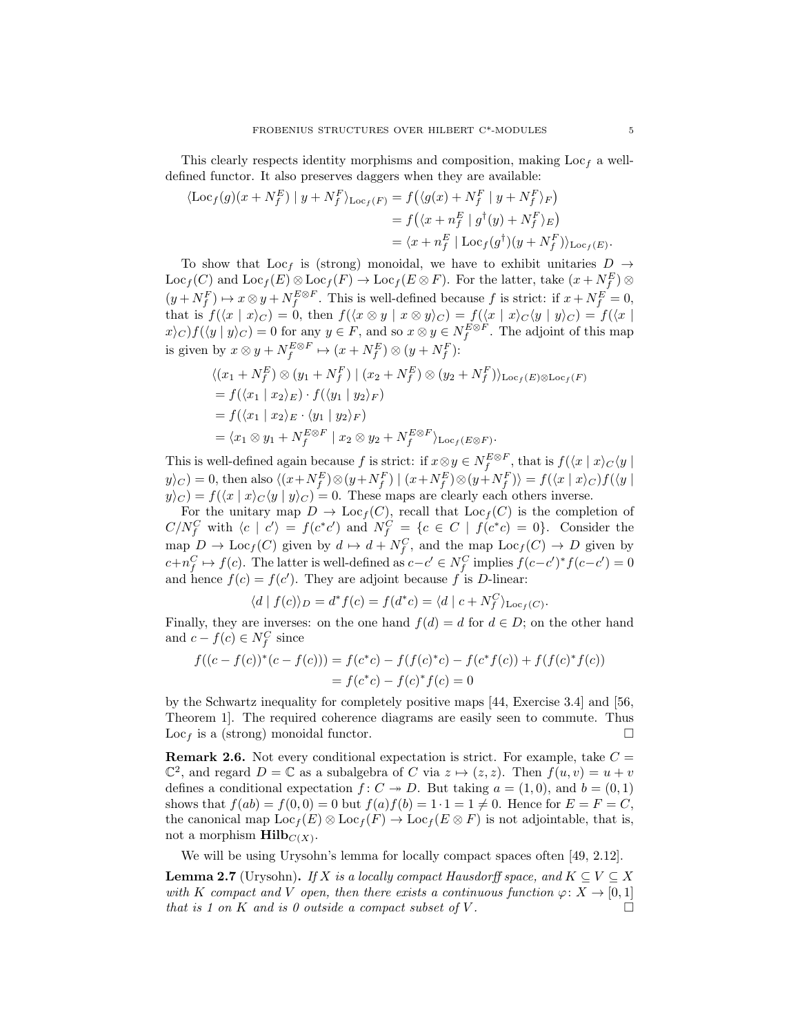This clearly respects identity morphisms and composition, making $\mathrm{Loc}_f$ a well-defined functor. It also preserves daggers when they are available:

$$
\begin{aligned}
\langle \mathrm{Loc}_f(g)(x+N_f^E) \mid y+N_f^F\rangle_{\mathrm{Loc}_f(F)} &= f\big(\langle g(x)+N_f^F \mid y+N_f^F\rangle_F\big)\\
&= f\big(\langle x+n_f^E \mid g^\dagger(y)+N_f^F\rangle_E\big)\\
&= \langle x+n_f^E \mid \mathrm{Loc}_f(g^\dagger)(y+N_f^F)\rangle_{\mathrm{Loc}_f(E)}.
\end{aligned}
$$

To show that $\mathrm{Loc}_f$ is (strong) monoidal, we have to exhibit unitaries $D \to \mathrm{Loc}_f(C)$ and $\mathrm{Loc}_f(E)\otimes\mathrm{Loc}_f(F)\to\mathrm{Loc}_f(E\otimes F)$. For the latter, take $(x+N_f^E)\otimes(y+N_f^F)\mapsto x\otimes y+N_f^{E\otimes F}$. This is well-defined because $f$ is strict: if $x+N_f^E=0$, that is $f(\langle x\mid x\rangle_C)=0$, then $f(\langle x\otimes y\mid x\otimes y\rangle_C)=f(\langle x\mid x\rangle_C\langle y\mid y\rangle_C)=f(\langle x\mid x\rangle_C)f(\langle y\mid y\rangle_C)=0$ for any $y\in F$, and so $x\otimes y\in N_f^{E\otimes F}$. The adjoint of this map is given by $x\otimes y+N_f^{E\otimes F}\mapsto(x+N_f^E)\otimes(y+N_f^F)$:

$$
\begin{aligned}
&\langle (x_1+N_f^E)\otimes(y_1+N_f^F) \mid (x_2+N_f^E)\otimes(y_2+N_f^F)\rangle_{\mathrm{Loc}_f(E)\otimes\mathrm{Loc}_f(F)}\\
&= f(\langle x_1\mid x_2\rangle_E)\cdot f(\langle y_1\mid y_2\rangle_F)\\
&= f(\langle x_1\mid x_2\rangle_E\cdot\langle y_1\mid y_2\rangle_F)\\
&= \langle x_1\otimes y_1+N_f^{E\otimes F} \mid x_2\otimes y_2+N_f^{E\otimes F}\rangle_{\mathrm{Loc}_f(E\otimes F)}.
\end{aligned}
$$

This is well-defined again because $f$ is strict: if $x\otimes y\in N_f^{E\otimes F}$, that is $f(\langle x\mid x\rangle_C\langle y\mid y\rangle_C)=0$, then also $\langle (x+N_f^E)\otimes(y+N_f^F)\mid(x+N_f^E)\otimes(y+N_f^F)\rangle=f(\langle x\mid x\rangle_C)f(\langle y\mid y\rangle_C)=f(\langle x\mid x\rangle_C\langle y\mid y\rangle_C)=0$. These maps are clearly each others inverse.

For the unitary map $D\to\mathrm{Loc}_f(C)$, recall that $\mathrm{Loc}_f(C)$ is the completion of $C/N_f^C$ with $\langle c\mid c'\rangle=f(c^*c')$ and $N_f^C=\{c\in C\mid f(c^*c)=0\}$. Consider the map $D\to\mathrm{Loc}_f(C)$ given by $d\mapsto d+N_f^C$, and the map $\mathrm{Loc}_f(C)\to D$ given by $c+n_f^C\mapsto f(c)$. The latter is well-defined as $c-c'\in N_f^C$ implies $f(c-c')^*f(c-c')=0$ and hence $f(c)=f(c')$. They are adjoint because $f$ is $D$-linear:

$$
\langle d\mid f(c)\rangle_D=d^*f(c)=f(d^*c)=\langle d\mid c+N_f^C\rangle_{\mathrm{Loc}_f(C)}.
$$

Finally, they are inverses: on the one hand $f(d)=d$ for $d\in D$; on the other hand and $c-f(c)\in N_f^C$ since

$$
\begin{aligned}
f((c-f(c))^*(c-f(c))) &= f(c^*c)-f(f(c)^*c)-f(c^*f(c))+f(f(c)^*f(c))\\
&= f(c^*c)-f(c)^*f(c)=0
\end{aligned}
$$

by the Schwartz inequality for completely positive maps [44, Exercise 3.4] and [56, Theorem 1]. The required coherence diagrams are easily seen to commute. Thus $\mathrm{Loc}_f$ is a (strong) monoidal functor. □

**Remark 2.6.** Not every conditional expectation is strict. For example, take $C=\mathbb{C}^2$, and regard $D=\mathbb{C}$ as a subalgebra of $C$ via $z\mapsto(z,z)$. Then $f(u,v)=u+v$ defines a conditional expectation $f\colon C\twoheadrightarrow D$. But taking $a=(1,0)$, and $b=(0,1)$ shows that $f(ab)=f(0,0)=0$ but $f(a)f(b)=1\cdot 1=1\neq 0$. Hence for $E=F=C$, the canonical map $\mathrm{Loc}_f(E)\otimes\mathrm{Loc}_f(F)\to\mathrm{Loc}_f(E\otimes F)$ is not adjointable, that is, not a morphism $\mathbf{Hilb}_{C(X)}$.

We will be using Urysohn's lemma for locally compact spaces often [49, 2.12].

**Lemma 2.7** (Urysohn)**.** *If $X$ is a locally compact Hausdorff space, and $K\subseteq V\subseteq X$ with $K$ compact and $V$ open, then there exists a continuous function $\varphi\colon X\to[0,1]$ that is 1 on $K$ and is 0 outside a compact subset of $V$.* □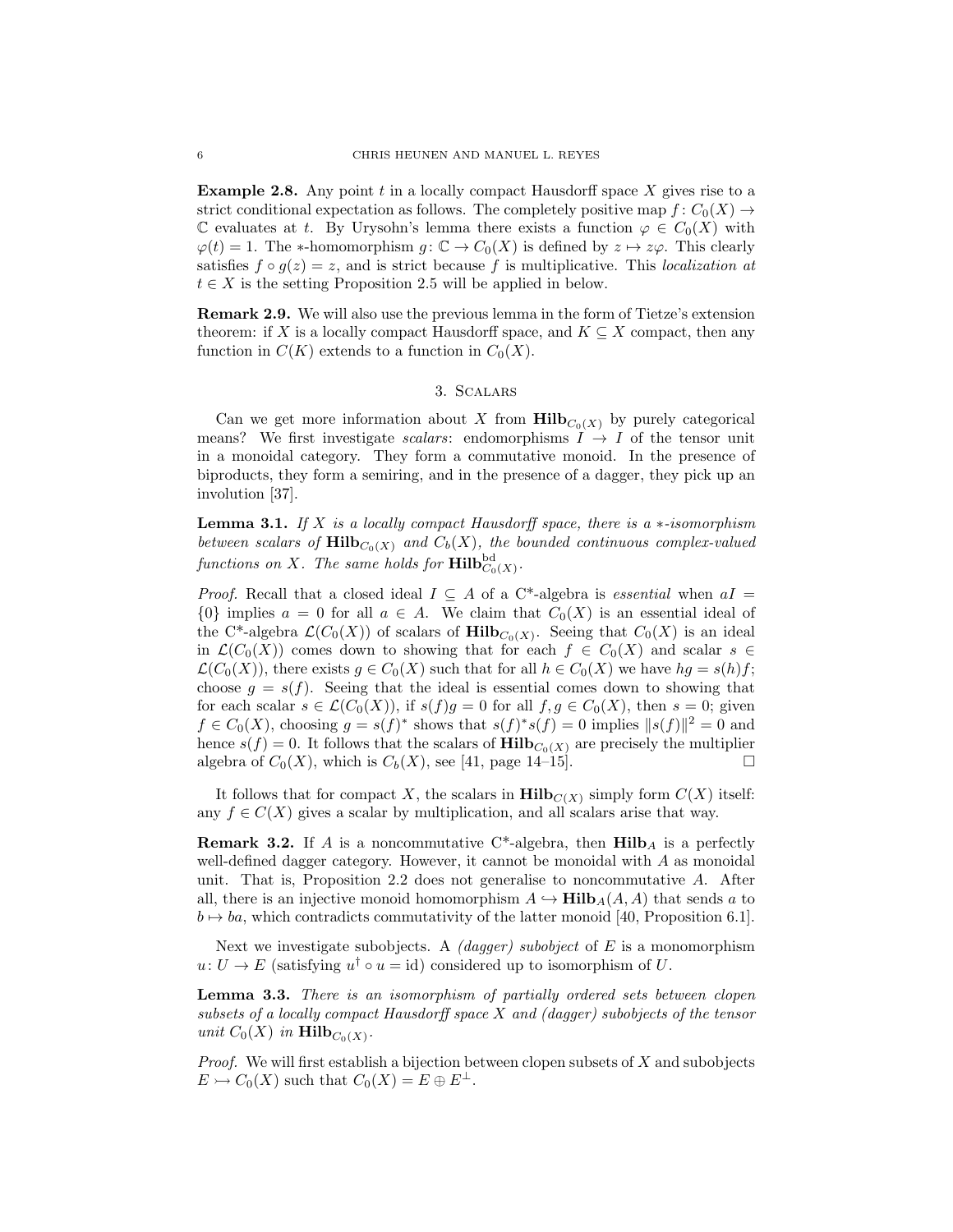**Example 2.8.** Any point $t$ in a locally compact Hausdorff space $X$ gives rise to a strict conditional expectation as follows. The completely positive map $f\colon C_0(X) \to \mathbb{C}$ evaluates at $t$. By Urysohn's lemma there exists a function $\varphi \in C_0(X)$ with $\varphi(t) = 1$. The $*$-homomorphism $g\colon \mathbb{C} \to C_0(X)$ is defined by $z \mapsto z\varphi$. This clearly satisfies $f \circ g(z) = z$, and is strict because $f$ is multiplicative. This *localization at* $t \in X$ is the setting Proposition 2.5 will be applied in below.

**Remark 2.9.** We will also use the previous lemma in the form of Tietze's extension theorem: if $X$ is a locally compact Hausdorff space, and $K \subseteq X$ compact, then any function in $C(K)$ extends to a function in $C_0(X)$.

## 3. Scalars

Can we get more information about $X$ from $\mathbf{Hilb}_{C_0(X)}$ by purely categorical means? We first investigate *scalars*: endomorphisms $I \to I$ of the tensor unit in a monoidal category. They form a commutative monoid. In the presence of biproducts, they form a semiring, and in the presence of a dagger, they pick up an involution [37].

**Lemma 3.1.** *If $X$ is a locally compact Hausdorff space, there is a $*$-isomorphism between scalars of $\mathbf{Hilb}_{C_0(X)}$ and $C_b(X)$, the bounded continuous complex-valued functions on $X$. The same holds for $\mathbf{Hilb}^{\mathrm{bd}}_{C_0(X)}$.*

*Proof.* Recall that a closed ideal $I \subseteq A$ of a C*-algebra is *essential* when $aI = \{0\}$ implies $a = 0$ for all $a \in A$. We claim that $C_0(X)$ is an essential ideal of the C*-algebra $\mathcal{L}(C_0(X))$ of scalars of $\mathbf{Hilb}_{C_0(X)}$. Seeing that $C_0(X)$ is an ideal in $\mathcal{L}(C_0(X))$ comes down to showing that for each $f \in C_0(X)$ and scalar $s \in \mathcal{L}(C_0(X))$, there exists $g \in C_0(X)$ such that for all $h \in C_0(X)$ we have $hg = s(h)f$; choose $g = s(f)$. Seeing that the ideal is essential comes down to showing that for each scalar $s \in \mathcal{L}(C_0(X))$, if $s(f)g = 0$ for all $f, g \in C_0(X)$, then $s = 0$; given $f \in C_0(X)$, choosing $g = s(f)^*$ shows that $s(f)^*s(f) = 0$ implies $\|s(f)\|^2 = 0$ and hence $s(f) = 0$. It follows that the scalars of $\mathbf{Hilb}_{C_0(X)}$ are precisely the multiplier algebra of $C_0(X)$, which is $C_b(X)$, see [41, page 14–15]. $\square$

It follows that for compact $X$, the scalars in $\mathbf{Hilb}_{C(X)}$ simply form $C(X)$ itself: any $f \in C(X)$ gives a scalar by multiplication, and all scalars arise that way.

**Remark 3.2.** If $A$ is a noncommutative C*-algebra, then $\mathbf{Hilb}_A$ is a perfectly well-defined dagger category. However, it cannot be monoidal with $A$ as monoidal unit. That is, Proposition 2.2 does not generalise to noncommutative $A$. After all, there is an injective monoid homomorphism $A \hookrightarrow \mathbf{Hilb}_A(A, A)$ that sends $a$ to $b \mapsto ba$, which contradicts commutativity of the latter monoid [40, Proposition 6.1].

Next we investigate subobjects. A *(dagger) subobject* of $E$ is a monomorphism $u\colon U \to E$ (satisfying $u^\dagger \circ u = \mathrm{id}$) considered up to isomorphism of $U$.

**Lemma 3.3.** *There is an isomorphism of partially ordered sets between clopen subsets of a locally compact Hausdorff space $X$ and (dagger) subobjects of the tensor unit $C_0(X)$ in $\mathbf{Hilb}_{C_0(X)}$.*

*Proof.* We will first establish a bijection between clopen subsets of $X$ and subobjects $E \rightarrowtail C_0(X)$ such that $C_0(X) = E \oplus E^\perp$.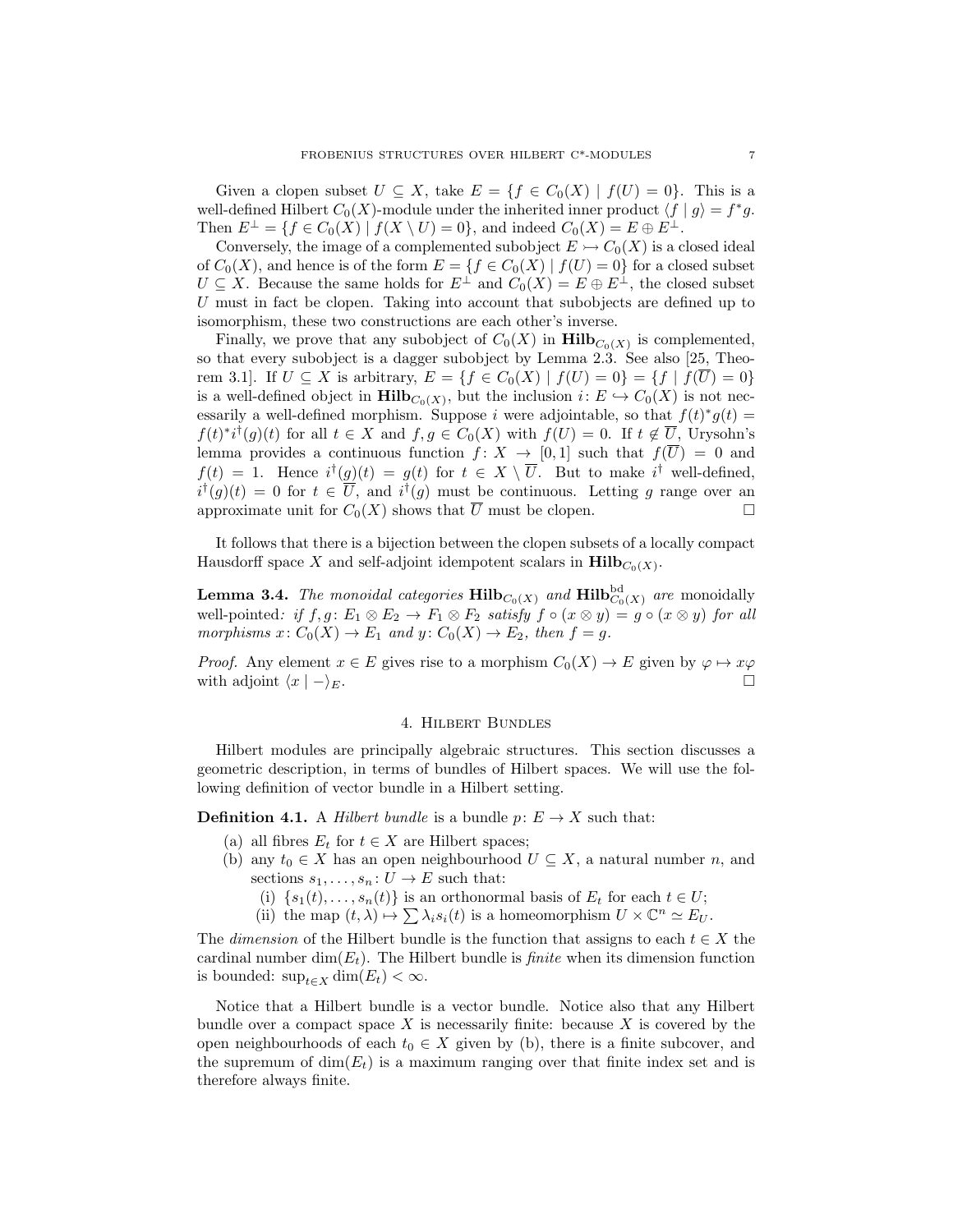Given a clopen subset $U \subseteq X$, take $E = \{f \in C_0(X) \mid f(U) = 0\}$. This is a well-defined Hilbert $C_0(X)$-module under the inherited inner product $\langle f \mid g \rangle = f^* g$. Then $E^\perp = \{f \in C_0(X) \mid f(X \setminus U) = 0\}$, and indeed $C_0(X) = E \oplus E^\perp$.

Conversely, the image of a complemented subobject $E \rightarrowtail C_0(X)$ is a closed ideal of $C_0(X)$, and hence is of the form $E = \{f \in C_0(X) \mid f(U) = 0\}$ for a closed subset $U \subseteq X$. Because the same holds for $E^\perp$ and $C_0(X) = E \oplus E^\perp$, the closed subset $U$ must in fact be clopen. Taking into account that subobjects are defined up to isomorphism, these two constructions are each other's inverse.

Finally, we prove that any subobject of $C_0(X)$ in $\mathbf{Hilb}_{C_0(X)}$ is complemented, so that every subobject is a dagger subobject by Lemma 2.3. See also [25, Theorem 3.1]. If $U \subseteq X$ is arbitrary, $E = \{f \in C_0(X) \mid f(U) = 0\} = \{f \mid f(\overline{U}) = 0\}$ is a well-defined object in $\mathbf{Hilb}_{C_0(X)}$, but the inclusion $i \colon E \hookrightarrow C_0(X)$ is not necessarily a well-defined morphism. Suppose $i$ were adjointable, so that $f(t)^* g(t) = f(t)^* i^\dagger(g)(t)$ for all $t \in X$ and $f, g \in C_0(X)$ with $f(U) = 0$. If $t \notin \overline{U}$, Urysohn's lemma provides a continuous function $f \colon X \to [0,1]$ such that $f(\overline{U}) = 0$ and $f(t) = 1$. Hence $i^\dagger(g)(t) = g(t)$ for $t \in X \setminus \overline{U}$. But to make $i^\dagger$ well-defined, $i^\dagger(g)(t) = 0$ for $t \in \overline{U}$, and $i^\dagger(g)$ must be continuous. Letting $g$ range over an approximate unit for $C_0(X)$ shows that $\overline{U}$ must be clopen. □

It follows that there is a bijection between the clopen subsets of a locally compact Hausdorff space $X$ and self-adjoint idempotent scalars in $\mathbf{Hilb}_{C_0(X)}$.

**Lemma 3.4.** *The monoidal categories $\mathbf{Hilb}_{C_0(X)}$ and $\mathbf{Hilb}^{\mathrm{bd}}_{C_0(X)}$ are* monoidally well-pointed*: if $f, g \colon E_1 \otimes E_2 \to F_1 \otimes F_2$ satisfy $f \circ (x \otimes y) = g \circ (x \otimes y)$ for all morphisms $x \colon C_0(X) \to E_1$ and $y \colon C_0(X) \to E_2$, then $f = g$.*

*Proof.* Any element $x \in E$ gives rise to a morphism $C_0(X) \to E$ given by $\varphi \mapsto x\varphi$ with adjoint $\langle x \mid - \rangle_E$. □

## 4. Hilbert Bundles

Hilbert modules are principally algebraic structures. This section discusses a geometric description, in terms of bundles of Hilbert spaces. We will use the following definition of vector bundle in a Hilbert setting.

**Definition 4.1.** A *Hilbert bundle* is a bundle $p \colon E \to X$ such that:

- (a) all fibres $E_t$ for $t \in X$ are Hilbert spaces;
- (b) any $t_0 \in X$ has an open neighbourhood $U \subseteq X$, a natural number $n$, and sections $s_1, \ldots, s_n \colon U \to E$ such that:
  - (i) $\{s_1(t), \ldots, s_n(t)\}$ is an orthonormal basis of $E_t$ for each $t \in U$;
  - (ii) the map $(t, \lambda) \mapsto \sum \lambda_i s_i(t)$ is a homeomorphism $U \times \mathbb{C}^n \simeq E_U$.

The *dimension* of the Hilbert bundle is the function that assigns to each $t \in X$ the cardinal number $\dim(E_t)$. The Hilbert bundle is *finite* when its dimension function is bounded: $\sup_{t \in X} \dim(E_t) < \infty$.

Notice that a Hilbert bundle is a vector bundle. Notice also that any Hilbert bundle over a compact space $X$ is necessarily finite: because $X$ is covered by the open neighbourhoods of each $t_0 \in X$ given by (b), there is a finite subcover, and the supremum of $\dim(E_t)$ is a maximum ranging over that finite index set and is therefore always finite.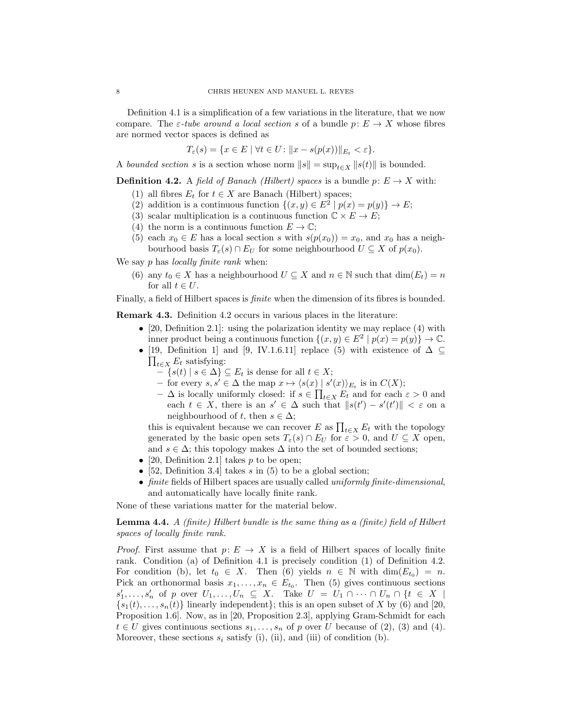Definition 4.1 is a simplification of a few variations in the literature, that we now compare. The *$\varepsilon$-tube around a local section* $s$ of a bundle $p\colon E \to X$ whose fibres are normed vector spaces is defined as

$$T_\varepsilon(s) = \{x \in E \mid \forall t \in U\colon \|x - s(p(x))\|_{E_t} < \varepsilon\}.$$

A *bounded section* $s$ is a section whose norm $\|s\| = \sup_{t \in X} \|s(t)\|$ is bounded.

**Definition 4.2.** A *field of Banach (Hilbert) spaces* is a bundle $p\colon E \to X$ with:

1. all fibres $E_t$ for $t \in X$ are Banach (Hilbert) spaces;
2. addition is a continuous function $\{(x, y) \in E^2 \mid p(x) = p(y)\} \to E$;
3. scalar multiplication is a continuous function $\mathbb{C} \times E \to E$;
4. the norm is a continuous function $E \to \mathbb{C}$;
5. each $x_0 \in E$ has a local section $s$ with $s(p(x_0)) = x_0$, and $x_0$ has a neighbourhood basis $T_\varepsilon(s) \cap E_U$ for some neighbourhood $U \subseteq X$ of $p(x_0)$.

We say $p$ has *locally finite rank* when:

6. any $t_0 \in X$ has a neighbourhood $U \subseteq X$ and $n \in \mathbb{N}$ such that $\dim(E_t) = n$ for all $t \in U$.

Finally, a field of Hilbert spaces is *finite* when the dimension of its fibres is bounded.

**Remark 4.3.** Definition 4.2 occurs in various places in the literature:

- [20, Definition 2.1]: using the polarization identity we may replace (4) with inner product being a continuous function $\{(x, y) \in E^2 \mid p(x) = p(y)\} \to \mathbb{C}$.
- [19, Definition 1] and [9, IV.1.6.11] replace (5) with existence of $\Delta \subseteq \prod_{t \in X} E_t$ satisfying:
  - $\{s(t) \mid s \in \Delta\} \subseteq E_t$ is dense for all $t \in X$;
  - for every $s, s' \in \Delta$ the map $x \mapsto \langle s(x) \mid s'(x)\rangle_{E_t}$ is in $C(X)$;
  - $\Delta$ is locally uniformly closed: if $s \in \prod_{t \in X} E_t$ and for each $\varepsilon > 0$ and each $t \in X$, there is an $s' \in \Delta$ such that $\|s(t') - s'(t')\| < \varepsilon$ on a neighbourhood of $t$, then $s \in \Delta$;

  this is equivalent because we can recover $E$ as $\prod_{t \in X} E_t$ with the topology generated by the basic open sets $T_\varepsilon(s) \cap E_U$ for $\varepsilon > 0$, and $U \subseteq X$ open, and $s \in \Delta$; this topology makes $\Delta$ into the set of bounded sections;
- [20, Definition 2.1] takes $p$ to be open;
- [52, Definition 3.4] takes $s$ in (5) to be a global section;
- *finite* fields of Hilbert spaces are usually called *uniformly finite-dimensional*, and automatically have locally finite rank.

None of these variations matter for the material below.

**Lemma 4.4.** *A (finite) Hilbert bundle is the same thing as a (finite) field of Hilbert spaces of locally finite rank.*

*Proof.* First assume that $p\colon E \to X$ is a field of Hilbert spaces of locally finite rank. Condition (a) of Definition 4.1 is precisely condition (1) of Definition 4.2. For condition (b), let $t_0 \in X$. Then (6) yields $n \in \mathbb{N}$ with $\dim(E_{t_0}) = n$. Pick an orthonormal basis $x_1, \ldots, x_n \in E_{t_0}$. Then (5) gives continuous sections $s'_1, \ldots, s'_n$ of $p$ over $U_1, \ldots, U_n \subseteq X$. Take $U = U_1 \cap \cdots \cap U_n \cap \{t \in X \mid \{s_1(t), \ldots, s_n(t)\}$ linearly independent$\}$; this is an open subset of $X$ by (6) and [20, Proposition 1.6]. Now, as in [20, Proposition 2.3], applying Gram-Schmidt for each $t \in U$ gives continuous sections $s_1, \ldots, s_n$ of $p$ over $U$ because of (2), (3) and (4). Moreover, these sections $s_i$ satisfy (i), (ii), and (iii) of condition (b).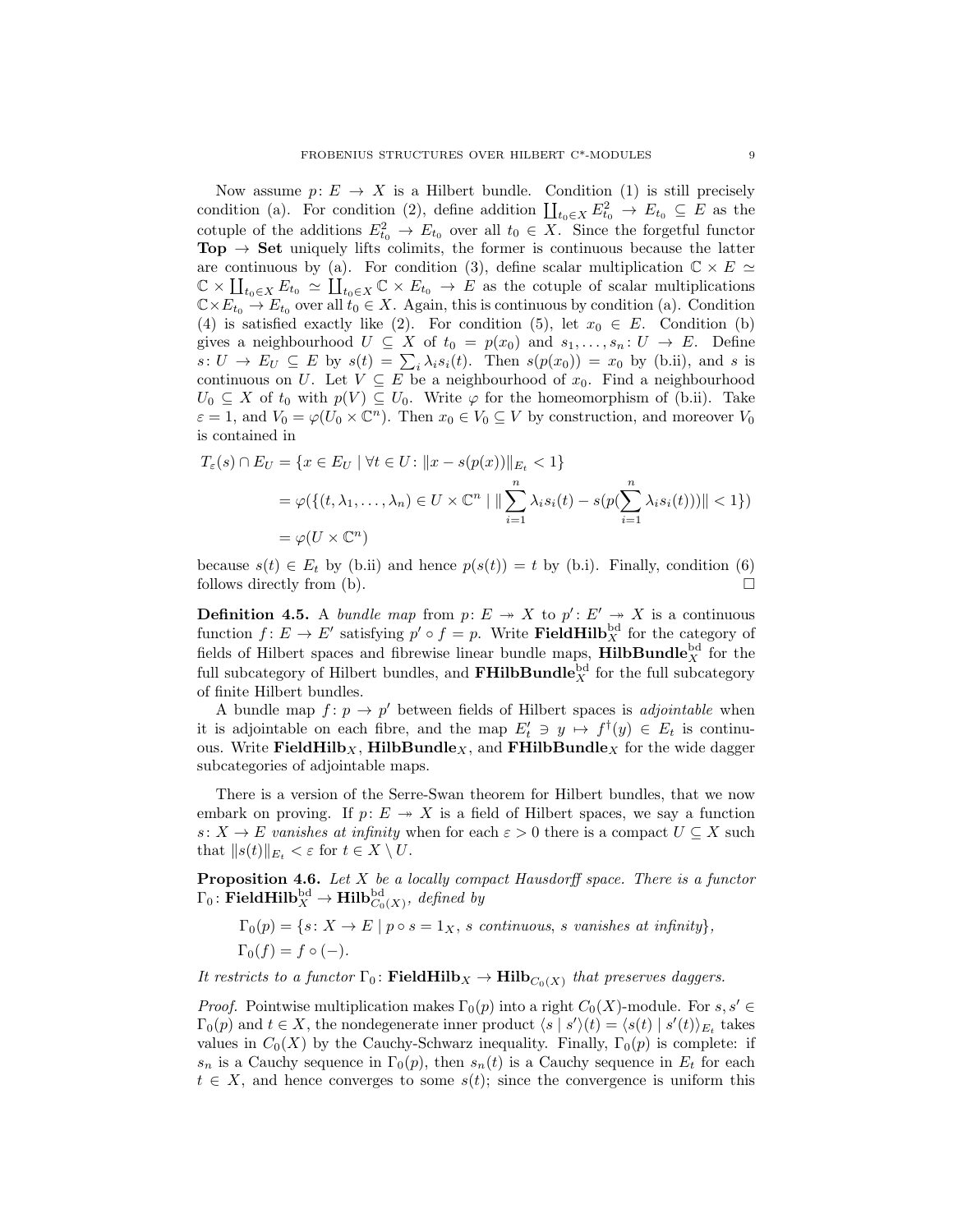Now assume $p\colon E \to X$ is a Hilbert bundle. Condition (1) is still precisely condition (a). For condition (2), define addition $\coprod_{t_0 \in X} E_{t_0}^2 \to E_{t_0} \subseteq E$ as the cotuple of the additions $E_{t_0}^2 \to E_{t_0}$ over all $t_0 \in X$. Since the forgetful functor **Top** $\to$ **Set** uniquely lifts colimits, the former is continuous because the latter are continuous by (a). For condition (3), define scalar multiplication $\mathbb{C} \times E \simeq \mathbb{C} \times \coprod_{t_0 \in X} E_{t_0} \simeq \coprod_{t_0 \in X} \mathbb{C} \times E_{t_0} \to E$ as the cotuple of scalar multiplications $\mathbb{C} \times E_{t_0} \to E_{t_0}$ over all $t_0 \in X$. Again, this is continuous by condition (a). Condition (4) is satisfied exactly like (2). For condition (5), let $x_0 \in E$. Condition (b) gives a neighbourhood $U \subseteq X$ of $t_0 = p(x_0)$ and $s_1, \ldots, s_n \colon U \to E$. Define $s\colon U \to E_U \subseteq E$ by $s(t) = \sum_i \lambda_i s_i(t)$. Then $s(p(x_0)) = x_0$ by (b.ii), and $s$ is continuous on $U$. Let $V \subseteq E$ be a neighbourhood of $x_0$. Find a neighbourhood $U_0 \subseteq X$ of $t_0$ with $p(V) \subseteq U_0$. Write $\varphi$ for the homeomorphism of (b.ii). Take $\varepsilon = 1$, and $V_0 = \varphi(U_0 \times \mathbb{C}^n)$. Then $x_0 \in V_0 \subseteq V$ by construction, and moreover $V_0$ is contained in

$$\begin{aligned}
T_\varepsilon(s) \cap E_U &= \{x \in E_U \mid \forall t \in U \colon \|x - s(p(x))\|_{E_t} < 1\} \\
&= \varphi(\{(t, \lambda_1, \ldots, \lambda_n) \in U \times \mathbb{C}^n \mid \|\sum_{i=1}^n \lambda_i s_i(t) - s(p(\sum_{i=1}^n \lambda_i s_i(t)))\| < 1\}) \\
&= \varphi(U \times \mathbb{C}^n)
\end{aligned}$$

because $s(t) \in E_t$ by (b.ii) and hence $p(s(t)) = t$ by (b.i). Finally, condition (6) follows directly from (b). $\square$

**Definition 4.5.** A *bundle map* from $p\colon E \twoheadrightarrow X$ to $p'\colon E' \twoheadrightarrow X$ is a continuous function $f\colon E \to E'$ satisfying $p' \circ f = p$. Write $\mathbf{FieldHilb}_X^{\mathrm{bd}}$ for the category of fields of Hilbert spaces and fibrewise linear bundle maps, $\mathbf{HilbBundle}_X^{\mathrm{bd}}$ for the full subcategory of Hilbert bundles, and $\mathbf{FHilbBundle}_X^{\mathrm{bd}}$ for the full subcategory of finite Hilbert bundles.

A bundle map $f\colon p \to p'$ between fields of Hilbert spaces is *adjointable* when it is adjointable on each fibre, and the map $E'_t \ni y \mapsto f^\dagger(y) \in E_t$ is continuous. Write $\mathbf{FieldHilb}_X$, $\mathbf{HilbBundle}_X$, and $\mathbf{FHilbBundle}_X$ for the wide dagger subcategories of adjointable maps.

There is a version of the Serre-Swan theorem for Hilbert bundles, that we now embark on proving. If $p\colon E \twoheadrightarrow X$ is a field of Hilbert spaces, we say a function $s\colon X \to E$ *vanishes at infinity* when for each $\varepsilon > 0$ there is a compact $U \subseteq X$ such that $\|s(t)\|_{E_t} < \varepsilon$ for $t \in X \setminus U$.

**Proposition 4.6.** *Let $X$ be a locally compact Hausdorff space. There is a functor $\Gamma_0\colon \mathbf{FieldHilb}_X^{\mathrm{bd}} \to \mathbf{Hilb}_{C_0(X)}^{\mathrm{bd}}$, defined by*

$$\Gamma_0(p) = \{s\colon X \to E \mid p \circ s = 1_X,\ s \text{ continuous},\ s \text{ vanishes at infinity}\},$$
$$\Gamma_0(f) = f \circ (-).$$

*It restricts to a functor $\Gamma_0\colon \mathbf{FieldHilb}_X \to \mathbf{Hilb}_{C_0(X)}$ that preserves daggers.*

*Proof.* Pointwise multiplication makes $\Gamma_0(p)$ into a right $C_0(X)$-module. For $s, s' \in \Gamma_0(p)$ and $t \in X$, the nondegenerate inner product $\langle s \mid s' \rangle(t) = \langle s(t) \mid s'(t) \rangle_{E_t}$ takes values in $C_0(X)$ by the Cauchy-Schwarz inequality. Finally, $\Gamma_0(p)$ is complete: if $s_n$ is a Cauchy sequence in $\Gamma_0(p)$, then $s_n(t)$ is a Cauchy sequence in $E_t$ for each $t \in X$, and hence converges to some $s(t)$; since the convergence is uniform this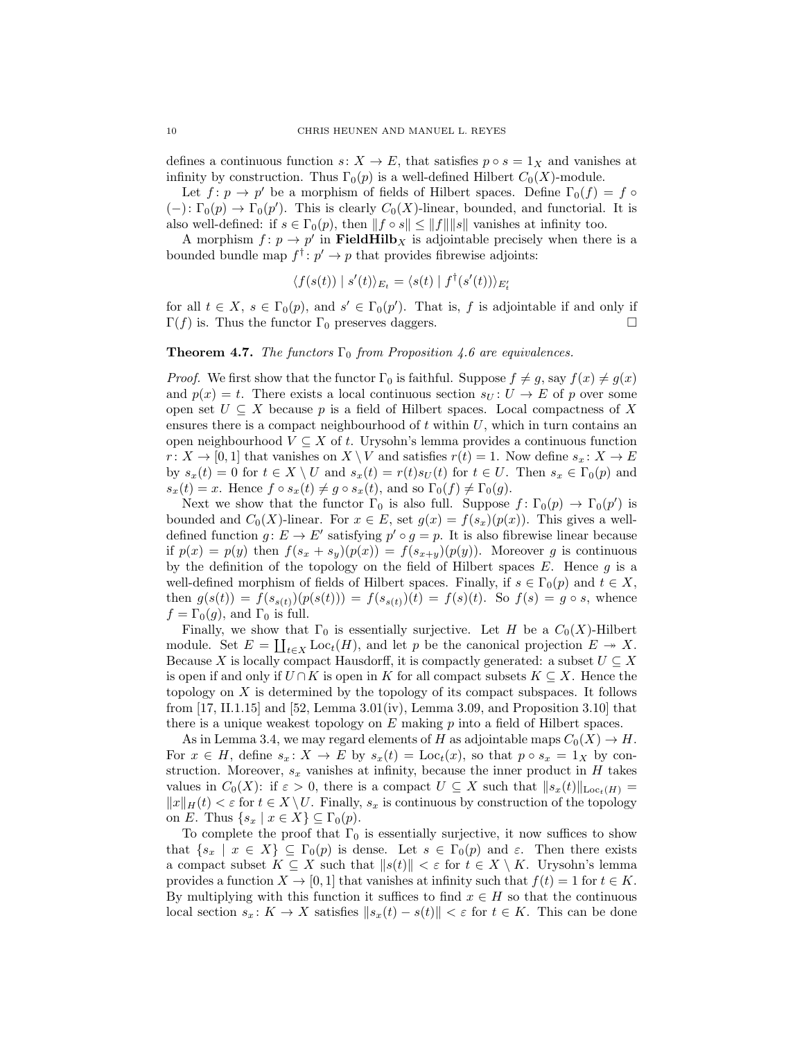defines a continuous function $s\colon X \to E$, that satisfies $p \circ s = 1_X$ and vanishes at infinity by construction. Thus $\Gamma_0(p)$ is a well-defined Hilbert $C_0(X)$-module.

Let $f\colon p \to p'$ be a morphism of fields of Hilbert spaces. Define $\Gamma_0(f) = f \circ (-)\colon \Gamma_0(p) \to \Gamma_0(p')$. This is clearly $C_0(X)$-linear, bounded, and functorial. It is also well-defined: if $s \in \Gamma_0(p)$, then $\|f \circ s\| \leq \|f\|\|s\|$ vanishes at infinity too.

A morphism $f\colon p \to p'$ in $\mathbf{FieldHilb}_X$ is adjointable precisely when there is a bounded bundle map $f^\dagger\colon p' \to p$ that provides fibrewise adjoints:

$$\langle f(s(t)) \mid s'(t)\rangle_{E_t} = \langle s(t) \mid f^\dagger(s'(t))\rangle_{E'_t}$$

for all $t \in X$, $s \in \Gamma_0(p)$, and $s' \in \Gamma_0(p')$. That is, $f$ is adjointable if and only if $\Gamma(f)$ is. Thus the functor $\Gamma_0$ preserves daggers. □

**Theorem 4.7.** *The functors $\Gamma_0$ from Proposition 4.6 are equivalences.*

*Proof.* We first show that the functor $\Gamma_0$ is faithful. Suppose $f \neq g$, say $f(x) \neq g(x)$ and $p(x) = t$. There exists a local continuous section $s_U\colon U \to E$ of $p$ over some open set $U \subseteq X$ because $p$ is a field of Hilbert spaces. Local compactness of $X$ ensures there is a compact neighbourhood of $t$ within $U$, which in turn contains an open neighbourhood $V \subseteq X$ of $t$. Urysohn's lemma provides a continuous function $r\colon X \to [0,1]$ that vanishes on $X \setminus V$ and satisfies $r(t) = 1$. Now define $s_x\colon X \to E$ by $s_x(t) = 0$ for $t \in X \setminus U$ and $s_x(t) = r(t)s_U(t)$ for $t \in U$. Then $s_x \in \Gamma_0(p)$ and $s_x(t) = x$. Hence $f \circ s_x(t) \neq g \circ s_x(t)$, and so $\Gamma_0(f) \neq \Gamma_0(g)$.

Next we show that the functor $\Gamma_0$ is also full. Suppose $f\colon \Gamma_0(p) \to \Gamma_0(p')$ is bounded and $C_0(X)$-linear. For $x \in E$, set $g(x) = f(s_x)(p(x))$. This gives a well-defined function $g\colon E \to E'$ satisfying $p' \circ g = p$. It is also fibrewise linear because if $p(x) = p(y)$ then $f(s_x + s_y)(p(x)) = f(s_{x+y})(p(y))$. Moreover $g$ is continuous by the definition of the topology on the field of Hilbert spaces $E$. Hence $g$ is a well-defined morphism of fields of Hilbert spaces. Finally, if $s \in \Gamma_0(p)$ and $t \in X$, then $g(s(t)) = f(s_{s(t)})(p(s(t))) = f(s_{s(t)})(t) = f(s)(t)$. So $f(s) = g \circ s$, whence $f = \Gamma_0(g)$, and $\Gamma_0$ is full.

Finally, we show that $\Gamma_0$ is essentially surjective. Let $H$ be a $C_0(X)$-Hilbert module. Set $E = \coprod_{t \in X} \mathrm{Loc}_t(H)$, and let $p$ be the canonical projection $E \twoheadrightarrow X$. Because $X$ is locally compact Hausdorff, it is compactly generated: a subset $U \subseteq X$ is open if and only if $U \cap K$ is open in $K$ for all compact subsets $K \subseteq X$. Hence the topology on $X$ is determined by the topology of its compact subspaces. It follows from [17, II.1.15] and [52, Lemma 3.01(iv), Lemma 3.09, and Proposition 3.10] that there is a unique weakest topology on $E$ making $p$ into a field of Hilbert spaces.

As in Lemma 3.4, we may regard elements of $H$ as adjointable maps $C_0(X) \to H$. For $x \in H$, define $s_x\colon X \to E$ by $s_x(t) = \mathrm{Loc}_t(x)$, so that $p \circ s_x = 1_X$ by construction. Moreover, $s_x$ vanishes at infinity, because the inner product in $H$ takes values in $C_0(X)$: if $\varepsilon > 0$, there is a compact $U \subseteq X$ such that $\|s_x(t)\|_{\mathrm{Loc}_t(H)} = \|x\|_H(t) < \varepsilon$ for $t \in X \setminus U$. Finally, $s_x$ is continuous by construction of the topology on $E$. Thus $\{s_x \mid x \in X\} \subseteq \Gamma_0(p)$.

To complete the proof that $\Gamma_0$ is essentially surjective, it now suffices to show that $\{s_x \mid x \in X\} \subseteq \Gamma_0(p)$ is dense. Let $s \in \Gamma_0(p)$ and $\varepsilon$. Then there exists a compact subset $K \subseteq X$ such that $\|s(t)\| < \varepsilon$ for $t \in X \setminus K$. Urysohn's lemma provides a function $X \to [0,1]$ that vanishes at infinity such that $f(t) = 1$ for $t \in K$. By multiplying with this function it suffices to find $x \in H$ so that the continuous local section $s_x\colon K \to X$ satisfies $\|s_x(t) - s(t)\| < \varepsilon$ for $t \in K$. This can be done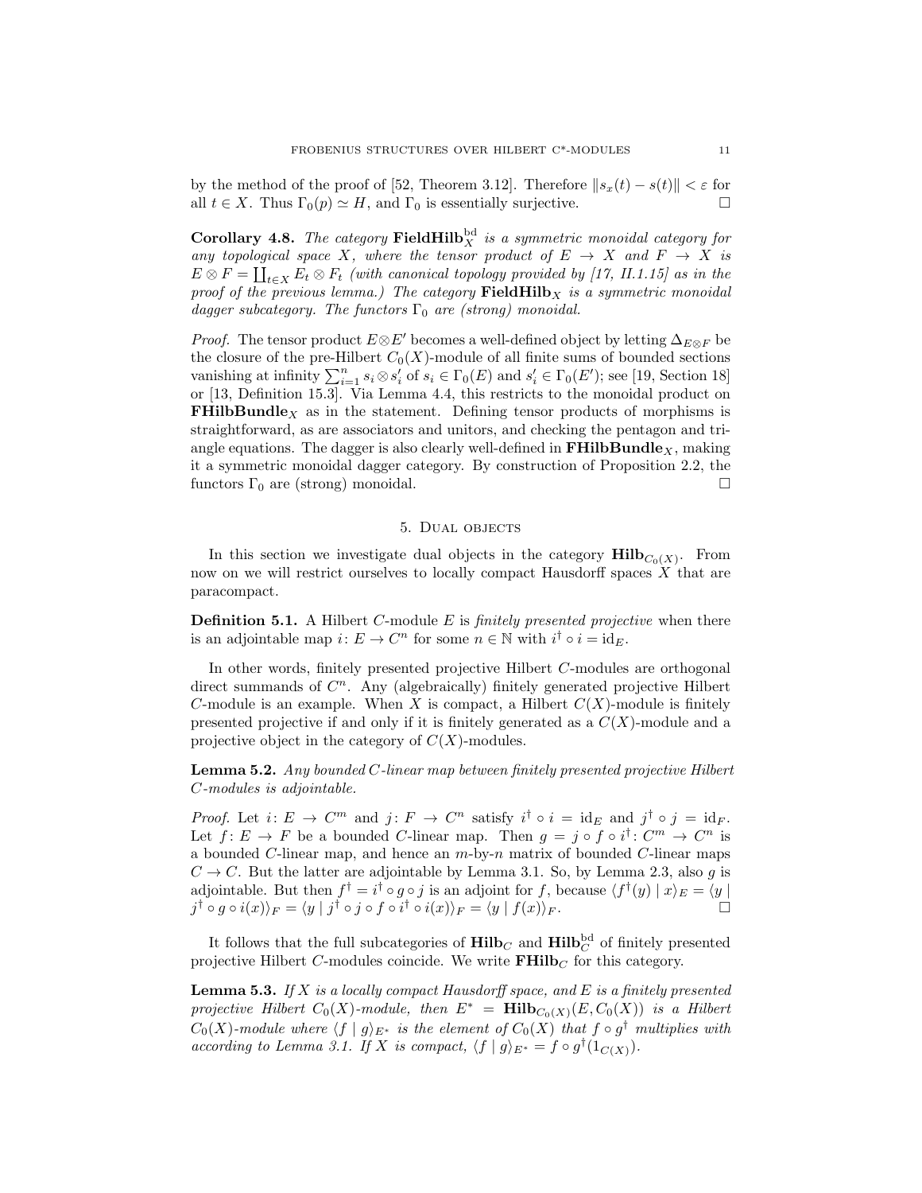by the method of the proof of [52, Theorem 3.12]. Therefore $\|s_x(t) - s(t)\| < \varepsilon$ for all $t \in X$. Thus $\Gamma_0(p) \simeq H$, and $\Gamma_0$ is essentially surjective. □

**Corollary 4.8.** *The category* $\mathbf{FieldHilb}_X^{\mathrm{bd}}$ *is a symmetric monoidal category for any topological space* $X$*, where the tensor product of* $E \to X$ *and* $F \to X$ *is* $E \otimes F = \coprod_{t \in X} E_t \otimes F_t$ *(with canonical topology provided by [17, II.1.15] as in the proof of the previous lemma.) The category* $\mathbf{FieldHilb}_X$ *is a symmetric monoidal dagger subcategory. The functors* $\Gamma_0$ *are (strong) monoidal.*

*Proof.* The tensor product $E \otimes E'$ becomes a well-defined object by letting $\Delta_{E \otimes F}$ be the closure of the pre-Hilbert $C_0(X)$-module of all finite sums of bounded sections vanishing at infinity $\sum_{i=1}^n s_i \otimes s_i'$ of $s_i \in \Gamma_0(E)$ and $s_i' \in \Gamma_0(E')$; see [19, Section 18] or [13, Definition 15.3]. Via Lemma 4.4, this restricts to the monoidal product on $\mathbf{FHilbBundle}_X$ as in the statement. Defining tensor products of morphisms is straightforward, as are associators and unitors, and checking the pentagon and triangle equations. The dagger is also clearly well-defined in $\mathbf{FHilbBundle}_X$, making it a symmetric monoidal dagger category. By construction of Proposition 2.2, the functors $\Gamma_0$ are (strong) monoidal. □

## 5. Dual objects

In this section we investigate dual objects in the category $\mathbf{Hilb}_{C_0(X)}$. From now on we will restrict ourselves to locally compact Hausdorff spaces $X$ that are paracompact.

**Definition 5.1.** A Hilbert $C$-module $E$ is *finitely presented projective* when there is an adjointable map $i \colon E \to C^n$ for some $n \in \mathbb{N}$ with $i^\dagger \circ i = \mathrm{id}_E$.

In other words, finitely presented projective Hilbert $C$-modules are orthogonal direct summands of $C^n$. Any (algebraically) finitely generated projective Hilbert $C$-module is an example. When $X$ is compact, a Hilbert $C(X)$-module is finitely presented projective if and only if it is finitely generated as a $C(X)$-module and a projective object in the category of $C(X)$-modules.

**Lemma 5.2.** *Any bounded* $C$*-linear map between finitely presented projective Hilbert* $C$*-modules is adjointable.*

*Proof.* Let $i \colon E \to C^m$ and $j \colon F \to C^n$ satisfy $i^\dagger \circ i = \mathrm{id}_E$ and $j^\dagger \circ j = \mathrm{id}_F$. Let $f \colon E \to F$ be a bounded $C$-linear map. Then $g = j \circ f \circ i^\dagger \colon C^m \to C^n$ is a bounded $C$-linear map, and hence an $m$-by-$n$ matrix of bounded $C$-linear maps $C \to C$. But the latter are adjointable by Lemma 3.1. So, by Lemma 2.3, also $g$ is adjointable. But then $f^\dagger = i^\dagger \circ g \circ j$ is an adjoint for $f$, because $\langle f^\dagger(y) \mid x \rangle_E = \langle y \mid j^\dagger \circ g \circ i(x) \rangle_F = \langle y \mid j^\dagger \circ j \circ f \circ i^\dagger \circ i(x) \rangle_F = \langle y \mid f(x) \rangle_F$. □

It follows that the full subcategories of $\mathbf{Hilb}_C$ and $\mathbf{Hilb}_C^{\mathrm{bd}}$ of finitely presented projective Hilbert $C$-modules coincide. We write $\mathbf{FHilb}_C$ for this category.

**Lemma 5.3.** *If* $X$ *is a locally compact Hausdorff space, and* $E$ *is a finitely presented projective Hilbert* $C_0(X)$*-module, then* $E^* = \mathbf{Hilb}_{C_0(X)}(E, C_0(X))$ *is a Hilbert* $C_0(X)$*-module where* $\langle f \mid g \rangle_{E^*}$ *is the element of* $C_0(X)$ *that* $f \circ g^\dagger$ *multiplies with according to Lemma 3.1. If* $X$ *is compact,* $\langle f \mid g \rangle_{E^*} = f \circ g^\dagger(1_{C(X)})$*.*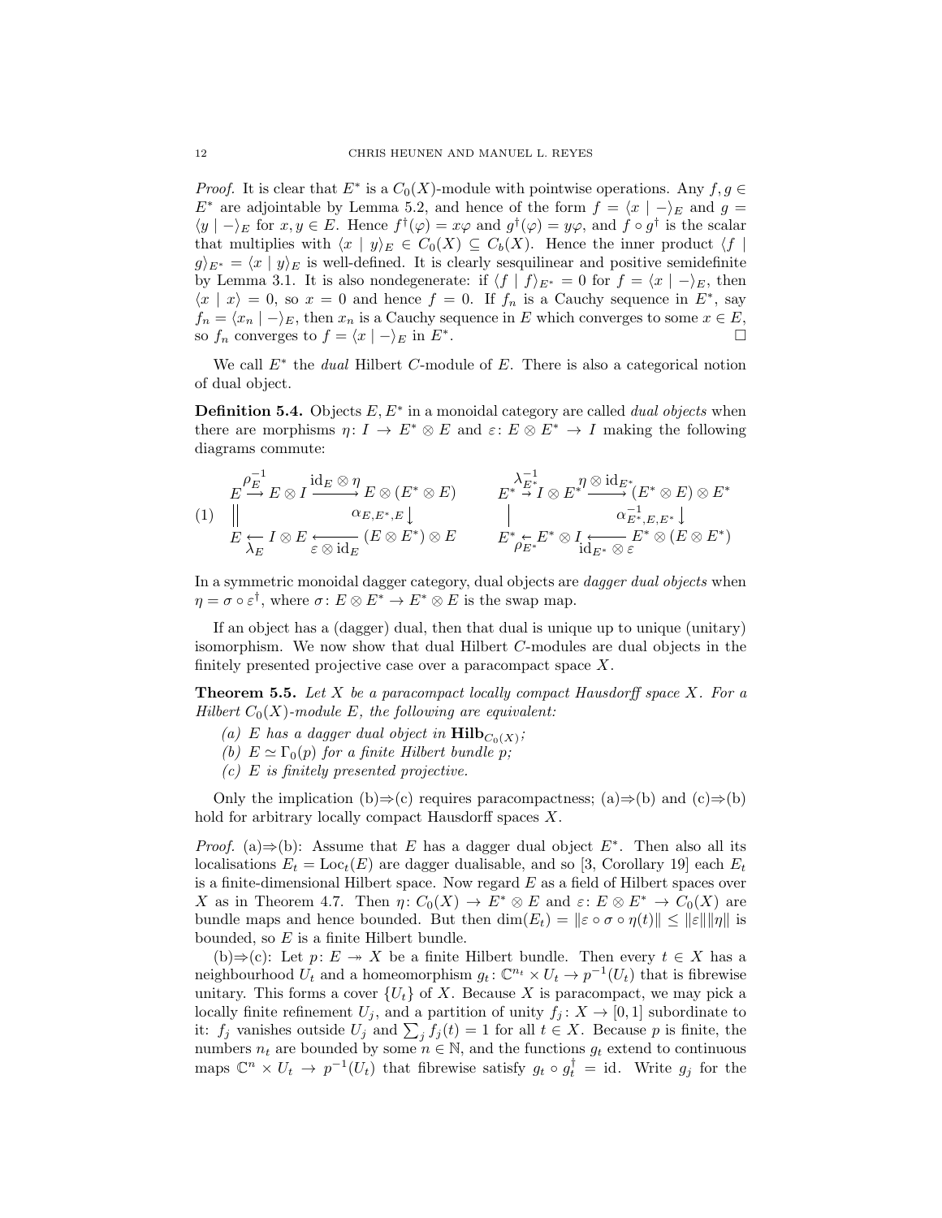*Proof.* It is clear that $E^*$ is a $C_0(X)$-module with pointwise operations. Any $f, g \in E^*$ are adjointable by Lemma 5.2, and hence of the form $f = \langle x \mid - \rangle_E$ and $g = \langle y \mid - \rangle_E$ for $x, y \in E$. Hence $f^\dagger(\varphi) = x\varphi$ and $g^\dagger(\varphi) = y\varphi$, and $f \circ g^\dagger$ is the scalar that multiplies with $\langle x \mid y \rangle_E \in C_0(X) \subseteq C_b(X)$. Hence the inner product $\langle f \mid g \rangle_{E^*} = \langle x \mid y \rangle_E$ is well-defined. It is clearly sesquilinear and positive semidefinite by Lemma 3.1. It is also nondegenerate: if $\langle f \mid f \rangle_{E^*} = 0$ for $f = \langle x \mid - \rangle_E$, then $\langle x \mid x \rangle = 0$, so $x = 0$ and hence $f = 0$. If $f_n$ is a Cauchy sequence in $E^*$, say $f_n = \langle x_n \mid - \rangle_E$, then $x_n$ is a Cauchy sequence in $E$ which converges to some $x \in E$, so $f_n$ converges to $f = \langle x \mid - \rangle_E$ in $E^*$. $\square$

We call $E^*$ the *dual* Hilbert $C$-module of $E$. There is also a categorical notion of dual object.

**Definition 5.4.** Objects $E, E^*$ in a monoidal category are called *dual objects* when there are morphisms $\eta \colon I \to E^* \otimes E$ and $\varepsilon \colon E \otimes E^* \to I$ making the following diagrams commute:

$$
(1) \qquad
\begin{array}{ccccc}
E & \xrightarrow{\rho_E^{-1}} & E \otimes I & \xrightarrow{\mathrm{id}_E \otimes \eta} & E \otimes (E^* \otimes E) \\
\Vert & & & & \downarrow \alpha_{E,E^*,E} \\
E & \xleftarrow[\lambda_E]{} & I \otimes E & \xleftarrow[\varepsilon \otimes \mathrm{id}_E]{} & (E \otimes E^*) \otimes E
\end{array}
\qquad
\begin{array}{ccccc}
E^* & \xrightarrow{\lambda_{E^*}^{-1}} & I \otimes E^* & \xrightarrow{\eta \otimes \mathrm{id}_{E^*}} & (E^* \otimes E) \otimes E^* \\
\vert & & & & \downarrow \alpha_{E^*,E,E^*}^{-1} \\
E^* & \xleftarrow[\rho_{E^*}]{} & E^* \otimes I & \xleftarrow[\mathrm{id}_{E^*} \otimes \varepsilon]{} & E^* \otimes (E \otimes E^*)
\end{array}
$$

In a symmetric monoidal dagger category, dual objects are *dagger dual objects* when $\eta = \sigma \circ \varepsilon^\dagger$, where $\sigma \colon E \otimes E^* \to E^* \otimes E$ is the swap map.

If an object has a (dagger) dual, then that dual is unique up to unique (unitary) isomorphism. We now show that dual Hilbert $C$-modules are dual objects in the finitely presented projective case over a paracompact space $X$.

**Theorem 5.5.** *Let $X$ be a paracompact locally compact Hausdorff space $X$. For a Hilbert $C_0(X)$-module $E$, the following are equivalent:*

- *(a) $E$ has a dagger dual object in $\mathbf{Hilb}_{C_0(X)}$;*
- *(b) $E \simeq \Gamma_0(p)$ for a finite Hilbert bundle $p$;*
- *(c) $E$ is finitely presented projective.*

Only the implication (b)⇒(c) requires paracompactness; (a)⇒(b) and (c)⇒(b) hold for arbitrary locally compact Hausdorff spaces $X$.

*Proof.* (a)⇒(b): Assume that $E$ has a dagger dual object $E^*$. Then also all its localisations $E_t = \mathrm{Loc}_t(E)$ are dagger dualisable, and so [3, Corollary 19] each $E_t$ is a finite-dimensional Hilbert space. Now regard $E$ as a field of Hilbert spaces over $X$ as in Theorem 4.7. Then $\eta \colon C_0(X) \to E^* \otimes E$ and $\varepsilon \colon E \otimes E^* \to C_0(X)$ are bundle maps and hence bounded. But then $\dim(E_t) = \|\varepsilon \circ \sigma \circ \eta(t)\| \leq \|\varepsilon\|\|\eta\|$ is bounded, so $E$ is a finite Hilbert bundle.

(b)⇒(c): Let $p \colon E \twoheadrightarrow X$ be a finite Hilbert bundle. Then every $t \in X$ has a neighbourhood $U_t$ and a homeomorphism $g_t \colon \mathbb{C}^{n_t} \times U_t \to p^{-1}(U_t)$ that is fibrewise unitary. This forms a cover $\{U_t\}$ of $X$. Because $X$ is paracompact, we may pick a locally finite refinement $U_j$, and a partition of unity $f_j \colon X \to [0,1]$ subordinate to it: $f_j$ vanishes outside $U_j$ and $\sum_j f_j(t) = 1$ for all $t \in X$. Because $p$ is finite, the numbers $n_t$ are bounded by some $n \in \mathbb{N}$, and the functions $g_t$ extend to continuous maps $\mathbb{C}^n \times U_t \to p^{-1}(U_t)$ that fibrewise satisfy $g_t \circ g_t^\dagger = \mathrm{id}$. Write $g_j$ for the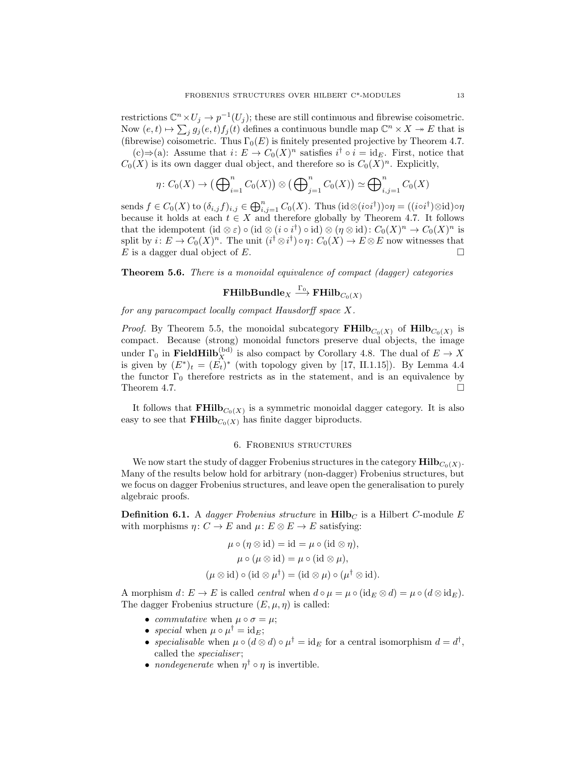restrictions $\mathbb{C}^n \times U_j \to p^{-1}(U_j)$; these are still continuous and fibrewise coisometric. Now $(e,t) \mapsto \sum_j g_j(e,t) f_j(t)$ defines a continuous bundle map $\mathbb{C}^n \times X \twoheadrightarrow E$ that is (fibrewise) coisometric. Thus $\Gamma_0(E)$ is finitely presented projective by Theorem 4.7.

(c)⇒(a): Assume that $i\colon E \to C_0(X)^n$ satisfies $i^\dagger \circ i = \mathrm{id}_E$. First, notice that $C_0(X)$ is its own dagger dual object, and therefore so is $C_0(X)^n$. Explicitly,

$$\eta\colon C_0(X) \to \big(\bigoplus_{i=1}^n C_0(X)\big) \otimes \big(\bigoplus_{j=1}^n C_0(X)\big) \simeq \bigoplus_{i,j=1}^n C_0(X)$$

sends $f \in C_0(X)$ to $(\delta_{i,j} f)_{i,j} \in \bigoplus_{i,j=1}^n C_0(X)$. Thus $(\mathrm{id} \otimes (i \circ i^\dagger)) \circ \eta = ((i \circ i^\dagger) \otimes \mathrm{id}) \circ \eta$ because it holds at each $t \in X$ and therefore globally by Theorem 4.7. It follows that the idempotent $(\mathrm{id} \otimes \varepsilon) \circ (\mathrm{id} \otimes (i \circ i^\dagger) \circ \mathrm{id}) \otimes (\eta \otimes \mathrm{id})\colon C_0(X)^n \to C_0(X)^n$ is split by $i\colon E \to C_0(X)^n$. The unit $(i^\dagger \otimes i^\dagger) \circ \eta\colon C_0(X) \to E \otimes E$ now witnesses that $E$ is a dagger dual object of $E$. □

**Theorem 5.6.** *There is a monoidal equivalence of compact (dagger) categories*

$$\mathbf{FHilbBundle}_X \xrightarrow{\Gamma_0} \mathbf{FHilb}_{C_0(X)}$$

*for any paracompact locally compact Hausdorff space $X$.*

*Proof.* By Theorem 5.5, the monoidal subcategory $\mathbf{FHilb}_{C_0(X)}$ of $\mathbf{Hilb}_{C_0(X)}$ is compact. Because (strong) monoidal functors preserve dual objects, the image under $\Gamma_0$ in $\mathbf{FieldHilb}_X^{(\mathrm{bd})}$ is also compact by Corollary 4.8. The dual of $E \to X$ is given by $(E^*)_t = (E_t)^*$ (with topology given by [17, II.1.15]). By Lemma 4.4 the functor $\Gamma_0$ therefore restricts as in the statement, and is an equivalence by Theorem 4.7. □

It follows that $\mathbf{FHilb}_{C_0(X)}$ is a symmetric monoidal dagger category. It is also easy to see that $\mathbf{FHilb}_{C_0(X)}$ has finite dagger biproducts.

## 6. Frobenius structures

We now start the study of dagger Frobenius structures in the category $\mathbf{Hilb}_{C_0(X)}$. Many of the results below hold for arbitrary (non-dagger) Frobenius structures, but we focus on dagger Frobenius structures, and leave open the generalisation to purely algebraic proofs.

**Definition 6.1.** A *dagger Frobenius structure* in $\mathbf{Hilb}_C$ is a Hilbert $C$-module $E$ with morphisms $\eta\colon C \to E$ and $\mu\colon E \otimes E \to E$ satisfying:

$$\mu \circ (\eta \otimes \mathrm{id}) = \mathrm{id} = \mu \circ (\mathrm{id} \otimes \eta),$$
$$\mu \circ (\mu \otimes \mathrm{id}) = \mu \circ (\mathrm{id} \otimes \mu),$$
$$(\mu \otimes \mathrm{id}) \circ (\mathrm{id} \otimes \mu^\dagger) = (\mathrm{id} \otimes \mu) \circ (\mu^\dagger \otimes \mathrm{id}).$$

A morphism $d\colon E \to E$ is called *central* when $d \circ \mu = \mu \circ (\mathrm{id}_E \otimes d) = \mu \circ (d \otimes \mathrm{id}_E)$. The dagger Frobenius structure $(E, \mu, \eta)$ is called:

- *commutative* when $\mu \circ \sigma = \mu$;
- *special* when $\mu \circ \mu^\dagger = \mathrm{id}_E$;
- *specialisable* when $\mu \circ (d \otimes d) \circ \mu^\dagger = \mathrm{id}_E$ for a central isomorphism $d = d^\dagger$, called the *specialiser*;
- *nondegenerate* when $\eta^\dagger \circ \eta$ is invertible.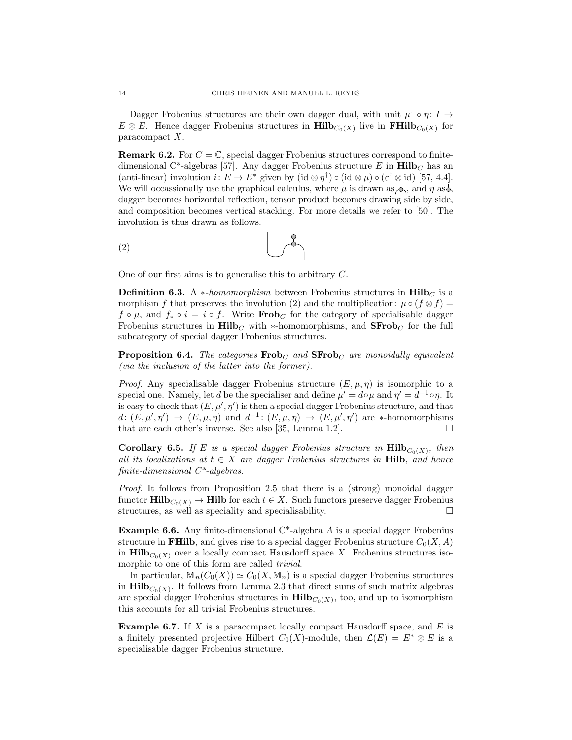Dagger Frobenius structures are their own dagger dual, with unit $\mu^\dagger \circ \eta \colon I \to E \otimes E$. Hence dagger Frobenius structures in $\mathbf{Hilb}_{C_0(X)}$ live in $\mathbf{FHilb}_{C_0(X)}$ for paracompact $X$.

**Remark 6.2.** For $C = \mathbb{C}$, special dagger Frobenius structures correspond to finite-dimensional C*-algebras [57]. Any dagger Frobenius structure $E$ in $\mathbf{Hilb}_C$ has an (anti-linear) involution $i \colon E \to E^*$ given by $(\mathrm{id} \otimes \eta^\dagger) \circ (\mathrm{id} \otimes \mu) \circ (\varepsilon^\dagger \otimes \mathrm{id})$ [57, 4.4]. We will occassionally use the graphical calculus, where $\mu$ is drawn as a dot with two inputs and one output, and $\eta$ as a dot with one output, dagger becomes horizontal reflection, tensor product becomes drawing side by side, and composition becomes vertical stacking. For more details we refer to [50]. The involution is thus drawn as follows.

(2)

One of our first aims is to generalise this to arbitrary $C$.

**Definition 6.3.** A *$*$-homomorphism* between Frobenius structures in $\mathbf{Hilb}_C$ is a morphism $f$ that preserves the involution (2) and the multiplication: $\mu \circ (f \otimes f) = f \circ \mu$, and $f_* \circ i = i \circ f$. Write $\mathbf{Frob}_C$ for the category of specialisable dagger Frobenius structures in $\mathbf{Hilb}_C$ with $*$-homomorphisms, and $\mathbf{SFrob}_C$ for the full subcategory of special dagger Frobenius structures.

**Proposition 6.4.** *The categories $\mathbf{Frob}_C$ and $\mathbf{SFrob}_C$ are monoidally equivalent (via the inclusion of the latter into the former).*

*Proof.* Any specialisable dagger Frobenius structure $(E, \mu, \eta)$ is isomorphic to a special one. Namely, let $d$ be the specialiser and define $\mu' = d \circ \mu$ and $\eta' = d^{-1} \circ \eta$. It is easy to check that $(E, \mu', \eta')$ is then a special dagger Frobenius structure, and that $d \colon (E, \mu', \eta') \to (E, \mu, \eta)$ and $d^{-1} \colon (E, \mu, \eta) \to (E, \mu', \eta')$ are $*$-homomorphisms that are each other's inverse. See also [35, Lemma 1.2]. □

**Corollary 6.5.** *If $E$ is a special dagger Frobenius structure in $\mathbf{Hilb}_{C_0(X)}$, then all its localizations at $t \in X$ are dagger Frobenius structures in $\mathbf{Hilb}$, and hence finite-dimensional C*-algebras.*

*Proof.* It follows from Proposition 2.5 that there is a (strong) monoidal dagger functor $\mathbf{Hilb}_{C_0(X)} \to \mathbf{Hilb}$ for each $t \in X$. Such functors preserve dagger Frobenius structures, as well as speciality and specialisability. □

**Example 6.6.** Any finite-dimensional C*-algebra $A$ is a special dagger Frobenius structure in $\mathbf{FHilb}$, and gives rise to a special dagger Frobenius structure $C_0(X, A)$ in $\mathbf{Hilb}_{C_0(X)}$ over a locally compact Hausdorff space $X$. Frobenius structures isomorphic to one of this form are called *trivial*.

In particular, $\mathbb{M}_n(C_0(X)) \simeq C_0(X, \mathbb{M}_n)$ is a special dagger Frobenius structures in $\mathbf{Hilb}_{C_0(X)}$. It follows from Lemma 2.3 that direct sums of such matrix algebras are special dagger Frobenius structures in $\mathbf{Hilb}_{C_0(X)}$, too, and up to isomorphism this accounts for all trivial Frobenius structures.

**Example 6.7.** If $X$ is a paracompact locally compact Hausdorff space, and $E$ is a finitely presented projective Hilbert $C_0(X)$-module, then $\mathcal{L}(E) = E^* \otimes E$ is a specialisable dagger Frobenius structure.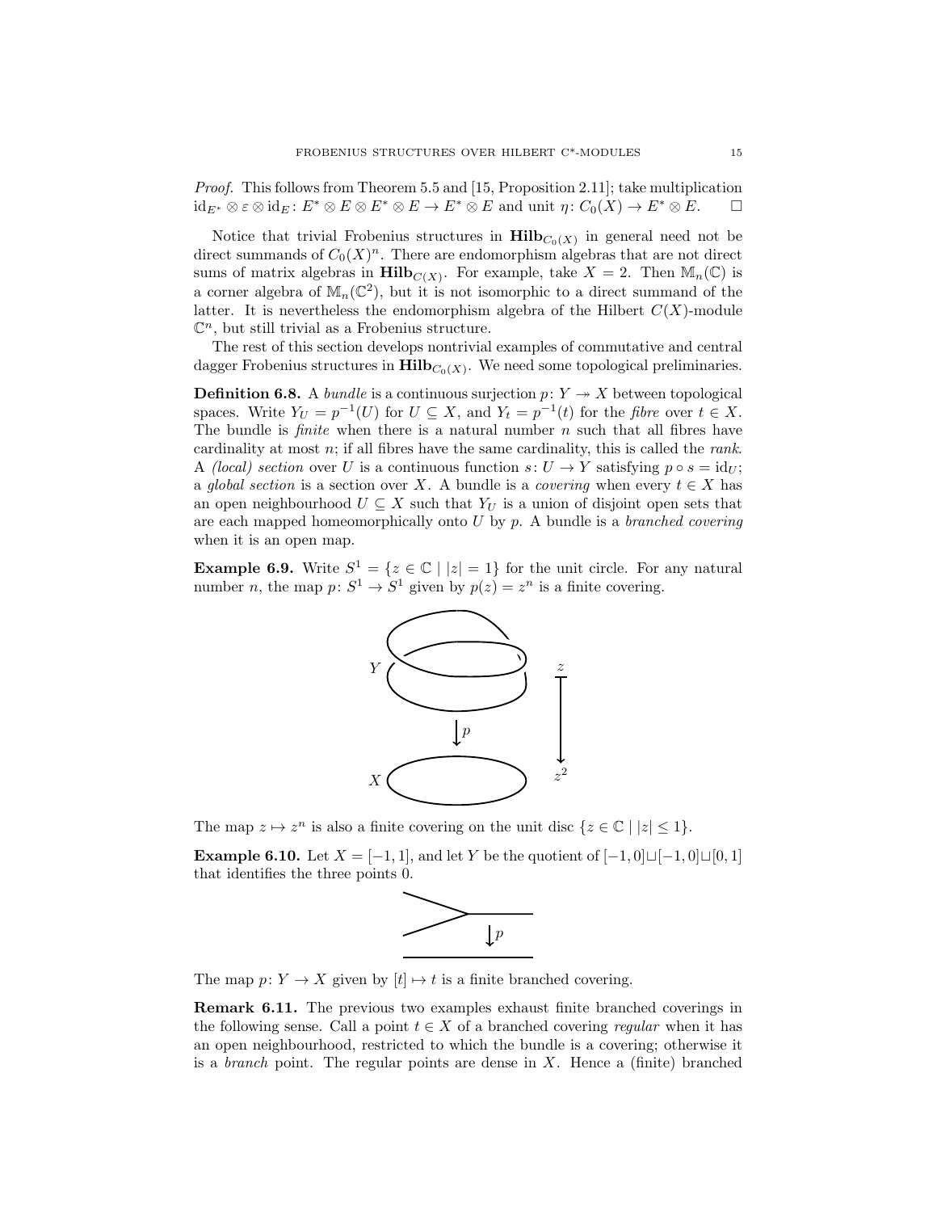*Proof.* This follows from Theorem 5.5 and [15, Proposition 2.11]; take multiplication $\mathrm{id}_{E^*} \otimes \varepsilon \otimes \mathrm{id}_E : E^* \otimes E \otimes E^* \otimes E \to E^* \otimes E$ and unit $\eta : C_0(X) \to E^* \otimes E$. □

Notice that trivial Frobenius structures in $\mathbf{Hilb}_{C_0(X)}$ in general need not be direct summands of $C_0(X)^n$. There are endomorphism algebras that are not direct sums of matrix algebras in $\mathbf{Hilb}_{C(X)}$. For example, take $X = 2$. Then $\mathbb{M}_n(\mathbb{C})$ is a corner algebra of $\mathbb{M}_n(\mathbb{C}^2)$, but it is not isomorphic to a direct summand of the latter. It is nevertheless the endomorphism algebra of the Hilbert $C(X)$-module $\mathbb{C}^n$, but still trivial as a Frobenius structure.

The rest of this section develops nontrivial examples of commutative and central dagger Frobenius structures in $\mathbf{Hilb}_{C_0(X)}$. We need some topological preliminaries.

**Definition 6.8.** A *bundle* is a continuous surjection $p : Y \twoheadrightarrow X$ between topological spaces. Write $Y_U = p^{-1}(U)$ for $U \subseteq X$, and $Y_t = p^{-1}(t)$ for the *fibre* over $t \in X$. The bundle is *finite* when there is a natural number $n$ such that all fibres have cardinality at most $n$; if all fibres have the same cardinality, this is called the *rank*. A *(local) section* over $U$ is a continuous function $s : U \to Y$ satisfying $p \circ s = \mathrm{id}_U$; a *global section* is a section over $X$. A bundle is a *covering* when every $t \in X$ has an open neighbourhood $U \subseteq X$ such that $Y_U$ is a union of disjoint open sets that are each mapped homeomorphically onto $U$ by $p$. A bundle is a *branched covering* when it is an open map.

**Example 6.9.** Write $S^1 = \{z \in \mathbb{C} \mid |z| = 1\}$ for the unit circle. For any natural number $n$, the map $p : S^1 \to S^1$ given by $p(z) = z^n$ is a finite covering.

The map $z \mapsto z^n$ is also a finite covering on the unit disc $\{z \in \mathbb{C} \mid |z| \leq 1\}$.

**Example 6.10.** Let $X = [-1, 1]$, and let $Y$ be the quotient of $[-1, 0] \sqcup [-1, 0] \sqcup [0, 1]$ that identifies the three points 0.

The map $p : Y \to X$ given by $[t] \mapsto t$ is a finite branched covering.

**Remark 6.11.** The previous two examples exhaust finite branched coverings in the following sense. Call a point $t \in X$ of a branched covering *regular* when it has an open neighbourhood, restricted to which the bundle is a covering; otherwise it is a *branch* point. The regular points are dense in $X$. Hence a (finite) branched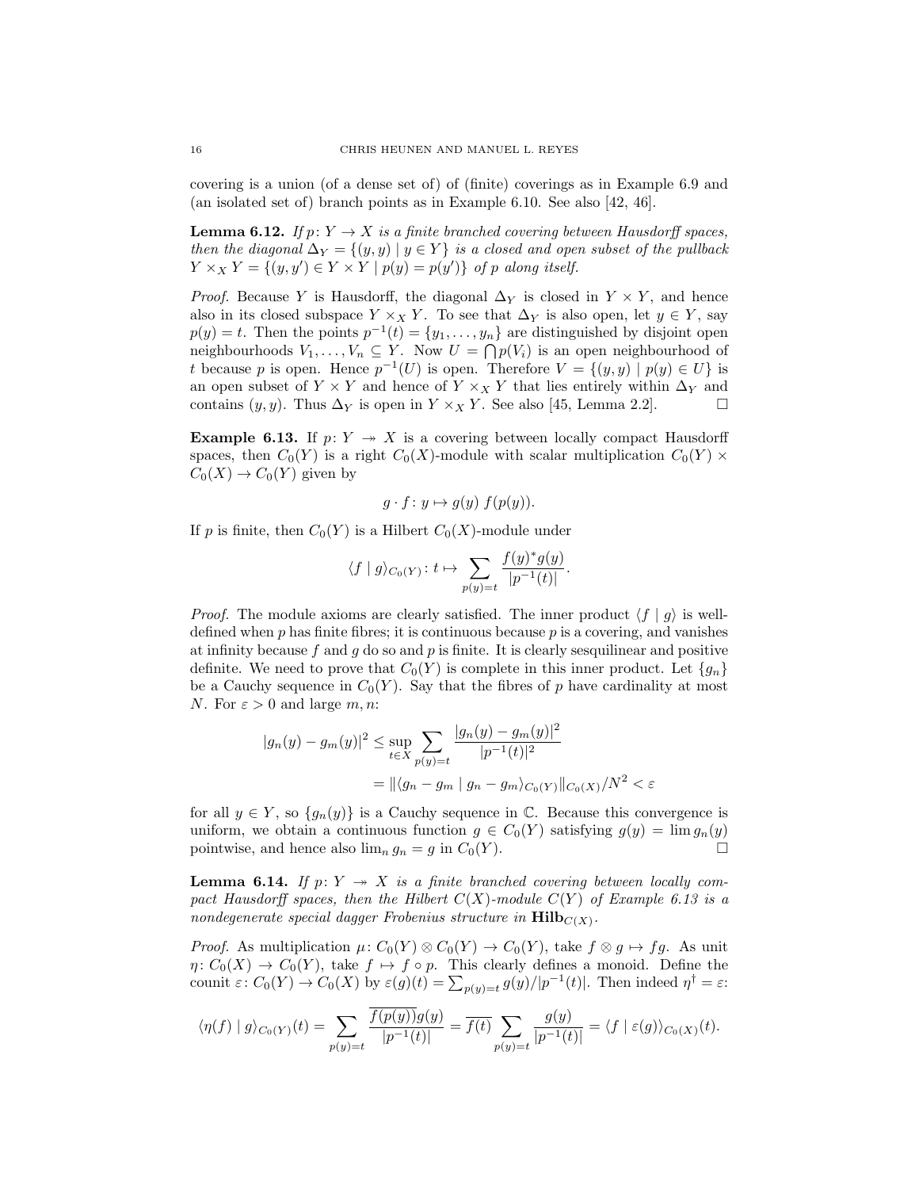covering is a union (of a dense set of) of (finite) coverings as in Example 6.9 and (an isolated set of) branch points as in Example 6.10. See also [42, 46].

**Lemma 6.12.** *If $p\colon Y \to X$ is a finite branched covering between Hausdorff spaces, then the diagonal $\Delta_Y = \{(y,y) \mid y \in Y\}$ is a closed and open subset of the pullback $Y \times_X Y = \{(y,y') \in Y \times Y \mid p(y) = p(y')\}$ of $p$ along itself.*

*Proof.* Because $Y$ is Hausdorff, the diagonal $\Delta_Y$ is closed in $Y \times Y$, and hence also in its closed subspace $Y \times_X Y$. To see that $\Delta_Y$ is also open, let $y \in Y$, say $p(y) = t$. Then the points $p^{-1}(t) = \{y_1, \ldots, y_n\}$ are distinguished by disjoint open neighbourhoods $V_1, \ldots, V_n \subseteq Y$. Now $U = \bigcap p(V_i)$ is an open neighbourhood of $t$ because $p$ is open. Hence $p^{-1}(U)$ is open. Therefore $V = \{(y,y) \mid p(y) \in U\}$ is an open subset of $Y \times Y$ and hence of $Y \times_X Y$ that lies entirely within $\Delta_Y$ and contains $(y,y)$. Thus $\Delta_Y$ is open in $Y \times_X Y$. See also [45, Lemma 2.2]. $\square$

**Example 6.13.** If $p\colon Y \twoheadrightarrow X$ is a covering between locally compact Hausdorff spaces, then $C_0(Y)$ is a right $C_0(X)$-module with scalar multiplication $C_0(Y) \times C_0(X) \to C_0(Y)$ given by

$$g \cdot f\colon y \mapsto g(y)\ f(p(y)).$$

If $p$ is finite, then $C_0(Y)$ is a Hilbert $C_0(X)$-module under

$$\langle f \mid g\rangle_{C_0(Y)}\colon t \mapsto \sum_{p(y)=t} \frac{f(y)^* g(y)}{|p^{-1}(t)|}.$$

*Proof.* The module axioms are clearly satisfied. The inner product $\langle f \mid g\rangle$ is well-defined when $p$ has finite fibres; it is continuous because $p$ is a covering, and vanishes at infinity because $f$ and $g$ do so and $p$ is finite. It is clearly sesquilinear and positive definite. We need to prove that $C_0(Y)$ is complete in this inner product. Let $\{g_n\}$ be a Cauchy sequence in $C_0(Y)$. Say that the fibres of $p$ have cardinality at most $N$. For $\varepsilon > 0$ and large $m, n$:

$$\begin{aligned}
|g_n(y) - g_m(y)|^2 &\leq \sup_{t \in X} \sum_{p(y)=t} \frac{|g_n(y) - g_m(y)|^2}{|p^{-1}(t)|^2} \\
&= \|\langle g_n - g_m \mid g_n - g_m\rangle_{C_0(Y)}\|_{C_0(X)}/N^2 < \varepsilon
\end{aligned}$$

for all $y \in Y$, so $\{g_n(y)\}$ is a Cauchy sequence in $\mathbb{C}$. Because this convergence is uniform, we obtain a continuous function $g \in C_0(Y)$ satisfying $g(y) = \lim g_n(y)$ pointwise, and hence also $\lim_n g_n = g$ in $C_0(Y)$. $\square$

**Lemma 6.14.** *If $p\colon Y \twoheadrightarrow X$ is a finite branched covering between locally compact Hausdorff spaces, then the Hilbert $C(X)$-module $C(Y)$ of Example 6.13 is a nondegenerate special dagger Frobenius structure in $\mathbf{Hilb}_{C(X)}$.*

*Proof.* As multiplication $\mu\colon C_0(Y) \otimes C_0(Y) \to C_0(Y)$, take $f \otimes g \mapsto fg$. As unit $\eta\colon C_0(X) \to C_0(Y)$, take $f \mapsto f \circ p$. This clearly defines a monoid. Define the counit $\varepsilon\colon C_0(Y) \to C_0(X)$ by $\varepsilon(g)(t) = \sum_{p(y)=t} g(y)/|p^{-1}(t)|$. Then indeed $\eta^\dagger = \varepsilon$:

$$\langle \eta(f) \mid g\rangle_{C_0(Y)}(t) = \sum_{p(y)=t} \frac{\overline{f(p(y))}g(y)}{|p^{-1}(t)|} = \overline{f(t)} \sum_{p(y)=t} \frac{g(y)}{|p^{-1}(t)|} = \langle f \mid \varepsilon(g)\rangle_{C_0(X)}(t).$$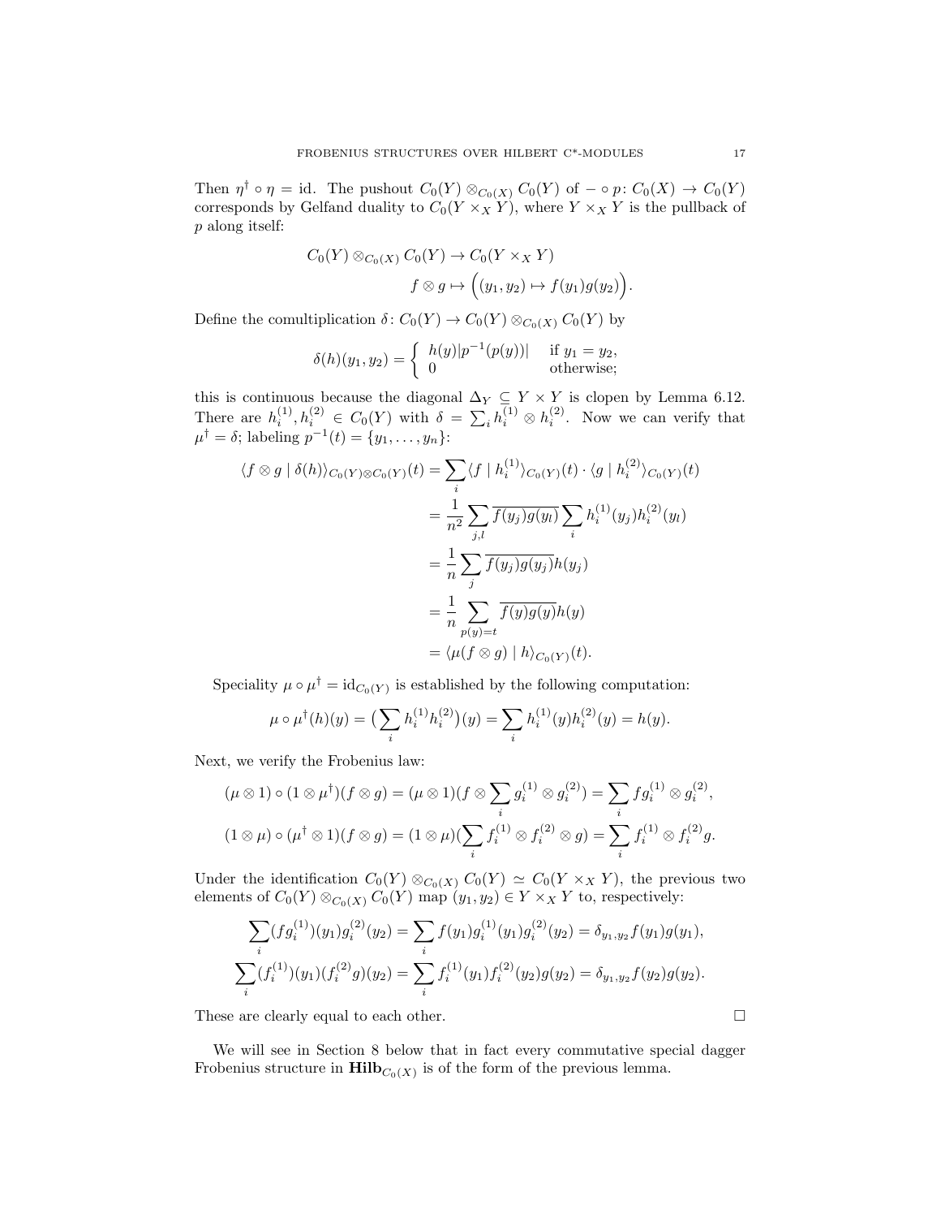Then $\eta^\dagger \circ \eta = \text{id}$. The pushout $C_0(Y) \otimes_{C_0(X)} C_0(Y)$ of $- \circ p \colon C_0(X) \to C_0(Y)$ corresponds by Gelfand duality to $C_0(Y \times_X Y)$, where $Y \times_X Y$ is the pullback of $p$ along itself:

$$
\begin{aligned}
C_0(Y) \otimes_{C_0(X)} C_0(Y) &\to C_0(Y \times_X Y) \\
f \otimes g &\mapsto \Big( (y_1, y_2) \mapsto f(y_1) g(y_2) \Big).
\end{aligned}
$$

Define the comultiplication $\delta \colon C_0(Y) \to C_0(Y) \otimes_{C_0(X)} C_0(Y)$ by

$$
\delta(h)(y_1, y_2) = \begin{cases} h(y) |p^{-1}(p(y))| & \text{if } y_1 = y_2, \\ 0 & \text{otherwise;} \end{cases}
$$

this is continuous because the diagonal $\Delta_Y \subseteq Y \times Y$ is clopen by Lemma 6.12. There are $h_i^{(1)}, h_i^{(2)} \in C_0(Y)$ with $\delta = \sum_i h_i^{(1)} \otimes h_i^{(2)}$. Now we can verify that $\mu^\dagger = \delta$; labeling $p^{-1}(t) = \{y_1, \ldots, y_n\}$:

$$
\begin{aligned}
\langle f \otimes g \mid \delta(h) \rangle_{C_0(Y) \otimes C_0(Y)}(t) &= \sum_i \langle f \mid h_i^{(1)} \rangle_{C_0(Y)}(t) \cdot \langle g \mid h_i^{(2)} \rangle_{C_0(Y)}(t) \\
&= \frac{1}{n^2} \sum_{j,l} \overline{f(y_j) g(y_l)} \sum_i h_i^{(1)}(y_j) h_i^{(2)}(y_l) \\
&= \frac{1}{n} \sum_j \overline{f(y_j) g(y_j)} h(y_j) \\
&= \frac{1}{n} \sum_{p(y)=t} \overline{f(y) g(y)} h(y) \\
&= \langle \mu(f \otimes g) \mid h \rangle_{C_0(Y)}(t).
\end{aligned}
$$

Speciality $\mu \circ \mu^\dagger = \text{id}_{C_0(Y)}$ is established by the following computation:

$$
\mu \circ \mu^\dagger(h)(y) = \big( \sum_i h_i^{(1)} h_i^{(2)} \big)(y) = \sum_i h_i^{(1)}(y) h_i^{(2)}(y) = h(y).
$$

Next, we verify the Frobenius law:

$$
\begin{aligned}
(\mu \otimes 1) \circ (1 \otimes \mu^\dagger)(f \otimes g) &= (\mu \otimes 1)(f \otimes \sum_i g_i^{(1)} \otimes g_i^{(2)}) = \sum_i f g_i^{(1)} \otimes g_i^{(2)}, \\
(1 \otimes \mu) \circ (\mu^\dagger \otimes 1)(f \otimes g) &= (1 \otimes \mu)(\sum_i f_i^{(1)} \otimes f_i^{(2)} \otimes g) = \sum_i f_i^{(1)} \otimes f_i^{(2)} g.
\end{aligned}
$$

Under the identification $C_0(Y) \otimes_{C_0(X)} C_0(Y) \simeq C_0(Y \times_X Y)$, the previous two elements of $C_0(Y) \otimes_{C_0(X)} C_0(Y)$ map $(y_1, y_2) \in Y \times_X Y$ to, respectively:

$$
\begin{aligned}
\sum_i (f g_i^{(1)})(y_1) g_i^{(2)}(y_2) &= \sum_i f(y_1) g_i^{(1)}(y_1) g_i^{(2)}(y_2) = \delta_{y_1, y_2} f(y_1) g(y_1), \\
\sum_i (f_i^{(1)})(y_1) (f_i^{(2)} g)(y_2) &= \sum_i f_i^{(1)}(y_1) f_i^{(2)}(y_2) g(y_2) = \delta_{y_1, y_2} f(y_2) g(y_2).
\end{aligned}
$$

These are clearly equal to each other. □

We will see in Section 8 below that in fact every commutative special dagger Frobenius structure in $\mathbf{Hilb}_{C_0(X)}$ is of the form of the previous lemma.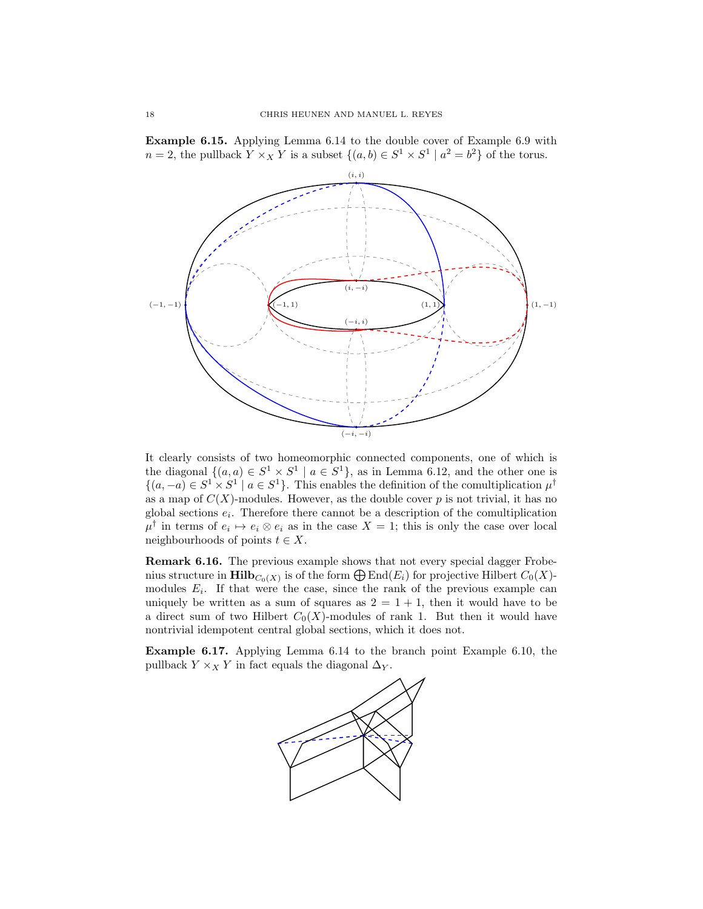**Example 6.15.** Applying Lemma 6.14 to the double cover of Example 6.9 with $n = 2$, the pullback $Y \times_X Y$ is a subset $\{(a, b) \in S^1 \times S^1 \mid a^2 = b^2\}$ of the torus.

It clearly consists of two homeomorphic connected components, one of which is the diagonal $\{(a, a) \in S^1 \times S^1 \mid a \in S^1\}$, as in Lemma 6.12, and the other one is $\{(a, -a) \in S^1 \times S^1 \mid a \in S^1\}$. This enables the definition of the comultiplication $\mu^\dagger$ as a map of $C(X)$-modules. However, as the double cover $p$ is not trivial, it has no global sections $e_i$. Therefore there cannot be a description of the comultiplication $\mu^\dagger$ in terms of $e_i \mapsto e_i \otimes e_i$ as in the case $X = 1$; this is only the case over local neighbourhoods of points $t \in X$.

**Remark 6.16.** The previous example shows that not every special dagger Frobenius structure in $\mathbf{Hilb}_{C_0(X)}$ is of the form $\bigoplus \mathrm{End}(E_i)$ for projective Hilbert $C_0(X)$-modules $E_i$. If that were the case, since the rank of the previous example can uniquely be written as a sum of squares as $2 = 1 + 1$, then it would have to be a direct sum of two Hilbert $C_0(X)$-modules of rank 1. But then it would have nontrivial idempotent central global sections, which it does not.

**Example 6.17.** Applying Lemma 6.14 to the branch point Example 6.10, the pullback $Y \times_X Y$ in fact equals the diagonal $\Delta_Y$.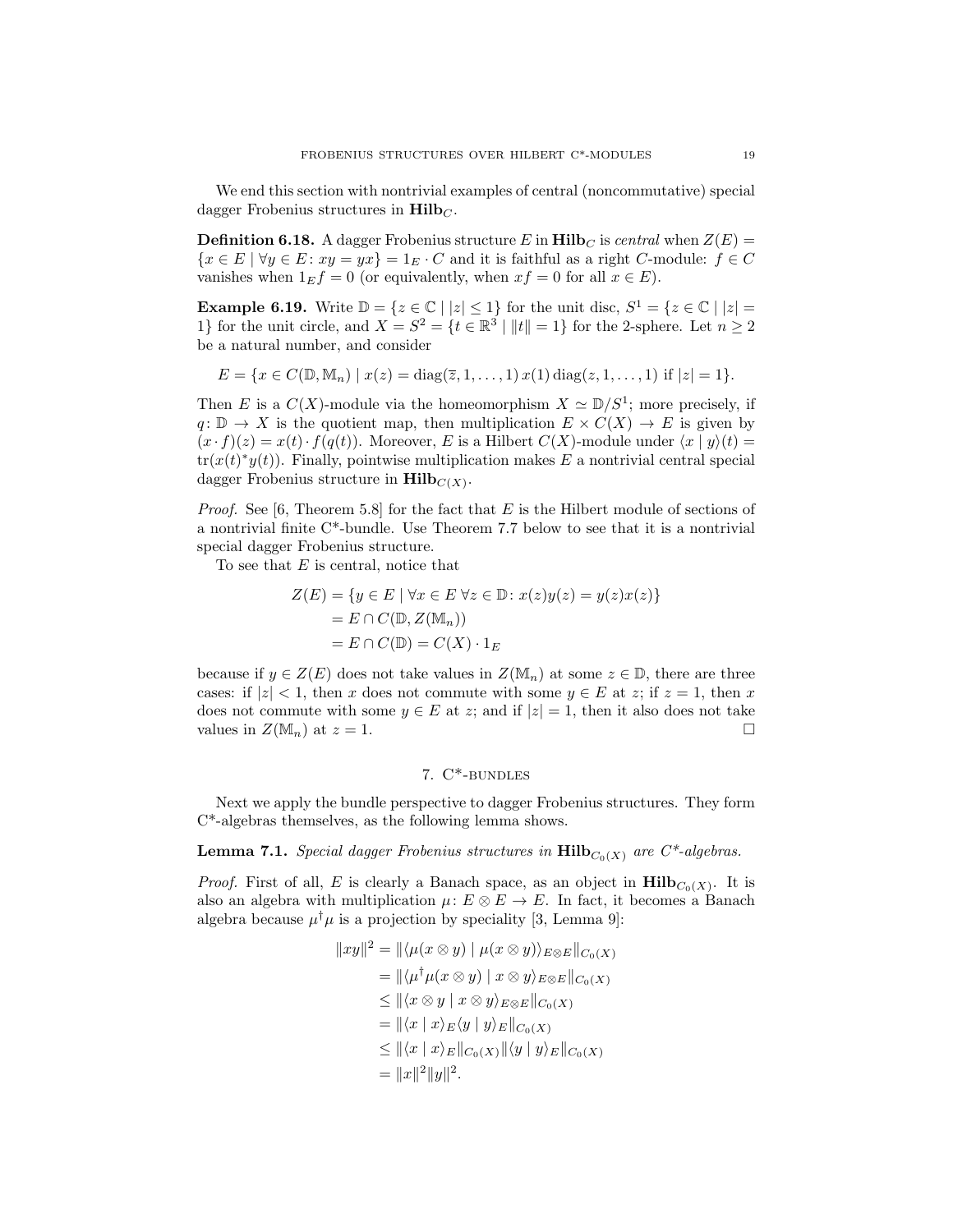We end this section with nontrivial examples of central (noncommutative) special dagger Frobenius structures in $\mathbf{Hilb}_C$.

**Definition 6.18.** A dagger Frobenius structure $E$ in $\mathbf{Hilb}_C$ is *central* when $Z(E) = \{x \in E \mid \forall y \in E\colon xy = yx\} = 1_E \cdot C$ and it is faithful as a right $C$-module: $f \in C$ vanishes when $1_E f = 0$ (or equivalently, when $xf = 0$ for all $x \in E$).

**Example 6.19.** Write $\mathbb{D} = \{z \in \mathbb{C} \mid |z| \leq 1\}$ for the unit disc, $S^1 = \{z \in \mathbb{C} \mid |z| = 1\}$ for the unit circle, and $X = S^2 = \{t \in \mathbb{R}^3 \mid \|t\| = 1\}$ for the 2-sphere. Let $n \geq 2$ be a natural number, and consider

$$E = \{x \in C(\mathbb{D}, \mathbb{M}_n) \mid x(z) = \operatorname{diag}(\overline{z}, 1, \ldots, 1)\, x(1) \operatorname{diag}(z, 1, \ldots, 1) \text{ if } |z| = 1\}.$$

Then $E$ is a $C(X)$-module via the homeomorphism $X \simeq \mathbb{D}/S^1$; more precisely, if $q\colon \mathbb{D} \to X$ is the quotient map, then multiplication $E \times C(X) \to E$ is given by $(x \cdot f)(z) = x(t) \cdot f(q(t))$. Moreover, $E$ is a Hilbert $C(X)$-module under $\langle x \mid y \rangle(t) = \operatorname{tr}(x(t)^* y(t))$. Finally, pointwise multiplication makes $E$ a nontrivial central special dagger Frobenius structure in $\mathbf{Hilb}_{C(X)}$.

*Proof.* See [6, Theorem 5.8] for the fact that $E$ is the Hilbert module of sections of a nontrivial finite C*-bundle. Use Theorem 7.7 below to see that it is a nontrivial special dagger Frobenius structure.

To see that $E$ is central, notice that

$$\begin{aligned}
Z(E) &= \{y \in E \mid \forall x \in E\ \forall z \in \mathbb{D}\colon x(z)y(z) = y(z)x(z)\} \\
&= E \cap C(\mathbb{D}, Z(\mathbb{M}_n)) \\
&= E \cap C(\mathbb{D}) = C(X) \cdot 1_E
\end{aligned}$$

because if $y \in Z(E)$ does not take values in $Z(\mathbb{M}_n)$ at some $z \in \mathbb{D}$, there are three cases: if $|z| < 1$, then $x$ does not commute with some $y \in E$ at $z$; if $z = 1$, then $x$ does not commute with some $y \in E$ at $z$; and if $|z| = 1$, then it also does not take values in $Z(\mathbb{M}_n)$ at $z = 1$. $\square$

## 7. C*-bundles

Next we apply the bundle perspective to dagger Frobenius structures. They form C*-algebras themselves, as the following lemma shows.

**Lemma 7.1.** *Special dagger Frobenius structures in $\mathbf{Hilb}_{C_0(X)}$ are C*-algebras.*

*Proof.* First of all, $E$ is clearly a Banach space, as an object in $\mathbf{Hilb}_{C_0(X)}$. It is also an algebra with multiplication $\mu\colon E \otimes E \to E$. In fact, it becomes a Banach algebra because $\mu^\dagger \mu$ is a projection by speciality [3, Lemma 9]:

$$\begin{aligned}
\|xy\|^2 &= \|\langle \mu(x \otimes y) \mid \mu(x \otimes y) \rangle_{E \otimes E}\|_{C_0(X)} \\
&= \|\langle \mu^\dagger \mu(x \otimes y) \mid x \otimes y \rangle_{E \otimes E}\|_{C_0(X)} \\
&\leq \|\langle x \otimes y \mid x \otimes y \rangle_{E \otimes E}\|_{C_0(X)} \\
&= \|\langle x \mid x \rangle_E \langle y \mid y \rangle_E\|_{C_0(X)} \\
&\leq \|\langle x \mid x \rangle_E\|_{C_0(X)} \|\langle y \mid y \rangle_E\|_{C_0(X)} \\
&= \|x\|^2 \|y\|^2.
\end{aligned}$$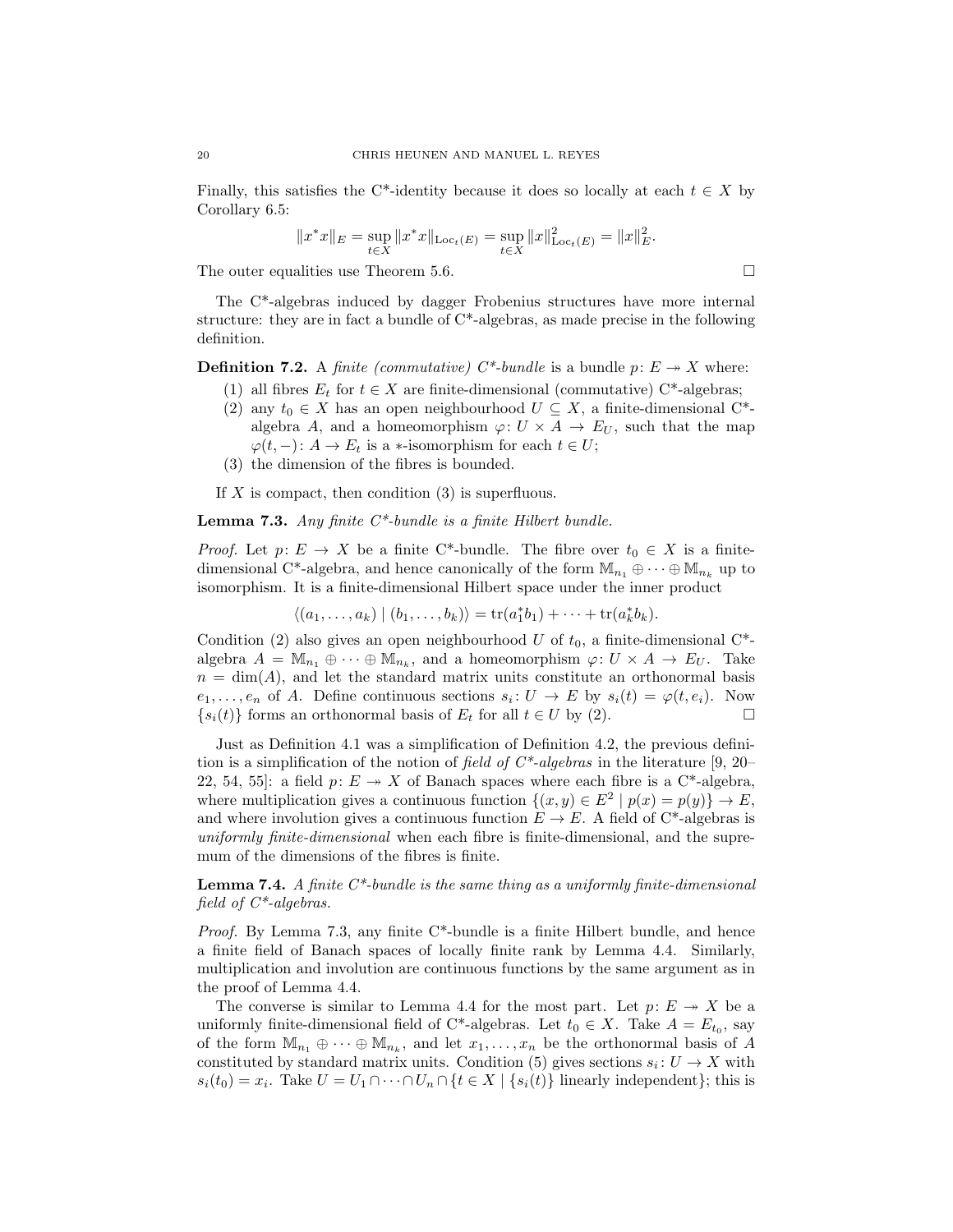Finally, this satisfies the C*-identity because it does so locally at each $t \in X$ by Corollary 6.5:

$$\|x^*x\|_E = \sup_{t\in X} \|x^*x\|_{\mathrm{Loc}_t(E)} = \sup_{t\in X} \|x\|^2_{\mathrm{Loc}_t(E)} = \|x\|^2_E.$$

The outer equalities use Theorem 5.6. □

The C*-algebras induced by dagger Frobenius structures have more internal structure: they are in fact a bundle of C*-algebras, as made precise in the following definition.

**Definition 7.2.** A *finite (commutative) C\*-bundle* is a bundle $p\colon E \twoheadrightarrow X$ where:

1. all fibres $E_t$ for $t \in X$ are finite-dimensional (commutative) C*-algebras;
2. any $t_0 \in X$ has an open neighbourhood $U \subseteq X$, a finite-dimensional C*-algebra $A$, and a homeomorphism $\varphi\colon U \times A \to E_U$, such that the map $\varphi(t,-)\colon A \to E_t$ is a $*$-isomorphism for each $t \in U$;
3. the dimension of the fibres is bounded.

If $X$ is compact, then condition (3) is superfluous.

**Lemma 7.3.** *Any finite C\*-bundle is a finite Hilbert bundle.*

*Proof.* Let $p\colon E \to X$ be a finite C*-bundle. The fibre over $t_0 \in X$ is a finite-dimensional C*-algebra, and hence canonically of the form $\mathbb{M}_{n_1} \oplus \cdots \oplus \mathbb{M}_{n_k}$ up to isomorphism. It is a finite-dimensional Hilbert space under the inner product

$$\langle (a_1,\ldots,a_k) \mid (b_1,\ldots,b_k)\rangle = \mathrm{tr}(a_1^*b_1) + \cdots + \mathrm{tr}(a_k^*b_k).$$

Condition (2) also gives an open neighbourhood $U$ of $t_0$, a finite-dimensional C*-algebra $A = \mathbb{M}_{n_1} \oplus \cdots \oplus \mathbb{M}_{n_k}$, and a homeomorphism $\varphi\colon U \times A \to E_U$. Take $n = \dim(A)$, and let the standard matrix units constitute an orthonormal basis $e_1,\ldots,e_n$ of $A$. Define continuous sections $s_i\colon U \to E$ by $s_i(t) = \varphi(t,e_i)$. Now $\{s_i(t)\}$ forms an orthonormal basis of $E_t$ for all $t \in U$ by (2). □

Just as Definition 4.1 was a simplification of Definition 4.2, the previous definition is a simplification of the notion of *field of C\*-algebras* in the literature [9, 20–22, 54, 55]: a field $p\colon E \twoheadrightarrow X$ of Banach spaces where each fibre is a C*-algebra, where multiplication gives a continuous function $\{(x,y) \in E^2 \mid p(x) = p(y)\} \to E$, and where involution gives a continuous function $E \to E$. A field of C*-algebras is *uniformly finite-dimensional* when each fibre is finite-dimensional, and the supremum of the dimensions of the fibres is finite.

**Lemma 7.4.** *A finite C\*-bundle is the same thing as a uniformly finite-dimensional field of C\*-algebras.*

*Proof.* By Lemma 7.3, any finite C*-bundle is a finite Hilbert bundle, and hence a finite field of Banach spaces of locally finite rank by Lemma 4.4. Similarly, multiplication and involution are continuous functions by the same argument as in the proof of Lemma 4.4.

The converse is similar to Lemma 4.4 for the most part. Let $p\colon E \twoheadrightarrow X$ be a uniformly finite-dimensional field of C*-algebras. Let $t_0 \in X$. Take $A = E_{t_0}$, say of the form $\mathbb{M}_{n_1} \oplus \cdots \oplus \mathbb{M}_{n_k}$, and let $x_1,\ldots,x_n$ be the orthonormal basis of $A$ constituted by standard matrix units. Condition (5) gives sections $s_i\colon U \to X$ with $s_i(t_0) = x_i$. Take $U = U_1 \cap \cdots \cap U_n \cap \{t \in X \mid \{s_i(t)\} \text{ linearly independent}\}$; this is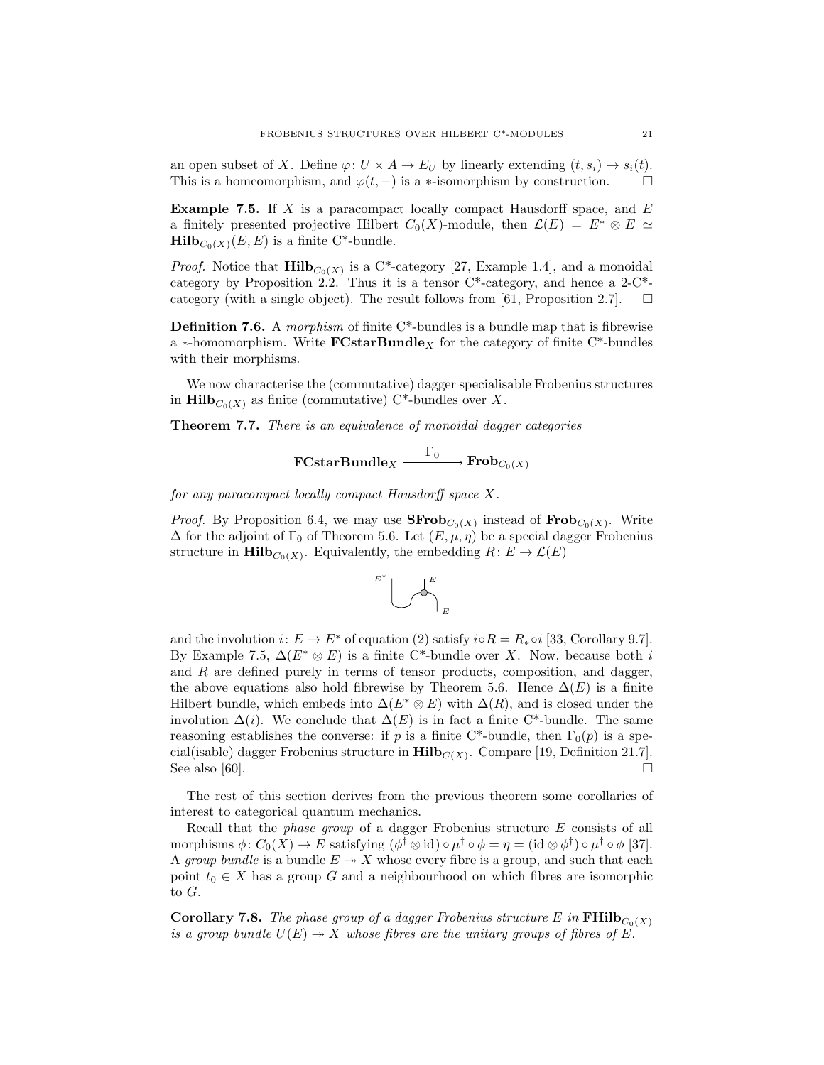an open subset of $X$. Define $\varphi\colon U \times A \to E_U$ by linearly extending $(t, s_i) \mapsto s_i(t)$. This is a homeomorphism, and $\varphi(t, -)$ is a $*$-isomorphism by construction. □

**Example 7.5.** If $X$ is a paracompact locally compact Hausdorff space, and $E$ a finitely presented projective Hilbert $C_0(X)$-module, then $\mathcal{L}(E) = E^* \otimes E \simeq \mathbf{Hilb}_{C_0(X)}(E, E)$ is a finite C*-bundle.

*Proof.* Notice that $\mathbf{Hilb}_{C_0(X)}$ is a C*-category [27, Example 1.4], and a monoidal category by Proposition 2.2. Thus it is a tensor C*-category, and hence a 2-C*-category (with a single object). The result follows from [61, Proposition 2.7]. □

**Definition 7.6.** A *morphism* of finite C*-bundles is a bundle map that is fibrewise a $*$-homomorphism. Write $\mathbf{FCstarBundle}_X$ for the category of finite C*-bundles with their morphisms.

We now characterise the (commutative) dagger specialisable Frobenius structures in $\mathbf{Hilb}_{C_0(X)}$ as finite (commutative) C*-bundles over $X$.

**Theorem 7.7.** *There is an equivalence of monoidal dagger categories*

$$\mathbf{FCstarBundle}_X \xrightarrow{\quad \Gamma_0 \quad} \mathbf{Frob}_{C_0(X)}$$

*for any paracompact locally compact Hausdorff space $X$.*

*Proof.* By Proposition 6.4, we may use $\mathbf{SFrob}_{C_0(X)}$ instead of $\mathbf{Frob}_{C_0(X)}$. Write $\Delta$ for the adjoint of $\Gamma_0$ of Theorem 5.6. Let $(E, \mu, \eta)$ be a special dagger Frobenius structure in $\mathbf{Hilb}_{C_0(X)}$. Equivalently, the embedding $R\colon E \to \mathcal{L}(E)$

and the involution $i\colon E \to E^*$ of equation (2) satisfy $i \circ R = R_* \circ i$ [33, Corollary 9.7]. By Example 7.5, $\Delta(E^* \otimes E)$ is a finite C*-bundle over $X$. Now, because both $i$ and $R$ are defined purely in terms of tensor products, composition, and dagger, the above equations also hold fibrewise by Theorem 5.6. Hence $\Delta(E)$ is a finite Hilbert bundle, which embeds into $\Delta(E^* \otimes E)$ with $\Delta(R)$, and is closed under the involution $\Delta(i)$. We conclude that $\Delta(E)$ is in fact a finite C*-bundle. The same reasoning establishes the converse: if $p$ is a finite C*-bundle, then $\Gamma_0(p)$ is a special(isable) dagger Frobenius structure in $\mathbf{Hilb}_{C(X)}$. Compare [19, Definition 21.7]. See also [60]. □

The rest of this section derives from the previous theorem some corollaries of interest to categorical quantum mechanics.

Recall that the *phase group* of a dagger Frobenius structure $E$ consists of all morphisms $\phi\colon C_0(X) \to E$ satisfying $(\phi^\dagger \otimes \mathrm{id}) \circ \mu^\dagger \circ \phi = \eta = (\mathrm{id} \otimes \phi^\dagger) \circ \mu^\dagger \circ \phi$ [37]. A *group bundle* is a bundle $E \twoheadrightarrow X$ whose every fibre is a group, and such that each point $t_0 \in X$ has a group $G$ and a neighbourhood on which fibres are isomorphic to $G$.

**Corollary 7.8.** *The phase group of a dagger Frobenius structure $E$ in $\mathbf{FHilb}_{C_0(X)}$ is a group bundle $U(E) \twoheadrightarrow X$ whose fibres are the unitary groups of fibres of $E$.*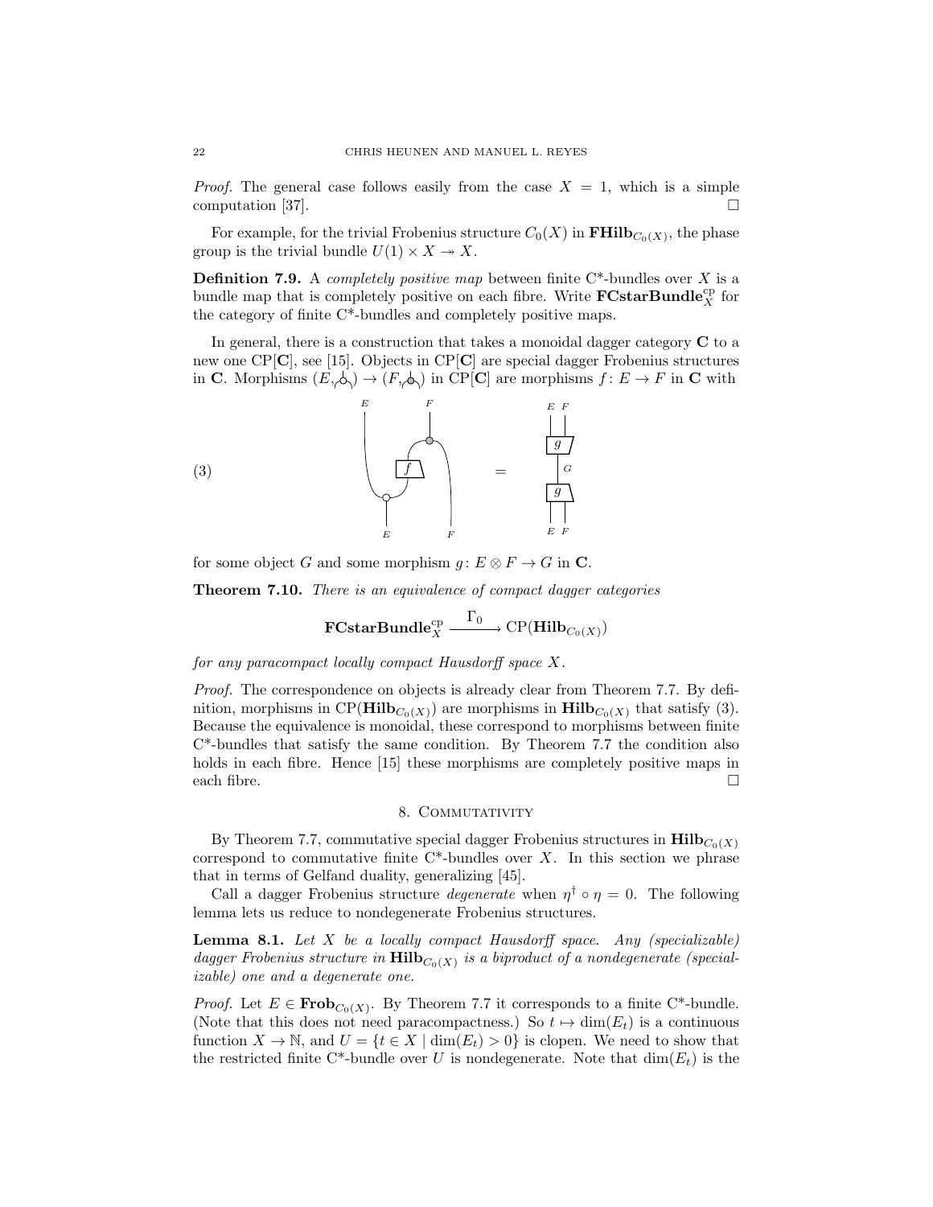*Proof.* The general case follows easily from the case $X = 1$, which is a simple computation [37]. $\square$

For example, for the trivial Frobenius structure $C_0(X)$ in $\mathbf{FHilb}_{C_0(X)}$, the phase group is the trivial bundle $U(1) \times X \twoheadrightarrow X$.

**Definition 7.9.** A *completely positive map* between finite C*-bundles over $X$ is a bundle map that is completely positive on each fibre. Write $\mathbf{FCstarBundle}_X^{\text{cp}}$ for the category of finite C*-bundles and completely positive maps.

In general, there is a construction that takes a monoidal dagger category $\mathbf{C}$ to a new one $\text{CP}[\mathbf{C}]$, see [15]. Objects in $\text{CP}[\mathbf{C}]$ are special dagger Frobenius structures in $\mathbf{C}$. Morphisms $(E, \text{⅄}) \to (F, \text{⅄})$ in $\text{CP}[\mathbf{C}]$ are morphisms $f \colon E \to F$ in $\mathbf{C}$ with

(3) [string diagram: wires $E$ (top left) and $F$ (top right); $f$ applied between a comultiplication on $E$ (bottom input $E$) and a multiplication into $F$, with a further input $F$ at the bottom right] $=$ [string diagram: inputs $E$, $F$ into $g$, wire $G$, then $g^\dagger$ to outputs $E$, $F$]

for some object $G$ and some morphism $g \colon E \otimes F \to G$ in $\mathbf{C}$.

**Theorem 7.10.** *There is an equivalence of compact dagger categories*

$$\mathbf{FCstarBundle}_X^{\text{cp}} \xrightarrow{\ \Gamma_0\ } \text{CP}(\mathbf{Hilb}_{C_0(X)})$$

*for any paracompact locally compact Hausdorff space $X$.*

*Proof.* The correspondence on objects is already clear from Theorem 7.7. By definition, morphisms in $\text{CP}(\mathbf{Hilb}_{C_0(X)})$ are morphisms in $\mathbf{Hilb}_{C_0(X)}$ that satisfy (3). Because the equivalence is monoidal, these correspond to morphisms between finite C*-bundles that satisfy the same condition. By Theorem 7.7 the condition also holds in each fibre. Hence [15] these morphisms are completely positive maps in each fibre. $\square$

## 8. Commutativity

By Theorem 7.7, commutative special dagger Frobenius structures in $\mathbf{Hilb}_{C_0(X)}$ correspond to commutative finite C*-bundles over $X$. In this section we phrase that in terms of Gelfand duality, generalizing [45].

Call a dagger Frobenius structure *degenerate* when $\eta^\dagger \circ \eta = 0$. The following lemma lets us reduce to nondegenerate Frobenius structures.

**Lemma 8.1.** *Let $X$ be a locally compact Hausdorff space. Any (specializable) dagger Frobenius structure in $\mathbf{Hilb}_{C_0(X)}$ is a biproduct of a nondegenerate (specializable) one and a degenerate one.*

*Proof.* Let $E \in \mathbf{Frob}_{C_0(X)}$. By Theorem 7.7 it corresponds to a finite C*-bundle. (Note that this does not need paracompactness.) So $t \mapsto \dim(E_t)$ is a continuous function $X \to \mathbb{N}$, and $U = \{t \in X \mid \dim(E_t) > 0\}$ is clopen. We need to show that the restricted finite C*-bundle over $U$ is nondegenerate. Note that $\dim(E_t)$ is the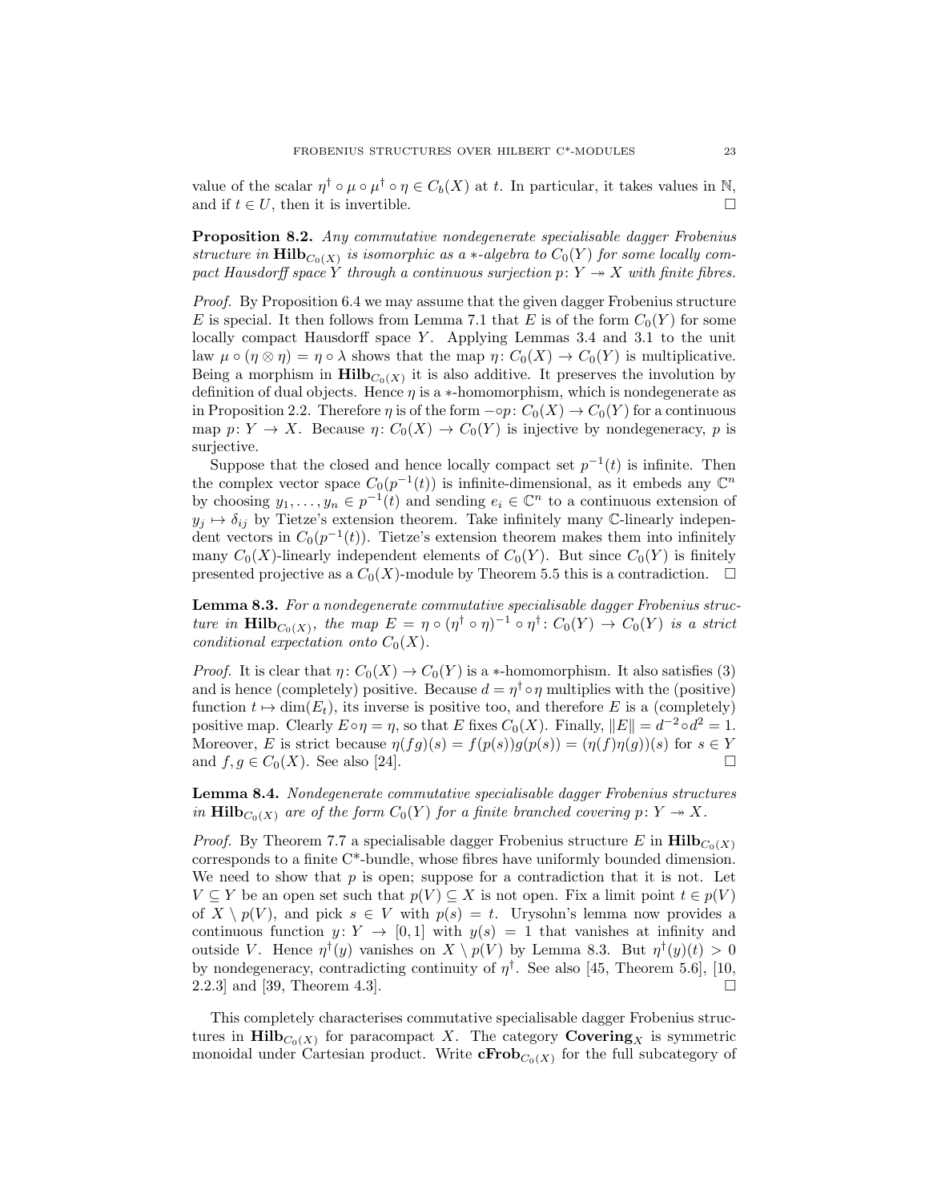value of the scalar $\eta^\dagger \circ \mu \circ \mu^\dagger \circ \eta \in C_b(X)$ at $t$. In particular, it takes values in $\mathbb{N}$, and if $t \in U$, then it is invertible. $\square$

**Proposition 8.2.** *Any commutative nondegenerate specialisable dagger Frobenius structure in $\mathbf{Hilb}_{C_0(X)}$ is isomorphic as a $*$-algebra to $C_0(Y)$ for some locally compact Hausdorff space $Y$ through a continuous surjection $p\colon Y \twoheadrightarrow X$ with finite fibres.*

*Proof.* By Proposition 6.4 we may assume that the given dagger Frobenius structure $E$ is special. It then follows from Lemma 7.1 that $E$ is of the form $C_0(Y)$ for some locally compact Hausdorff space $Y$. Applying Lemmas 3.4 and 3.1 to the unit law $\mu \circ (\eta \otimes \eta) = \eta \circ \lambda$ shows that the map $\eta\colon C_0(X) \to C_0(Y)$ is multiplicative. Being a morphism in $\mathbf{Hilb}_{C_0(X)}$ it is also additive. It preserves the involution by definition of dual objects. Hence $\eta$ is a $*$-homomorphism, which is nondegenerate as in Proposition 2.2. Therefore $\eta$ is of the form $-\circ p\colon C_0(X) \to C_0(Y)$ for a continuous map $p\colon Y \to X$. Because $\eta\colon C_0(X) \to C_0(Y)$ is injective by nondegeneracy, $p$ is surjective.

Suppose that the closed and hence locally compact set $p^{-1}(t)$ is infinite. Then the complex vector space $C_0(p^{-1}(t))$ is infinite-dimensional, as it embeds any $\mathbb{C}^n$ by choosing $y_1, \ldots, y_n \in p^{-1}(t)$ and sending $e_i \in \mathbb{C}^n$ to a continuous extension of $y_j \mapsto \delta_{ij}$ by Tietze's extension theorem. Take infinitely many $\mathbb{C}$-linearly independent vectors in $C_0(p^{-1}(t))$. Tietze's extension theorem makes them into infinitely many $C_0(X)$-linearly independent elements of $C_0(Y)$. But since $C_0(Y)$ is finitely presented projective as a $C_0(X)$-module by Theorem 5.5 this is a contradiction. $\square$

**Lemma 8.3.** *For a nondegenerate commutative specialisable dagger Frobenius structure in $\mathbf{Hilb}_{C_0(X)}$, the map $E = \eta \circ (\eta^\dagger \circ \eta)^{-1} \circ \eta^\dagger \colon C_0(Y) \to C_0(Y)$ is a strict conditional expectation onto $C_0(X)$.*

*Proof.* It is clear that $\eta\colon C_0(X) \to C_0(Y)$ is a $*$-homomorphism. It also satisfies (3) and is hence (completely) positive. Because $d = \eta^\dagger \circ \eta$ multiplies with the (positive) function $t \mapsto \dim(E_t)$, its inverse is positive too, and therefore $E$ is a (completely) positive map. Clearly $E \circ \eta = \eta$, so that $E$ fixes $C_0(X)$. Finally, $\|E\| = d^{-2} \circ d^2 = 1$. Moreover, $E$ is strict because $\eta(fg)(s) = f(p(s))g(p(s)) = (\eta(f)\eta(g))(s)$ for $s \in Y$ and $f, g \in C_0(X)$. See also [24]. $\square$

**Lemma 8.4.** *Nondegenerate commutative specialisable dagger Frobenius structures in $\mathbf{Hilb}_{C_0(X)}$ are of the form $C_0(Y)$ for a finite branched covering $p\colon Y \twoheadrightarrow X$.*

*Proof.* By Theorem 7.7 a specialisable dagger Frobenius structure $E$ in $\mathbf{Hilb}_{C_0(X)}$ corresponds to a finite C\*-bundle, whose fibres have uniformly bounded dimension. We need to show that $p$ is open; suppose for a contradiction that it is not. Let $V \subseteq Y$ be an open set such that $p(V) \subseteq X$ is not open. Fix a limit point $t \in p(V)$ of $X \setminus p(V)$, and pick $s \in V$ with $p(s) = t$. Urysohn's lemma now provides a continuous function $y\colon Y \to [0,1]$ with $y(s) = 1$ that vanishes at infinity and outside $V$. Hence $\eta^\dagger(y)$ vanishes on $X \setminus p(V)$ by Lemma 8.3. But $\eta^\dagger(y)(t) > 0$ by nondegeneracy, contradicting continuity of $\eta^\dagger$. See also [45, Theorem 5.6], [10, 2.2.3] and [39, Theorem 4.3]. $\square$

This completely characterises commutative specialisable dagger Frobenius structures in $\mathbf{Hilb}_{C_0(X)}$ for paracompact $X$. The category $\mathbf{Covering}_X$ is symmetric monoidal under Cartesian product. Write $\mathbf{cFrob}_{C_0(X)}$ for the full subcategory of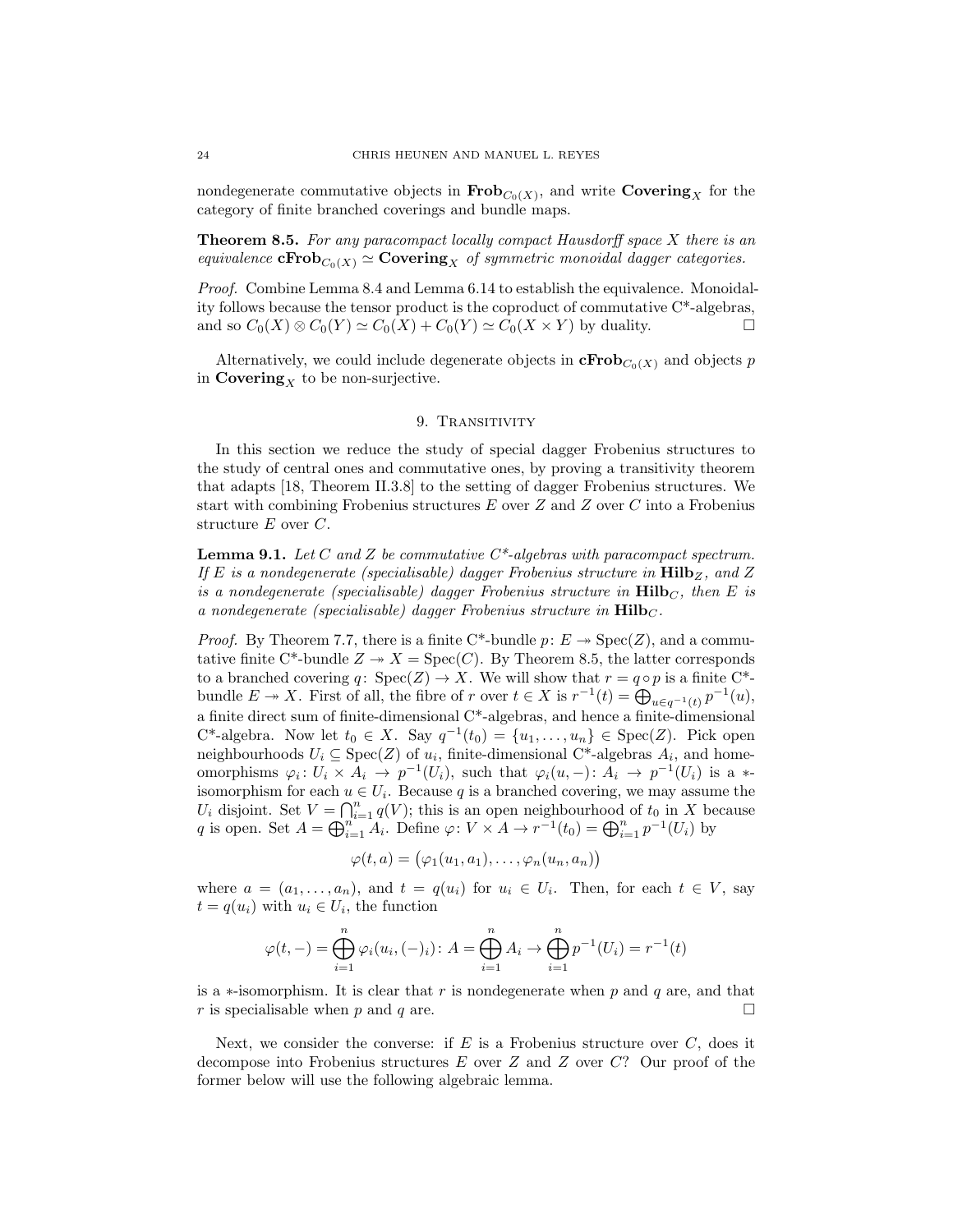nondegenerate commutative objects in $\mathbf{Frob}_{C_0(X)}$, and write $\mathbf{Covering}_X$ for the category of finite branched coverings and bundle maps.

**Theorem 8.5.** *For any paracompact locally compact Hausdorff space $X$ there is an equivalence $\mathbf{cFrob}_{C_0(X)} \simeq \mathbf{Covering}_X$ of symmetric monoidal dagger categories.*

*Proof.* Combine Lemma 8.4 and Lemma 6.14 to establish the equivalence. Monoidality follows because the tensor product is the coproduct of commutative C\*-algebras, and so $C_0(X) \otimes C_0(Y) \simeq C_0(X) + C_0(Y) \simeq C_0(X \times Y)$ by duality. □

Alternatively, we could include degenerate objects in $\mathbf{cFrob}_{C_0(X)}$ and objects $p$ in $\mathbf{Covering}_X$ to be non-surjective.

## 9. Transitivity

In this section we reduce the study of special dagger Frobenius structures to the study of central ones and commutative ones, by proving a transitivity theorem that adapts [18, Theorem II.3.8] to the setting of dagger Frobenius structures. We start with combining Frobenius structures $E$ over $Z$ and $Z$ over $C$ into a Frobenius structure $E$ over $C$.

**Lemma 9.1.** *Let $C$ and $Z$ be commutative C\*-algebras with paracompact spectrum. If $E$ is a nondegenerate (specialisable) dagger Frobenius structure in $\mathbf{Hilb}_Z$, and $Z$ is a nondegenerate (specialisable) dagger Frobenius structure in $\mathbf{Hilb}_C$, then $E$ is a nondegenerate (specialisable) dagger Frobenius structure in $\mathbf{Hilb}_C$.*

*Proof.* By Theorem 7.7, there is a finite C\*-bundle $p\colon E \twoheadrightarrow \operatorname{Spec}(Z)$, and a commutative finite C\*-bundle $Z \twoheadrightarrow X = \operatorname{Spec}(C)$. By Theorem 8.5, the latter corresponds to a branched covering $q\colon \operatorname{Spec}(Z) \to X$. We will show that $r = q \circ p$ is a finite C\*-bundle $E \twoheadrightarrow X$. First of all, the fibre of $r$ over $t \in X$ is $r^{-1}(t) = \bigoplus_{u \in q^{-1}(t)} p^{-1}(u)$, a finite direct sum of finite-dimensional C\*-algebras, and hence a finite-dimensional C\*-algebra. Now let $t_0 \in X$. Say $q^{-1}(t_0) = \{u_1, \ldots, u_n\} \in \operatorname{Spec}(Z)$. Pick open neighbourhoods $U_i \subseteq \operatorname{Spec}(Z)$ of $u_i$, finite-dimensional C\*-algebras $A_i$, and homeomorphisms $\varphi_i\colon U_i \times A_i \to p^{-1}(U_i)$, such that $\varphi_i(u, -)\colon A_i \to p^{-1}(U_i)$ is a $*$-isomorphism for each $u \in U_i$. Because $q$ is a branched covering, we may assume the $U_i$ disjoint. Set $V = \bigcap_{i=1}^n q(V)$; this is an open neighbourhood of $t_0$ in $X$ because $q$ is open. Set $A = \bigoplus_{i=1}^n A_i$. Define $\varphi\colon V \times A \to r^{-1}(t_0) = \bigoplus_{i=1}^n p^{-1}(U_i)$ by

$$\varphi(t, a) = \big(\varphi_1(u_1, a_1), \ldots, \varphi_n(u_n, a_n)\big)$$

where $a = (a_1, \ldots, a_n)$, and $t = q(u_i)$ for $u_i \in U_i$. Then, for each $t \in V$, say $t = q(u_i)$ with $u_i \in U_i$, the function

$$\varphi(t, -) = \bigoplus_{i=1}^n \varphi_i(u_i, (-)_i)\colon A = \bigoplus_{i=1}^n A_i \to \bigoplus_{i=1}^n p^{-1}(U_i) = r^{-1}(t)$$

is a $*$-isomorphism. It is clear that $r$ is nondegenerate when $p$ and $q$ are, and that $r$ is specialisable when $p$ and $q$ are. □

Next, we consider the converse: if $E$ is a Frobenius structure over $C$, does it decompose into Frobenius structures $E$ over $Z$ and $Z$ over $C$? Our proof of the former below will use the following algebraic lemma.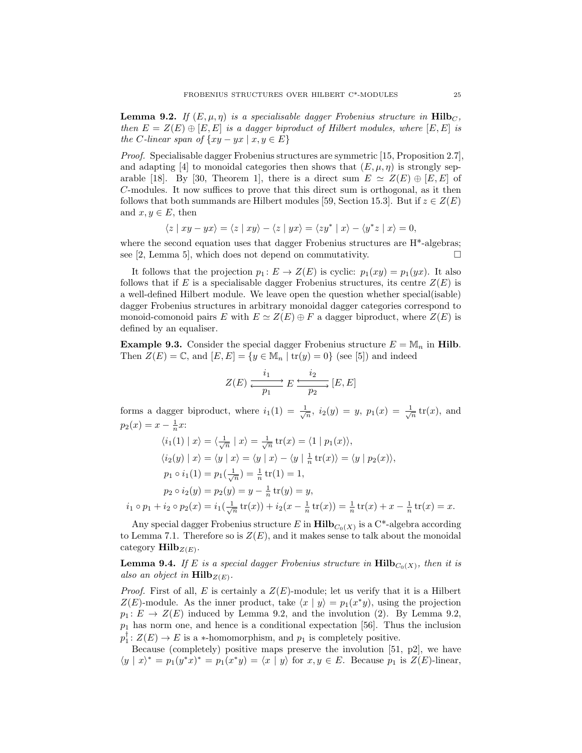**Lemma 9.2.** *If $(E, \mu, \eta)$ is a specialisable dagger Frobenius structure in $\mathbf{Hilb}_C$, then $E = Z(E) \oplus [E, E]$ is a dagger biproduct of Hilbert modules, where $[E, E]$ is the $C$-linear span of $\{xy - yx \mid x, y \in E\}$*

*Proof.* Specialisable dagger Frobenius structures are symmetric [15, Proposition 2.7], and adapting [4] to monoidal categories then shows that $(E, \mu, \eta)$ is strongly separable [18]. By [30, Theorem 1], there is a direct sum $E \simeq Z(E) \oplus [E, E]$ of $C$-modules. It now suffices to prove that this direct sum is orthogonal, as it then follows that both summands are Hilbert modules [59, Section 15.3]. But if $z \in Z(E)$ and $x, y \in E$, then

$$\langle z \mid xy - yx \rangle = \langle z \mid xy \rangle - \langle z \mid yx \rangle = \langle zy^* \mid x \rangle - \langle y^* z \mid x \rangle = 0,$$

where the second equation uses that dagger Frobenius structures are H*-algebras; see [2, Lemma 5], which does not depend on commutativity. $\square$

It follows that the projection $p_1 \colon E \to Z(E)$ is cyclic: $p_1(xy) = p_1(yx)$. It also follows that if $E$ is a specialisable dagger Frobenius structures, its centre $Z(E)$ is a well-defined Hilbert module. We leave open the question whether special(isable) dagger Frobenius structures in arbitrary monoidal dagger categories correspond to monoid-comonoid pairs $E$ with $E \simeq Z(E) \oplus F$ a dagger biproduct, where $Z(E)$ is defined by an equaliser.

**Example 9.3.** Consider the special dagger Frobenius structure $E = \mathbb{M}_n$ in $\mathbf{Hilb}$. Then $Z(E) = \mathbb{C}$, and $[E, E] = \{y \in \mathbb{M}_n \mid \mathrm{tr}(y) = 0\}$ (see [5]) and indeed

$$Z(E) \underset{p_1}{\overset{i_1}{\rightleftarrows}} E \underset{p_2}{\overset{i_2}{\leftrightarrows}} [E, E]$$

forms a dagger biproduct, where $i_1(1) = \frac{1}{\sqrt{n}}$, $i_2(y) = y$, $p_1(x) = \frac{1}{\sqrt{n}} \mathrm{tr}(x)$, and $p_2(x) = x - \frac{1}{n}x$:

$$\begin{aligned}
\langle i_1(1) \mid x \rangle &= \langle \tfrac{1}{\sqrt{n}} \mid x \rangle = \tfrac{1}{\sqrt{n}} \mathrm{tr}(x) = \langle 1 \mid p_1(x) \rangle, \\
\langle i_2(y) \mid x \rangle &= \langle y \mid x \rangle = \langle y \mid x \rangle - \langle y \mid \tfrac{1}{n} \mathrm{tr}(x) \rangle = \langle y \mid p_2(x) \rangle, \\
p_1 \circ i_1(1) &= p_1(\tfrac{1}{\sqrt{n}}) = \tfrac{1}{n} \mathrm{tr}(1) = 1, \\
p_2 \circ i_2(y) &= p_2(y) = y - \tfrac{1}{n} \mathrm{tr}(y) = y, \\
i_1 \circ p_1 + i_2 \circ p_2(x) &= i_1(\tfrac{1}{\sqrt{n}} \mathrm{tr}(x)) + i_2(x - \tfrac{1}{n} \mathrm{tr}(x)) = \tfrac{1}{n} \mathrm{tr}(x) + x - \tfrac{1}{n} \mathrm{tr}(x) = x.
\end{aligned}$$

Any special dagger Frobenius structure $E$ in $\mathbf{Hilb}_{C_0(X)}$ is a C*-algebra according to Lemma 7.1. Therefore so is $Z(E)$, and it makes sense to talk about the monoidal category $\mathbf{Hilb}_{Z(E)}$.

**Lemma 9.4.** *If $E$ is a special dagger Frobenius structure in $\mathbf{Hilb}_{C_0(X)}$, then it is also an object in $\mathbf{Hilb}_{Z(E)}$.*

*Proof.* First of all, $E$ is certainly a $Z(E)$-module; let us verify that it is a Hilbert $Z(E)$-module. As the inner product, take $\langle x \mid y \rangle = p_1(x^* y)$, using the projection $p_1 \colon E \to Z(E)$ induced by Lemma 9.2, and the involution (2). By Lemma 9.2, $p_1$ has norm one, and hence is a conditional expectation [56]. Thus the inclusion $p_1^\dagger \colon Z(E) \to E$ is a $*$-homomorphism, and $p_1$ is completely positive.

Because (completely) positive maps preserve the involution [51, p2], we have $\langle y \mid x \rangle^* = p_1(y^* x)^* = p_1(x^* y) = \langle x \mid y \rangle$ for $x, y \in E$. Because $p_1$ is $Z(E)$-linear,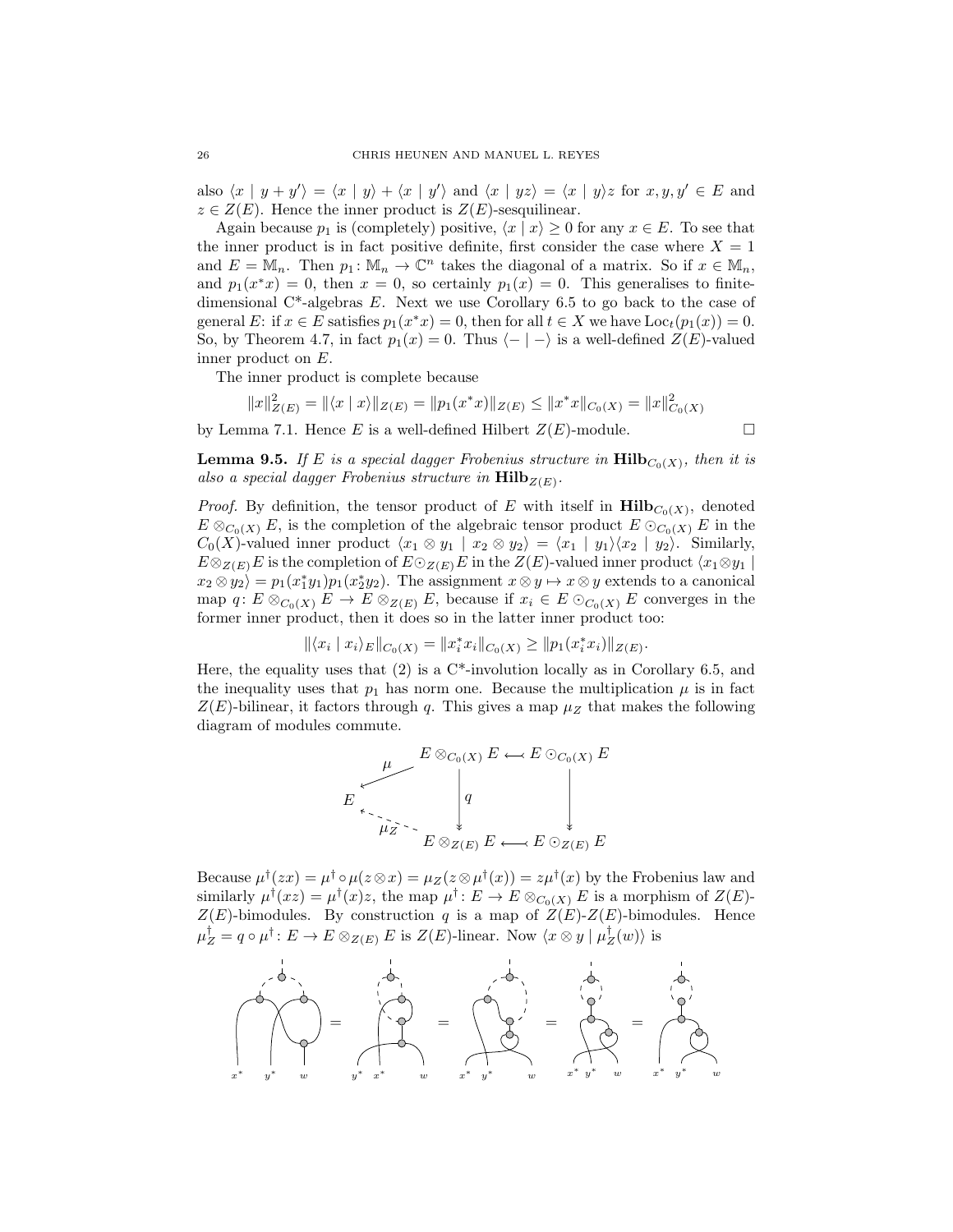also $\langle x \mid y + y' \rangle = \langle x \mid y \rangle + \langle x \mid y' \rangle$ and $\langle x \mid yz \rangle = \langle x \mid y \rangle z$ for $x, y, y' \in E$ and $z \in Z(E)$. Hence the inner product is $Z(E)$-sesquilinear.

Again because $p_1$ is (completely) positive, $\langle x \mid x \rangle \geq 0$ for any $x \in E$. To see that the inner product is in fact positive definite, first consider the case where $X = 1$ and $E = \mathbb{M}_n$. Then $p_1 \colon \mathbb{M}_n \to \mathbb{C}^n$ takes the diagonal of a matrix. So if $x \in \mathbb{M}_n$, and $p_1(x^*x) = 0$, then $x = 0$, so certainly $p_1(x) = 0$. This generalises to finite-dimensional C*-algebras $E$. Next we use Corollary 6.5 to go back to the case of general $E$: if $x \in E$ satisfies $p_1(x^*x) = 0$, then for all $t \in X$ we have $\mathrm{Loc}_t(p_1(x)) = 0$. So, by Theorem 4.7, in fact $p_1(x) = 0$. Thus $\langle - \mid - \rangle$ is a well-defined $Z(E)$-valued inner product on $E$.

The inner product is complete because

$$\|x\|^2_{Z(E)} = \|\langle x \mid x \rangle\|_{Z(E)} = \|p_1(x^*x)\|_{Z(E)} \leq \|x^*x\|_{C_0(X)} = \|x\|^2_{C_0(X)}$$

by Lemma 7.1. Hence $E$ is a well-defined Hilbert $Z(E)$-module. □

**Lemma 9.5.** *If $E$ is a special dagger Frobenius structure in $\mathbf{Hilb}_{C_0(X)}$, then it is also a special dagger Frobenius structure in $\mathbf{Hilb}_{Z(E)}$.*

*Proof.* By definition, the tensor product of $E$ with itself in $\mathbf{Hilb}_{C_0(X)}$, denoted $E \otimes_{C_0(X)} E$, is the completion of the algebraic tensor product $E \odot_{C_0(X)} E$ in the $C_0(X)$-valued inner product $\langle x_1 \otimes y_1 \mid x_2 \otimes y_2 \rangle = \langle x_1 \mid y_1 \rangle \langle x_2 \mid y_2 \rangle$. Similarly, $E \otimes_{Z(E)} E$ is the completion of $E \odot_{Z(E)} E$ in the $Z(E)$-valued inner product $\langle x_1 \otimes y_1 \mid x_2 \otimes y_2 \rangle = p_1(x_1^* y_1) p_1(x_2^* y_2)$. The assignment $x \otimes y \mapsto x \otimes y$ extends to a canonical map $q \colon E \otimes_{C_0(X)} E \to E \otimes_{Z(E)} E$, because if $x_i \in E \odot_{C_0(X)} E$ converges in the former inner product, then it does so in the latter inner product too:

$$\|\langle x_i \mid x_i \rangle_E\|_{C_0(X)} = \|x_i^* x_i\|_{C_0(X)} \geq \|p_1(x_i^* x_i)\|_{Z(E)}.$$

Here, the equality uses that (2) is a C*-involution locally as in Corollary 6.5, and the inequality uses that $p_1$ has norm one. Because the multiplication $\mu$ is in fact $Z(E)$-bilinear, it factors through $q$. This gives a map $\mu_Z$ that makes the following diagram of modules commute.

$$\begin{array}{ccccc} & \overset{\mu}{\swarrow} & E \otimes_{C_0(X)} E & \hookleftarrow & E \odot_{C_0(X)} E \\ E & & \downarrow q & & \downarrow \\ & \underset{\mu_Z}{\nwarrow} & E \otimes_{Z(E)} E & \hookleftarrow & E \odot_{Z(E)} E \end{array}$$

Because $\mu^\dagger(zx) = \mu^\dagger \circ \mu(z \otimes x) = \mu_Z(z \otimes \mu^\dagger(x)) = z\mu^\dagger(x)$ by the Frobenius law and similarly $\mu^\dagger(xz) = \mu^\dagger(x)z$, the map $\mu^\dagger \colon E \to E \otimes_{C_0(X)} E$ is a morphism of $Z(E)$-$Z(E)$-bimodules. By construction $q$ is a map of $Z(E)$-$Z(E)$-bimodules. Hence $\mu_Z^\dagger = q \circ \mu^\dagger \colon E \to E \otimes_{Z(E)} E$ is $Z(E)$-linear. Now $\langle x \otimes y \mid \mu_Z^\dagger(w) \rangle$ is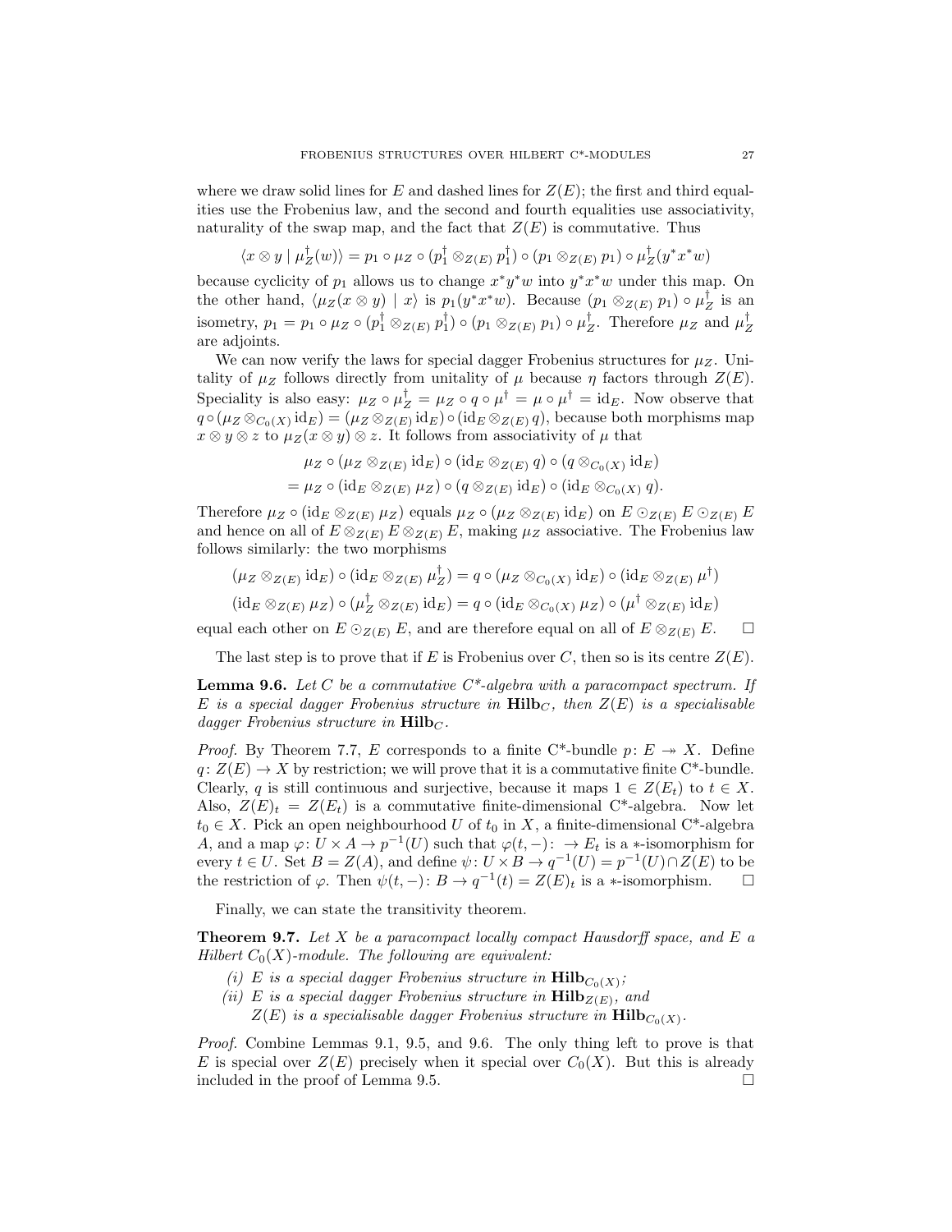where we draw solid lines for $E$ and dashed lines for $Z(E)$; the first and third equalities use the Frobenius law, and the second and fourth equalities use associativity, naturality of the swap map, and the fact that $Z(E)$ is commutative. Thus

$$\langle x \otimes y \mid \mu_Z^\dagger(w) \rangle = p_1 \circ \mu_Z \circ (p_1^\dagger \otimes_{Z(E)} p_1^\dagger) \circ (p_1 \otimes_{Z(E)} p_1) \circ \mu_Z^\dagger(y^* x^* w)$$

because cyclicity of $p_1$ allows us to change $x^* y^* w$ into $y^* x^* w$ under this map. On the other hand, $\langle \mu_Z(x \otimes y) \mid x \rangle$ is $p_1(y^* x^* w)$. Because $(p_1 \otimes_{Z(E)} p_1) \circ \mu_Z^\dagger$ is an isometry, $p_1 = p_1 \circ \mu_Z \circ (p_1^\dagger \otimes_{Z(E)} p_1^\dagger) \circ (p_1 \otimes_{Z(E)} p_1) \circ \mu_Z^\dagger$. Therefore $\mu_Z$ and $\mu_Z^\dagger$ are adjoints.

We can now verify the laws for special dagger Frobenius structures for $\mu_Z$. Unitality of $\mu_Z$ follows directly from unitality of $\mu$ because $\eta$ factors through $Z(E)$. Speciality is also easy: $\mu_Z \circ \mu_Z^\dagger = \mu_Z \circ q \circ \mu^\dagger = \mu \circ \mu^\dagger = \mathrm{id}_E$. Now observe that $q \circ (\mu_Z \otimes_{C_0(X)} \mathrm{id}_E) = (\mu_Z \otimes_{Z(E)} \mathrm{id}_E) \circ (\mathrm{id}_E \otimes_{Z(E)} q)$, because both morphisms map $x \otimes y \otimes z$ to $\mu_Z(x \otimes y) \otimes z$. It follows from associativity of $\mu$ that

$$\begin{aligned}
&\mu_Z \circ (\mu_Z \otimes_{Z(E)} \mathrm{id}_E) \circ (\mathrm{id}_E \otimes_{Z(E)} q) \circ (q \otimes_{C_0(X)} \mathrm{id}_E) \\
&= \mu_Z \circ (\mathrm{id}_E \otimes_{Z(E)} \mu_Z) \circ (q \otimes_{Z(E)} \mathrm{id}_E) \circ (\mathrm{id}_E \otimes_{C_0(X)} q).
\end{aligned}$$

Therefore $\mu_Z \circ (\mathrm{id}_E \otimes_{Z(E)} \mu_Z)$ equals $\mu_Z \circ (\mu_Z \otimes_{Z(E)} \mathrm{id}_E)$ on $E \odot_{Z(E)} E \odot_{Z(E)} E$ and hence on all of $E \otimes_{Z(E)} E \otimes_{Z(E)} E$, making $\mu_Z$ associative. The Frobenius law follows similarly: the two morphisms

$$\begin{aligned}
(\mu_Z \otimes_{Z(E)} \mathrm{id}_E) \circ (\mathrm{id}_E \otimes_{Z(E)} \mu_Z^\dagger) &= q \circ (\mu_Z \otimes_{C_0(X)} \mathrm{id}_E) \circ (\mathrm{id}_E \otimes_{Z(E)} \mu^\dagger) \\
(\mathrm{id}_E \otimes_{Z(E)} \mu_Z) \circ (\mu_Z^\dagger \otimes_{Z(E)} \mathrm{id}_E) &= q \circ (\mathrm{id}_E \otimes_{C_0(X)} \mu_Z) \circ (\mu^\dagger \otimes_{Z(E)} \mathrm{id}_E)
\end{aligned}$$

equal each other on $E \odot_{Z(E)} E$, and are therefore equal on all of $E \otimes_{Z(E)} E$. $\square$

The last step is to prove that if $E$ is Frobenius over $C$, then so is its centre $Z(E)$.

**Lemma 9.6.** *Let $C$ be a commutative C\*-algebra with a paracompact spectrum. If $E$ is a special dagger Frobenius structure in $\mathbf{Hilb}_C$, then $Z(E)$ is a specialisable dagger Frobenius structure in $\mathbf{Hilb}_C$.*

*Proof.* By Theorem 7.7, $E$ corresponds to a finite C\*-bundle $p\colon E \twoheadrightarrow X$. Define $q\colon Z(E) \to X$ by restriction; we will prove that it is a commutative finite C\*-bundle. Clearly, $q$ is still continuous and surjective, because it maps $1 \in Z(E_t)$ to $t \in X$. Also, $Z(E)_t = Z(E_t)$ is a commutative finite-dimensional C\*-algebra. Now let $t_0 \in X$. Pick an open neighbourhood $U$ of $t_0$ in $X$, a finite-dimensional C\*-algebra $A$, and a map $\varphi\colon U \times A \to p^{-1}(U)$ such that $\varphi(t, -)\colon \to E_t$ is a $*$-isomorphism for every $t \in U$. Set $B = Z(A)$, and define $\psi\colon U \times B \to q^{-1}(U) = p^{-1}(U) \cap Z(E)$ to be the restriction of $\varphi$. Then $\psi(t, -)\colon B \to q^{-1}(t) = Z(E)_t$ is a $*$-isomorphism. $\square$

Finally, we can state the transitivity theorem.

**Theorem 9.7.** *Let $X$ be a paracompact locally compact Hausdorff space, and $E$ a Hilbert $C_0(X)$-module. The following are equivalent:*

1. *(i) $E$ is a special dagger Frobenius structure in $\mathbf{Hilb}_{C_0(X)}$;*
2. *(ii) $E$ is a special dagger Frobenius structure in $\mathbf{Hilb}_{Z(E)}$, and $Z(E)$ is a specialisable dagger Frobenius structure in $\mathbf{Hilb}_{C_0(X)}$.*

*Proof.* Combine Lemmas 9.1, 9.5, and 9.6. The only thing left to prove is that $E$ is special over $Z(E)$ precisely when it special over $C_0(X)$. But this is already included in the proof of Lemma 9.5. $\square$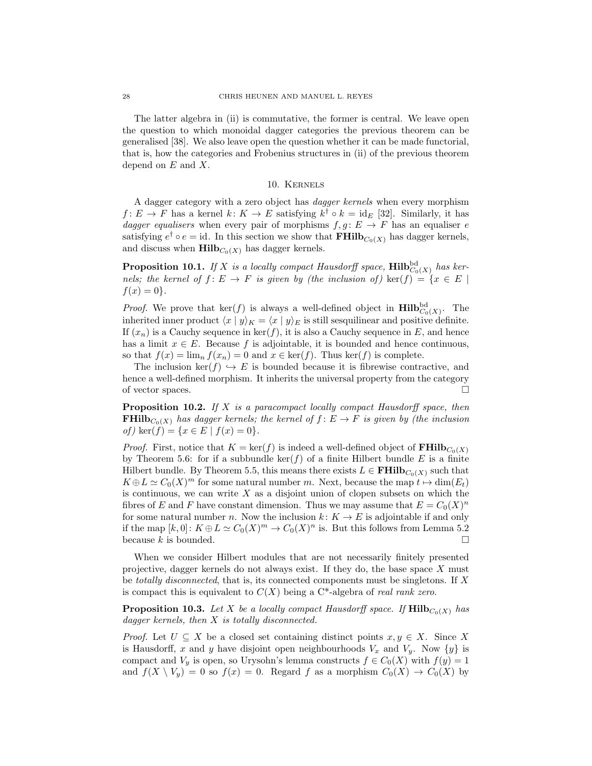The latter algebra in (ii) is commutative, the former is central. We leave open the question to which monoidal dagger categories the previous theorem can be generalised [38]. We also leave open the question whether it can be made functorial, that is, how the categories and Frobenius structures in (ii) of the previous theorem depend on $E$ and $X$.

## 10. Kernels

A dagger category with a zero object has *dagger kernels* when every morphism $f\colon E \to F$ has a kernel $k\colon K \to E$ satisfying $k^\dagger \circ k = \mathrm{id}_E$ [32]. Similarly, it has *dagger equalisers* when every pair of morphisms $f, g\colon E \to F$ has an equaliser $e$ satisfying $e^\dagger \circ e = \mathrm{id}$. In this section we show that $\mathbf{FHilb}_{C_0(X)}$ has dagger kernels, and discuss when $\mathbf{Hilb}_{C_0(X)}$ has dagger kernels.

**Proposition 10.1.** *If $X$ is a locally compact Hausdorff space, $\mathbf{Hilb}^{\mathrm{bd}}_{C_0(X)}$ has kernels; the kernel of $f\colon E \to F$ is given by (the inclusion of) $\ker(f) = \{x \in E \mid f(x) = 0\}$.*

*Proof.* We prove that $\ker(f)$ is always a well-defined object in $\mathbf{Hilb}^{\mathrm{bd}}_{C_0(X)}$. The inherited inner product $\langle x \mid y\rangle_K = \langle x \mid y\rangle_E$ is still sesquilinear and positive definite. If $(x_n)$ is a Cauchy sequence in $\ker(f)$, it is also a Cauchy sequence in $E$, and hence has a limit $x \in E$. Because $f$ is adjointable, it is bounded and hence continuous, so that $f(x) = \lim_n f(x_n) = 0$ and $x \in \ker(f)$. Thus $\ker(f)$ is complete.

The inclusion $\ker(f) \hookrightarrow E$ is bounded because it is fibrewise contractive, and hence a well-defined morphism. It inherits the universal property from the category of vector spaces. $\square$

**Proposition 10.2.** *If $X$ is a paracompact locally compact Hausdorff space, then $\mathbf{FHilb}_{C_0(X)}$ has dagger kernels; the kernel of $f\colon E \to F$ is given by (the inclusion of) $\ker(f) = \{x \in E \mid f(x) = 0\}$.*

*Proof.* First, notice that $K = \ker(f)$ is indeed a well-defined object of $\mathbf{FHilb}_{C_0(X)}$ by Theorem 5.6: for if a subbundle $\ker(f)$ of a finite Hilbert bundle $E$ is a finite Hilbert bundle. By Theorem 5.5, this means there exists $L \in \mathbf{FHilb}_{C_0(X)}$ such that $K \oplus L \simeq C_0(X)^m$ for some natural number $m$. Next, because the map $t \mapsto \dim(E_t)$ is continuous, we can write $X$ as a disjoint union of clopen subsets on which the fibres of $E$ and $F$ have constant dimension. Thus we may assume that $E = C_0(X)^n$ for some natural number $n$. Now the inclusion $k\colon K \to E$ is adjointable if and only if the map $[k, 0]\colon K \oplus L \simeq C_0(X)^m \to C_0(X)^n$ is. But this follows from Lemma 5.2 because $k$ is bounded. $\square$

When we consider Hilbert modules that are not necessarily finitely presented projective, dagger kernels do not always exist. If they do, the base space $X$ must be *totally disconnected*, that is, its connected components must be singletons. If $X$ is compact this is equivalent to $C(X)$ being a C*-algebra of *real rank zero*.

**Proposition 10.3.** *Let $X$ be a locally compact Hausdorff space. If $\mathbf{Hilb}_{C_0(X)}$ has dagger kernels, then $X$ is totally disconnected.*

*Proof.* Let $U \subseteq X$ be a closed set containing distinct points $x, y \in X$. Since $X$ is Hausdorff, $x$ and $y$ have disjoint open neighbourhoods $V_x$ and $V_y$. Now $\{y\}$ is compact and $V_y$ is open, so Urysohn's lemma constructs $f \in C_0(X)$ with $f(y) = 1$ and $f(X \setminus V_y) = 0$ so $f(x) = 0$. Regard $f$ as a morphism $C_0(X) \to C_0(X)$ by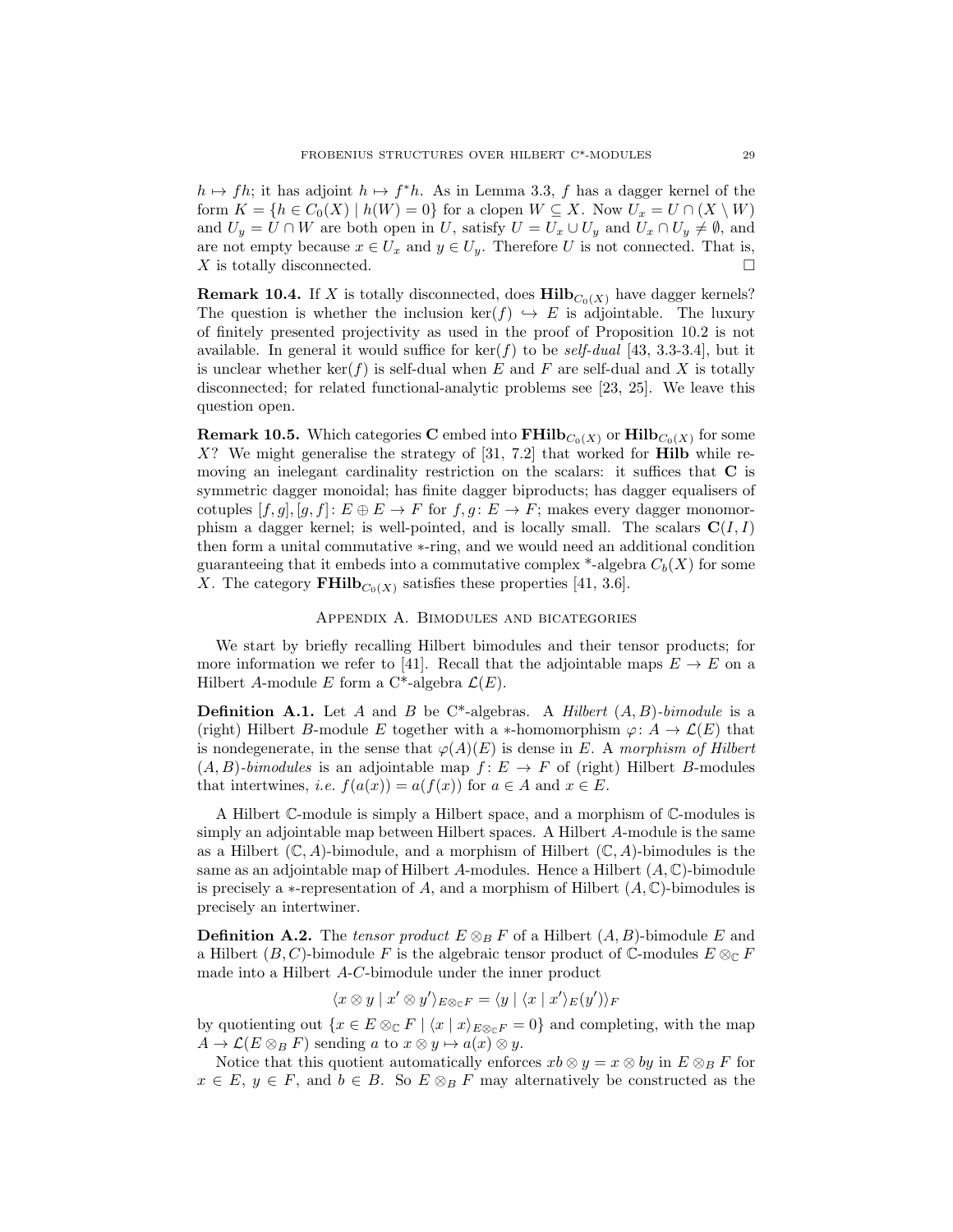$h \mapsto fh$; it has adjoint $h \mapsto f^*h$. As in Lemma 3.3, $f$ has a dagger kernel of the form $K = \{h \in C_0(X) \mid h(W) = 0\}$ for a clopen $W \subseteq X$. Now $U_x = U \cap (X \setminus W)$ and $U_y = U \cap W$ are both open in $U$, satisfy $U = U_x \cup U_y$ and $U_x \cap U_y \neq \emptyset$, and are not empty because $x \in U_x$ and $y \in U_y$. Therefore $U$ is not connected. That is, $X$ is totally disconnected. □

**Remark 10.4.** If $X$ is totally disconnected, does $\mathbf{Hilb}_{C_0(X)}$ have dagger kernels? The question is whether the inclusion $\ker(f) \hookrightarrow E$ is adjointable. The luxury of finitely presented projectivity as used in the proof of Proposition 10.2 is not available. In general it would suffice for $\ker(f)$ to be *self-dual* [43, 3.3-3.4], but it is unclear whether $\ker(f)$ is self-dual when $E$ and $F$ are self-dual and $X$ is totally disconnected; for related functional-analytic problems see [23, 25]. We leave this question open.

**Remark 10.5.** Which categories $\mathbf{C}$ embed into $\mathbf{FHilb}_{C_0(X)}$ or $\mathbf{Hilb}_{C_0(X)}$ for some $X$? We might generalise the strategy of [31, 7.2] that worked for $\mathbf{Hilb}$ while removing an inelegant cardinality restriction on the scalars: it suffices that $\mathbf{C}$ is symmetric dagger monoidal; has finite dagger biproducts; has dagger equalisers of cotuples $[f, g], [g, f] : E \oplus E \to F$ for $f, g : E \to F$; makes every dagger monomorphism a dagger kernel; is well-pointed, and is locally small. The scalars $\mathbf{C}(I, I)$ then form a unital commutative $*$-ring, and we would need an additional condition guaranteeing that it embeds into a commutative complex *-algebra $C_b(X)$ for some $X$. The category $\mathbf{FHilb}_{C_0(X)}$ satisfies these properties [41, 3.6].

## Appendix A. Bimodules and bicategories

We start by briefly recalling Hilbert bimodules and their tensor products; for more information we refer to [41]. Recall that the adjointable maps $E \to E$ on a Hilbert $A$-module $E$ form a C*-algebra $\mathcal{L}(E)$.

**Definition A.1.** Let $A$ and $B$ be C*-algebras. A *Hilbert* $(A, B)$*-bimodule* is a (right) Hilbert $B$-module $E$ together with a $*$-homomorphism $\varphi : A \to \mathcal{L}(E)$ that is nondegenerate, in the sense that $\varphi(A)(E)$ is dense in $E$. A *morphism of Hilbert* $(A, B)$*-bimodules* is an adjointable map $f : E \to F$ of (right) Hilbert $B$-modules that intertwines, *i.e.* $f(a(x)) = a(f(x))$ for $a \in A$ and $x \in E$.

A Hilbert $\mathbb{C}$-module is simply a Hilbert space, and a morphism of $\mathbb{C}$-modules is simply an adjointable map between Hilbert spaces. A Hilbert $A$-module is the same as a Hilbert $(\mathbb{C}, A)$-bimodule, and a morphism of Hilbert $(\mathbb{C}, A)$-bimodules is the same as an adjointable map of Hilbert $A$-modules. Hence a Hilbert $(A, \mathbb{C})$-bimodule is precisely a $*$-representation of $A$, and a morphism of Hilbert $(A, \mathbb{C})$-bimodules is precisely an intertwiner.

**Definition A.2.** The *tensor product* $E \otimes_B F$ of a Hilbert $(A, B)$-bimodule $E$ and a Hilbert $(B, C)$-bimodule $F$ is the algebraic tensor product of $\mathbb{C}$-modules $E \otimes_{\mathbb{C}} F$ made into a Hilbert $A$-$C$-bimodule under the inner product

$$\langle x \otimes y \mid x' \otimes y' \rangle_{E \otimes_{\mathbb{C}} F} = \langle y \mid \langle x \mid x' \rangle_E (y') \rangle_F$$

by quotienting out $\{x \in E \otimes_{\mathbb{C}} F \mid \langle x \mid x \rangle_{E \otimes_{\mathbb{C}} F} = 0\}$ and completing, with the map $A \to \mathcal{L}(E \otimes_B F)$ sending $a$ to $x \otimes y \mapsto a(x) \otimes y$.

Notice that this quotient automatically enforces $xb \otimes y = x \otimes by$ in $E \otimes_B F$ for $x \in E$, $y \in F$, and $b \in B$. So $E \otimes_B F$ may alternatively be constructed as the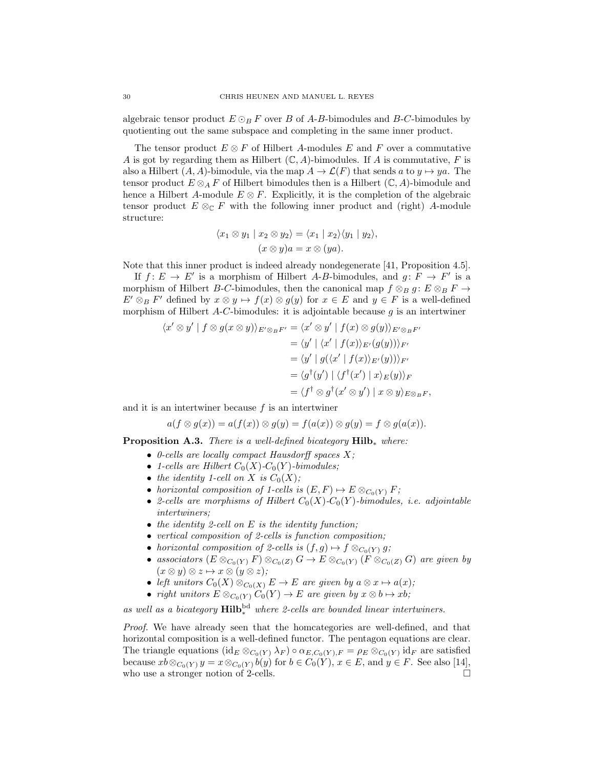algebraic tensor product $E \odot_B F$ over $B$ of $A$-$B$-bimodules and $B$-$C$-bimodules by quotienting out the same subspace and completing in the same inner product.

The tensor product $E \otimes F$ of Hilbert $A$-modules $E$ and $F$ over a commutative $A$ is got by regarding them as Hilbert $(\mathbb{C}, A)$-bimodules. If $A$ is commutative, $F$ is also a Hilbert $(A, A)$-bimodule, via the map $A \to \mathcal{L}(F)$ that sends $a$ to $y \mapsto ya$. The tensor product $E \otimes_A F$ of Hilbert bimodules then is a Hilbert $(\mathbb{C}, A)$-bimodule and hence a Hilbert $A$-module $E \otimes F$. Explicitly, it is the completion of the algebraic tensor product $E \otimes_{\mathbb{C}} F$ with the following inner product and (right) $A$-module structure:

$$\langle x_1 \otimes y_1 \mid x_2 \otimes y_2 \rangle = \langle x_1 \mid x_2 \rangle \langle y_1 \mid y_2 \rangle,$$
$$(x \otimes y)a = x \otimes (ya).$$

Note that this inner product is indeed already nondegenerate [41, Proposition 4.5].

If $f \colon E \to E'$ is a morphism of Hilbert $A$-$B$-bimodules, and $g \colon F \to F'$ is a morphism of Hilbert $B$-$C$-bimodules, then the canonical map $f \otimes_B g \colon E \otimes_B F \to E' \otimes_B F'$ defined by $x \otimes y \mapsto f(x) \otimes g(y)$ for $x \in E$ and $y \in F$ is a well-defined morphism of Hilbert $A$-$C$-bimodules: it is adjointable because $g$ is an intertwiner

$$\begin{aligned}
\langle x' \otimes y' \mid f \otimes g(x \otimes y) \rangle_{E' \otimes_B F'} &= \langle x' \otimes y' \mid f(x) \otimes g(y) \rangle_{E' \otimes_B F'} \\
&= \langle y' \mid \langle x' \mid f(x) \rangle_{E'} (g(y)) \rangle_{F'} \\
&= \langle y' \mid g(\langle x' \mid f(x) \rangle_{E'} (y)) \rangle_{F'} \\
&= \langle g^\dagger(y') \mid \langle f^\dagger(x') \mid x \rangle_E (y) \rangle_F \\
&= \langle f^\dagger \otimes g^\dagger (x' \otimes y') \mid x \otimes y \rangle_{E \otimes_B F},
\end{aligned}$$

and it is an intertwiner because $f$ is an intertwiner

$$a(f \otimes g(x)) = a(f(x)) \otimes g(y) = f(a(x)) \otimes g(y) = f \otimes g(a(x)).$$

**Proposition A.3.** *There is a well-defined bicategory $\mathbf{Hilb}_*$ where:*

- *0-cells are locally compact Hausdorff spaces $X$;*
- *1-cells are Hilbert $C_0(X)$-$C_0(Y)$-bimodules;*
- *the identity 1-cell on $X$ is $C_0(X)$;*
- *horizontal composition of 1-cells is $(E, F) \mapsto E \otimes_{C_0(Y)} F$;*
- *2-cells are morphisms of Hilbert $C_0(X)$-$C_0(Y)$-bimodules, i.e. adjointable intertwiners;*
- *the identity 2-cell on $E$ is the identity function;*
- *vertical composition of 2-cells is function composition;*
- *horizontal composition of 2-cells is $(f, g) \mapsto f \otimes_{C_0(Y)} g$;*
- *associators $(E \otimes_{C_0(Y)} F) \otimes_{C_0(Z)} G \to E \otimes_{C_0(Y)} (F \otimes_{C_0(Z)} G)$ are given by $(x \otimes y) \otimes z \mapsto x \otimes (y \otimes z)$;*
- *left unitors $C_0(X) \otimes_{C_0(X)} E \to E$ are given by $a \otimes x \mapsto a(x)$;*
- *right unitors $E \otimes_{C_0(Y)} C_0(Y) \to E$ are given by $x \otimes b \mapsto xb$;*

*as well as a bicategory $\mathbf{Hilb}_*^{\mathrm{bd}}$ where 2-cells are bounded linear intertwiners.*

*Proof.* We have already seen that the homcategories are well-defined, and that horizontal composition is a well-defined functor. The pentagon equations are clear. The triangle equations $(\mathrm{id}_E \otimes_{C_0(Y)} \lambda_F) \circ \alpha_{E, C_0(Y), F} = \rho_E \otimes_{C_0(Y)} \mathrm{id}_F$ are satisfied because $xb \otimes_{C_0(Y)} y = x \otimes_{C_0(Y)} b(y)$ for $b \in C_0(Y)$, $x \in E$, and $y \in F$. See also [14], who use a stronger notion of 2-cells. $\square$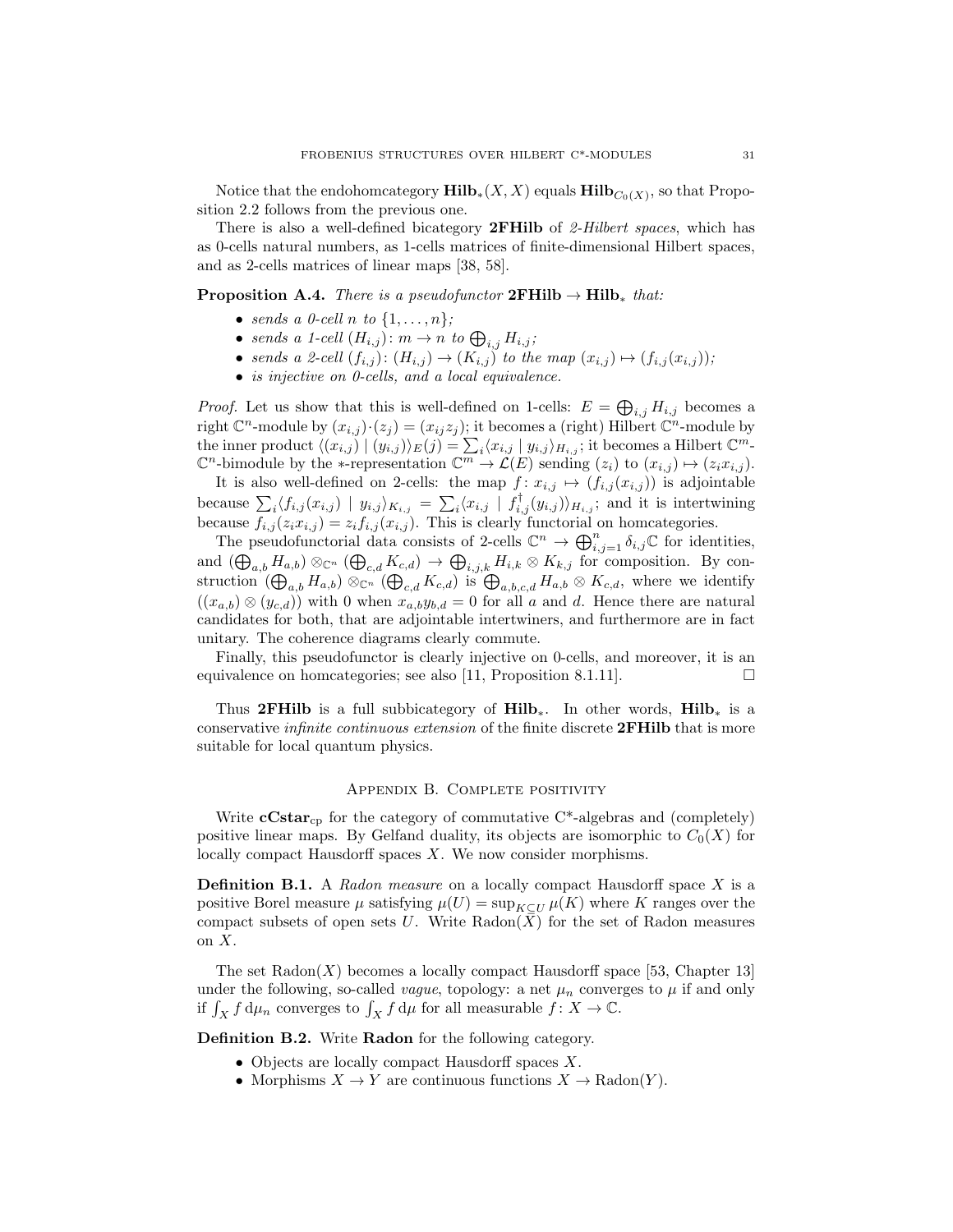Notice that the endohomcategory $\mathbf{Hilb}_*(X, X)$ equals $\mathbf{Hilb}_{C_0(X)}$, so that Proposition 2.2 follows from the previous one.

There is also a well-defined bicategory **2FHilb** of *2-Hilbert spaces*, which has as 0-cells natural numbers, as 1-cells matrices of finite-dimensional Hilbert spaces, and as 2-cells matrices of linear maps [38, 58].

**Proposition A.4.** *There is a pseudofunctor* $\mathbf{2FHilb} \to \mathbf{Hilb}_*$ *that:*

- *sends a 0-cell $n$ to $\{1, \ldots, n\}$;*
- *sends a 1-cell $(H_{i,j})\colon m \to n$ to $\bigoplus_{i,j} H_{i,j}$;*
- *sends a 2-cell $(f_{i,j})\colon (H_{i,j}) \to (K_{i,j})$ to the map $(x_{i,j}) \mapsto (f_{i,j}(x_{i,j}))$;*
- *is injective on 0-cells, and a local equivalence.*

*Proof.* Let us show that this is well-defined on 1-cells: $E = \bigoplus_{i,j} H_{i,j}$ becomes a right $\mathbb{C}^n$-module by $(x_{i,j}) \cdot (z_j) = (x_{ij} z_j)$; it becomes a (right) Hilbert $\mathbb{C}^n$-module by the inner product $\langle (x_{i,j}) \mid (y_{i,j}) \rangle_E(j) = \sum_i \langle x_{i,j} \mid y_{i,j} \rangle_{H_{i,j}}$; it becomes a Hilbert $\mathbb{C}^m$-$\mathbb{C}^n$-bimodule by the $*$-representation $\mathbb{C}^m \to \mathcal{L}(E)$ sending $(z_i)$ to $(x_{i,j}) \mapsto (z_i x_{i,j})$.

It is also well-defined on 2-cells: the map $f\colon x_{i,j} \mapsto (f_{i,j}(x_{i,j}))$ is adjointable because $\sum_i \langle f_{i,j}(x_{i,j}) \mid y_{i,j} \rangle_{K_{i,j}} = \sum_i \langle x_{i,j} \mid f_{i,j}^\dagger(y_{i,j}) \rangle_{H_{i,j}}$; and it is intertwining because $f_{i,j}(z_i x_{i,j}) = z_i f_{i,j}(x_{i,j})$. This is clearly functorial on homcategories.

The pseudofunctorial data consists of 2-cells $\mathbb{C}^n \to \bigoplus_{i,j=1}^n \delta_{i,j}\mathbb{C}$ for identities, and $(\bigoplus_{a,b} H_{a,b}) \otimes_{\mathbb{C}^n} (\bigoplus_{c,d} K_{c,d}) \to \bigoplus_{i,j,k} H_{i,k} \otimes K_{k,j}$ for composition. By construction $(\bigoplus_{a,b} H_{a,b}) \otimes_{\mathbb{C}^n} (\bigoplus_{c,d} K_{c,d})$ is $\bigoplus_{a,b,c,d} H_{a,b} \otimes K_{c,d}$, where we identify $((x_{a,b}) \otimes (y_{c,d}))$ with 0 when $x_{a,b} y_{b,d} = 0$ for all $a$ and $d$. Hence there are natural candidates for both, that are adjointable intertwiners, and furthermore are in fact unitary. The coherence diagrams clearly commute.

Finally, this pseudofunctor is clearly injective on 0-cells, and moreover, it is an equivalence on homcategories; see also [11, Proposition 8.1.11]. □

Thus **2FHilb** is a full subbicategory of $\mathbf{Hilb}_*$. In other words, $\mathbf{Hilb}_*$ is a conservative *infinite continuous extension* of the finite discrete **2FHilb** that is more suitable for local quantum physics.

## Appendix B. Complete positivity

Write $\mathbf{cCstar}_{\mathrm{cp}}$ for the category of commutative C*-algebras and (completely) positive linear maps. By Gelfand duality, its objects are isomorphic to $C_0(X)$ for locally compact Hausdorff spaces $X$. We now consider morphisms.

**Definition B.1.** A *Radon measure* on a locally compact Hausdorff space $X$ is a positive Borel measure $\mu$ satisfying $\mu(U) = \sup_{K \subseteq U} \mu(K)$ where $K$ ranges over the compact subsets of open sets $U$. Write $\mathrm{Radon}(X)$ for the set of Radon measures on $X$.

The set $\mathrm{Radon}(X)$ becomes a locally compact Hausdorff space [53, Chapter 13] under the following, so-called *vague*, topology: a net $\mu_n$ converges to $\mu$ if and only if $\int_X f \,\mathrm{d}\mu_n$ converges to $\int_X f \,\mathrm{d}\mu$ for all measurable $f\colon X \to \mathbb{C}$.

**Definition B.2.** Write **Radon** for the following category.

- Objects are locally compact Hausdorff spaces $X$.
- Morphisms $X \to Y$ are continuous functions $X \to \mathrm{Radon}(Y)$.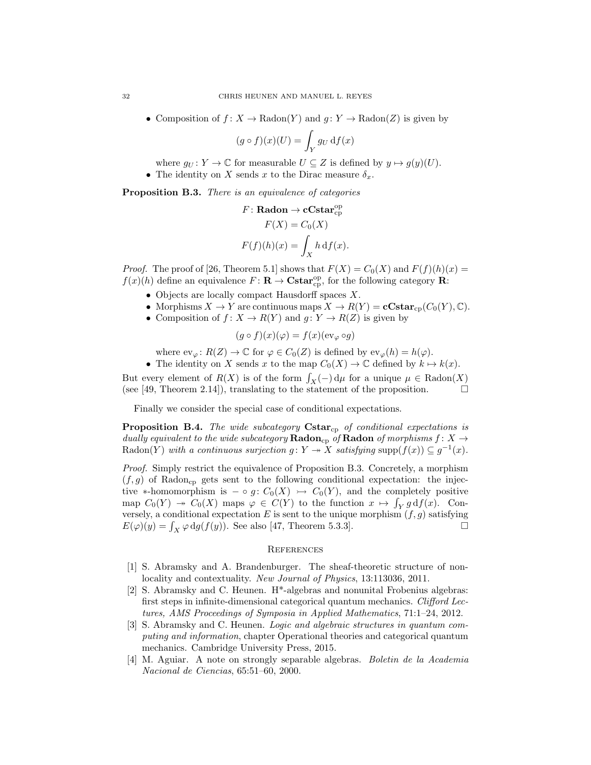- Composition of $f\colon X \to \mathrm{Radon}(Y)$ and $g\colon Y \to \mathrm{Radon}(Z)$ is given by

$$(g \circ f)(x)(U) = \int_Y g_U \, \mathrm{d}f(x)$$

where $g_U \colon Y \to \mathbb{C}$ for measurable $U \subseteq Z$ is defined by $y \mapsto g(y)(U)$.
- The identity on $X$ sends $x$ to the Dirac measure $\delta_x$.

**Proposition B.3.** *There is an equivalence of categories*

$$F\colon \mathbf{Radon} \to \mathbf{cCstar}_{\mathrm{cp}}^{\mathrm{op}}$$
$$F(X) = C_0(X)$$
$$F(f)(h)(x) = \int_X h \, \mathrm{d}f(x).$$

*Proof.* The proof of [26, Theorem 5.1] shows that $F(X) = C_0(X)$ and $F(f)(h)(x) = f(x)(h)$ define an equivalence $F\colon \mathbf{R} \to \mathbf{Cstar}_{\mathrm{cp}}^{\mathrm{op}}$, for the following category $\mathbf{R}$:

- Objects are locally compact Hausdorff spaces $X$.
- Morphisms $X \to Y$ are continuous maps $X \to R(Y) = \mathbf{cCstar}_{\mathrm{cp}}(C_0(Y), \mathbb{C})$.
- Composition of $f\colon X \to R(Y)$ and $g\colon Y \to R(Z)$ is given by

$$(g \circ f)(x)(\varphi) = f(x)(\mathrm{ev}_\varphi \circ g)$$

where $\mathrm{ev}_\varphi \colon R(Z) \to \mathbb{C}$ for $\varphi \in C_0(Z)$ is defined by $\mathrm{ev}_\varphi(h) = h(\varphi)$.
- The identity on $X$ sends $x$ to the map $C_0(X) \to \mathbb{C}$ defined by $k \mapsto k(x)$.

But every element of $R(X)$ is of the form $\int_X (-) \, \mathrm{d}\mu$ for a unique $\mu \in \mathrm{Radon}(X)$ (see [49, Theorem 2.14]), translating to the statement of the proposition. $\square$

Finally we consider the special case of conditional expectations.

**Proposition B.4.** *The wide subcategory* $\mathbf{Cstar}_{\mathrm{cp}}$ *of conditional expectations is dually equivalent to the wide subcategory* $\mathbf{Radon}_{\mathrm{cp}}$ *of* $\mathbf{Radon}$ *of morphisms* $f\colon X \to \mathrm{Radon}(Y)$ *with a continuous surjection* $g\colon Y \twoheadrightarrow X$ *satisfying* $\mathrm{supp}(f(x)) \subseteq g^{-1}(x)$.

*Proof.* Simply restrict the equivalence of Proposition B.3. Concretely, a morphism $(f, g)$ of $\mathrm{Radon}_{\mathrm{cp}}$ gets sent to the following conditional expectation: the injective $*$-homomorphism is $- \circ g\colon C_0(X) \rightarrowtail C_0(Y)$, and the completely positive map $C_0(Y) \twoheadrightarrow C_0(X)$ maps $\varphi \in C(Y)$ to the function $x \mapsto \int_Y g \, \mathrm{d}f(x)$. Conversely, a conditional expectation $E$ is sent to the unique morphism $(f, g)$ satisfying $E(\varphi)(y) = \int_X \varphi \, \mathrm{d}g(f(y))$. See also [47, Theorem 5.3.3]. $\square$

## References

[1] S. Abramsky and A. Brandenburger. The sheaf-theoretic structure of non-locality and contextuality. *New Journal of Physics*, 13:113036, 2011.

[2] S. Abramsky and C. Heunen. H*-algebras and nonunital Frobenius algebras: first steps in infinite-dimensional categorical quantum mechanics. *Clifford Lectures, AMS Proceedings of Symposia in Applied Mathematics*, 71:1–24, 2012.

[3] S. Abramsky and C. Heunen. *Logic and algebraic structures in quantum computing and information*, chapter Operational theories and categorical quantum mechanics. Cambridge University Press, 2015.

[4] M. Aguiar. A note on strongly separable algebras. *Boletin de la Academia Nacional de Ciencias*, 65:51–60, 2000.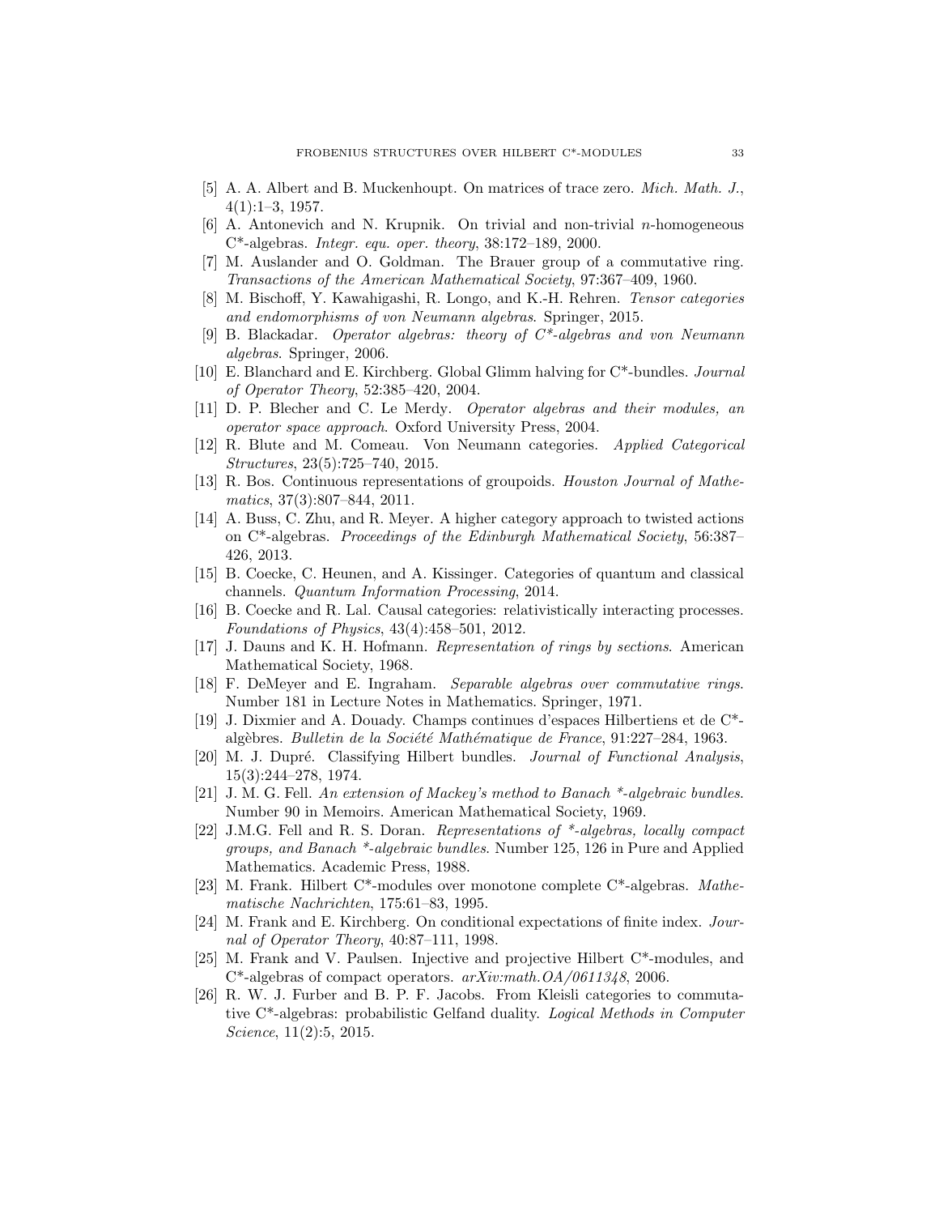[5] A. A. Albert and B. Muckenhoupt. On matrices of trace zero. *Mich. Math. J.*, 4(1):1–3, 1957.

[6] A. Antonevich and N. Krupnik. On trivial and non-trivial $n$-homogeneous C*-algebras. *Integr. equ. oper. theory*, 38:172–189, 2000.

[7] M. Auslander and O. Goldman. The Brauer group of a commutative ring. *Transactions of the American Mathematical Society*, 97:367–409, 1960.

[8] M. Bischoff, Y. Kawahigashi, R. Longo, and K.-H. Rehren. *Tensor categories and endomorphisms of von Neumann algebras*. Springer, 2015.

[9] B. Blackadar. *Operator algebras: theory of C*-algebras and von Neumann algebras*. Springer, 2006.

[10] E. Blanchard and E. Kirchberg. Global Glimm halving for C*-bundles. *Journal of Operator Theory*, 52:385–420, 2004.

[11] D. P. Blecher and C. Le Merdy. *Operator algebras and their modules, an operator space approach*. Oxford University Press, 2004.

[12] R. Blute and M. Comeau. Von Neumann categories. *Applied Categorical Structures*, 23(5):725–740, 2015.

[13] R. Bos. Continuous representations of groupoids. *Houston Journal of Mathematics*, 37(3):807–844, 2011.

[14] A. Buss, C. Zhu, and R. Meyer. A higher category approach to twisted actions on C*-algebras. *Proceedings of the Edinburgh Mathematical Society*, 56:387–426, 2013.

[15] B. Coecke, C. Heunen, and A. Kissinger. Categories of quantum and classical channels. *Quantum Information Processing*, 2014.

[16] B. Coecke and R. Lal. Causal categories: relativistically interacting processes. *Foundations of Physics*, 43(4):458–501, 2012.

[17] J. Dauns and K. H. Hofmann. *Representation of rings by sections*. American Mathematical Society, 1968.

[18] F. DeMeyer and E. Ingraham. *Separable algebras over commutative rings*. Number 181 in Lecture Notes in Mathematics. Springer, 1971.

[19] J. Dixmier and A. Douady. Champs continues d'espaces Hilbertiens et de C*-algèbres. *Bulletin de la Société Mathématique de France*, 91:227–284, 1963.

[20] M. J. Dupré. Classifying Hilbert bundles. *Journal of Functional Analysis*, 15(3):244–278, 1974.

[21] J. M. G. Fell. *An extension of Mackey's method to Banach *-algebraic bundles*. Number 90 in Memoirs. American Mathematical Society, 1969.

[22] J.M.G. Fell and R. S. Doran. *Representations of *-algebras, locally compact groups, and Banach *-algebraic bundles*. Number 125, 126 in Pure and Applied Mathematics. Academic Press, 1988.

[23] M. Frank. Hilbert C*-modules over monotone complete C*-algebras. *Mathematische Nachrichten*, 175:61–83, 1995.

[24] M. Frank and E. Kirchberg. On conditional expectations of finite index. *Journal of Operator Theory*, 40:87–111, 1998.

[25] M. Frank and V. Paulsen. Injective and projective Hilbert C*-modules, and C*-algebras of compact operators. *arXiv:math.OA/0611348*, 2006.

[26] R. W. J. Furber and B. P. F. Jacobs. From Kleisli categories to commutative C*-algebras: probabilistic Gelfand duality. *Logical Methods in Computer Science*, 11(2):5, 2015.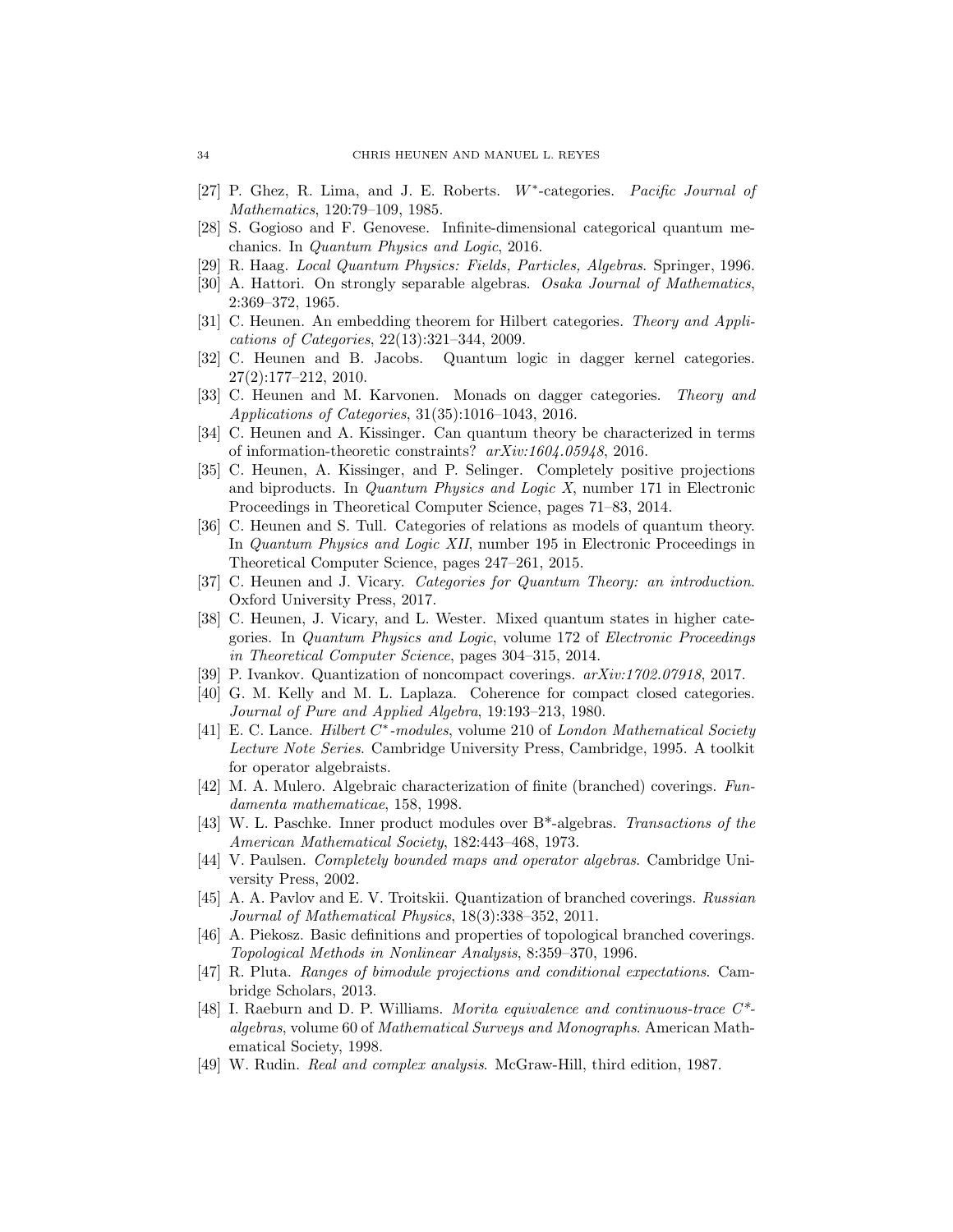[27] P. Ghez, R. Lima, and J. E. Roberts. $W^*$-categories. *Pacific Journal of Mathematics*, 120:79–109, 1985.

[28] S. Gogioso and F. Genovese. Infinite-dimensional categorical quantum mechanics. In *Quantum Physics and Logic*, 2016.

[29] R. Haag. *Local Quantum Physics: Fields, Particles, Algebras*. Springer, 1996.

[30] A. Hattori. On strongly separable algebras. *Osaka Journal of Mathematics*, 2:369–372, 1965.

[31] C. Heunen. An embedding theorem for Hilbert categories. *Theory and Applications of Categories*, 22(13):321–344, 2009.

[32] C. Heunen and B. Jacobs. Quantum logic in dagger kernel categories. 27(2):177–212, 2010.

[33] C. Heunen and M. Karvonen. Monads on dagger categories. *Theory and Applications of Categories*, 31(35):1016–1043, 2016.

[34] C. Heunen and A. Kissinger. Can quantum theory be characterized in terms of information-theoretic constraints? *arXiv:1604.05948*, 2016.

[35] C. Heunen, A. Kissinger, and P. Selinger. Completely positive projections and biproducts. In *Quantum Physics and Logic X*, number 171 in Electronic Proceedings in Theoretical Computer Science, pages 71–83, 2014.

[36] C. Heunen and S. Tull. Categories of relations as models of quantum theory. In *Quantum Physics and Logic XII*, number 195 in Electronic Proceedings in Theoretical Computer Science, pages 247–261, 2015.

[37] C. Heunen and J. Vicary. *Categories for Quantum Theory: an introduction*. Oxford University Press, 2017.

[38] C. Heunen, J. Vicary, and L. Wester. Mixed quantum states in higher categories. In *Quantum Physics and Logic*, volume 172 of *Electronic Proceedings in Theoretical Computer Science*, pages 304–315, 2014.

[39] P. Ivankov. Quantization of noncompact coverings. *arXiv:1702.07918*, 2017.

[40] G. M. Kelly and M. L. Laplaza. Coherence for compact closed categories. *Journal of Pure and Applied Algebra*, 19:193–213, 1980.

[41] E. C. Lance. *Hilbert $C^*$-modules*, volume 210 of *London Mathematical Society Lecture Note Series*. Cambridge University Press, Cambridge, 1995. A toolkit for operator algebraists.

[42] M. A. Mulero. Algebraic characterization of finite (branched) coverings. *Fundamenta mathematicae*, 158, 1998.

[43] W. L. Paschke. Inner product modules over B*-algebras. *Transactions of the American Mathematical Society*, 182:443–468, 1973.

[44] V. Paulsen. *Completely bounded maps and operator algebras*. Cambridge University Press, 2002.

[45] A. A. Pavlov and E. V. Troitskii. Quantization of branched coverings. *Russian Journal of Mathematical Physics*, 18(3):338–352, 2011.

[46] A. Piekosz. Basic definitions and properties of topological branched coverings. *Topological Methods in Nonlinear Analysis*, 8:359–370, 1996.

[47] R. Pluta. *Ranges of bimodule projections and conditional expectations*. Cambridge Scholars, 2013.

[48] I. Raeburn and D. P. Williams. *Morita equivalence and continuous-trace C*-algebras*, volume 60 of *Mathematical Surveys and Monographs*. American Mathematical Society, 1998.

[49] W. Rudin. *Real and complex analysis*. McGraw-Hill, third edition, 1987.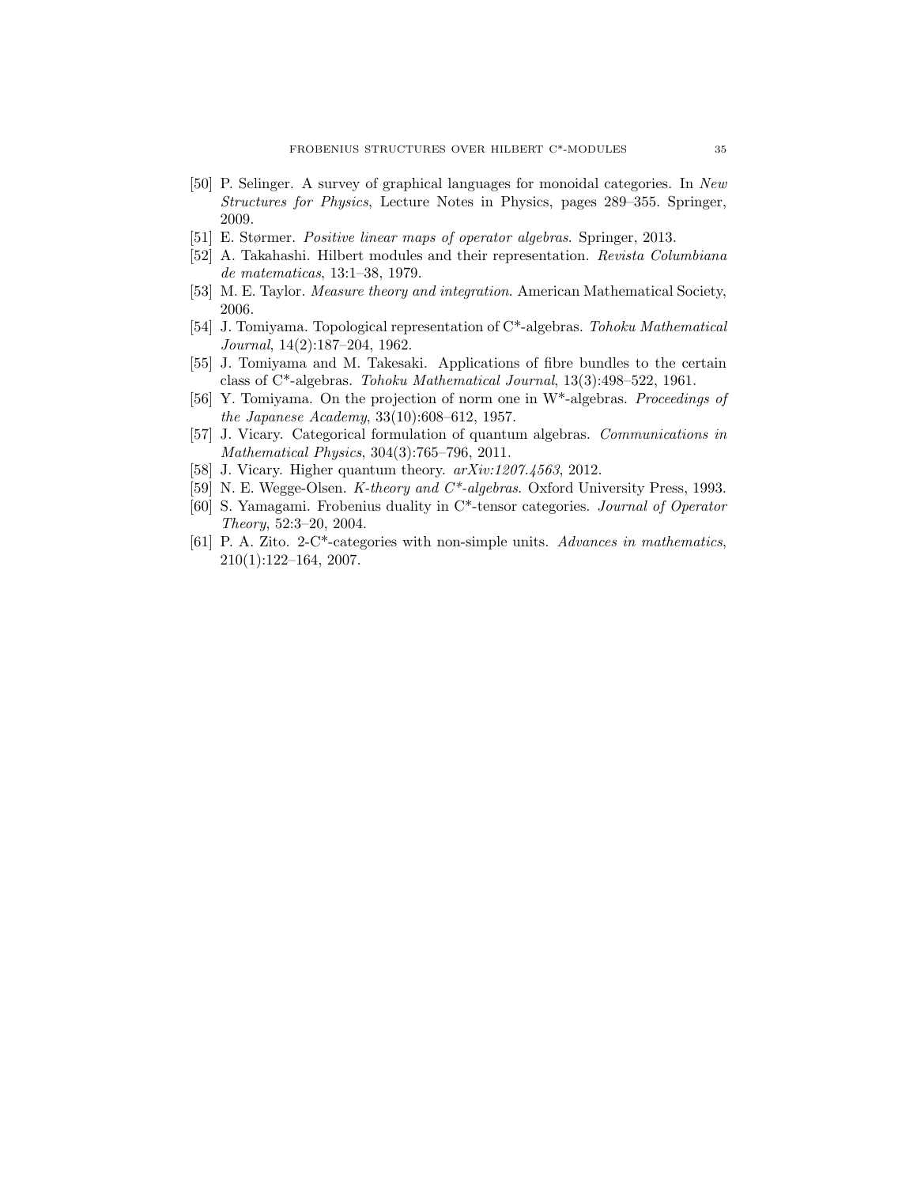[50] P. Selinger. A survey of graphical languages for monoidal categories. In *New Structures for Physics*, Lecture Notes in Physics, pages 289–355. Springer, 2009.

[51] E. Størmer. *Positive linear maps of operator algebras*. Springer, 2013.

[52] A. Takahashi. Hilbert modules and their representation. *Revista Columbiana de matematicas*, 13:1–38, 1979.

[53] M. E. Taylor. *Measure theory and integration*. American Mathematical Society, 2006.

[54] J. Tomiyama. Topological representation of C*-algebras. *Tohoku Mathematical Journal*, 14(2):187–204, 1962.

[55] J. Tomiyama and M. Takesaki. Applications of fibre bundles to the certain class of C*-algebras. *Tohoku Mathematical Journal*, 13(3):498–522, 1961.

[56] Y. Tomiyama. On the projection of norm one in W*-algebras. *Proceedings of the Japanese Academy*, 33(10):608–612, 1957.

[57] J. Vicary. Categorical formulation of quantum algebras. *Communications in Mathematical Physics*, 304(3):765–796, 2011.

[58] J. Vicary. Higher quantum theory. *arXiv:1207.4563*, 2012.

[59] N. E. Wegge-Olsen. *K-theory and C*-algebras*. Oxford University Press, 1993.

[60] S. Yamagami. Frobenius duality in C*-tensor categories. *Journal of Operator Theory*, 52:3–20, 2004.

[61] P. A. Zito. 2-C*-categories with non-simple units. *Advances in mathematics*, 210(1):122–164, 2007.